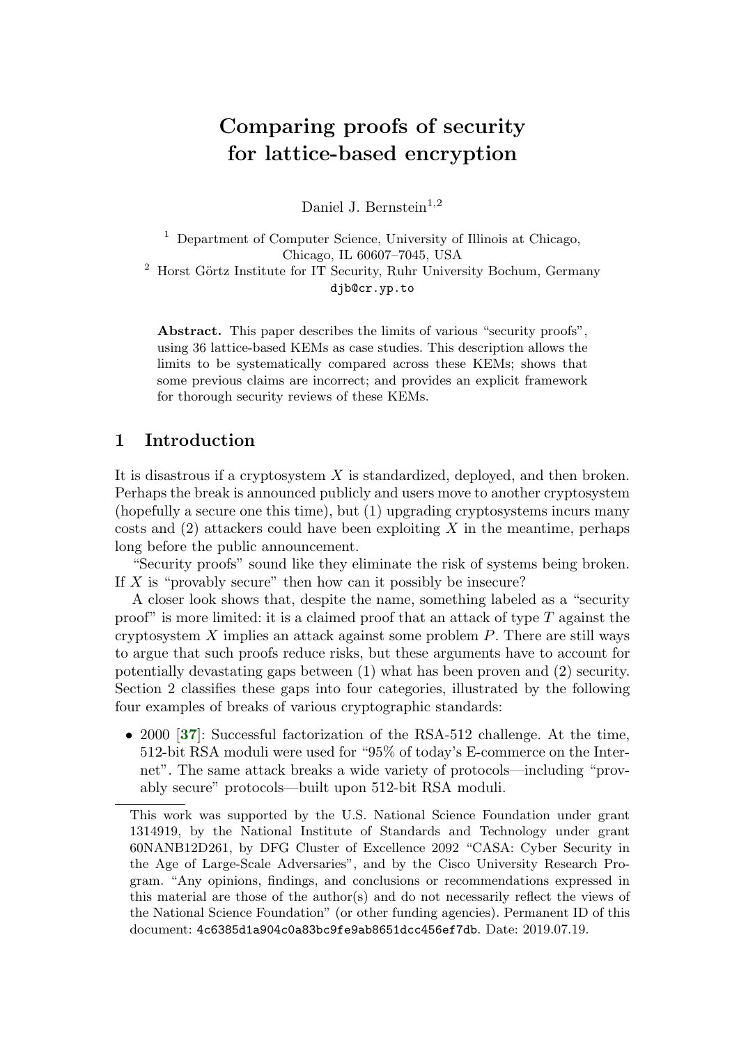# Comparing proofs of security for lattice-based encryption

Daniel J. Bernstein[1,2]

[1] Department of Computer Science, University of Illinois at Chicago, Chicago, IL 60607–7045, USA

[2] Horst Görtz Institute for IT Security, Ruhr University Bochum, Germany

djb@cr.yp.to

**Abstract.** This paper describes the limits of various "security proofs", using 36 lattice-based KEMs as case studies. This description allows the limits to be systematically compared across these KEMs; shows that some previous claims are incorrect; and provides an explicit framework for thorough security reviews of these KEMs.

## 1 Introduction

It is disastrous if a cryptosystem $X$ is standardized, deployed, and then broken. Perhaps the break is announced publicly and users move to another cryptosystem (hopefully a secure one this time), but (1) upgrading cryptosystems incurs many costs and (2) attackers could have been exploiting $X$ in the meantime, perhaps long before the public announcement.

"Security proofs" sound like they eliminate the risk of systems being broken. If $X$ is "provably secure" then how can it possibly be insecure?

A closer look shows that, despite the name, something labeled as a "security proof" is more limited: it is a claimed proof that an attack of type $T$ against the cryptosystem $X$ implies an attack against some problem $P$. There are still ways to argue that such proofs reduce risks, but these arguments have to account for potentially devastating gaps between (1) what has been proven and (2) security. Section 2 classifies these gaps into four categories, illustrated by the following four examples of breaks of various cryptographic standards:

- 2000 [**37**]: Successful factorization of the RSA-512 challenge. At the time, 512-bit RSA moduli were used for "95% of today's E-commerce on the Internet". The same attack breaks a wide variety of protocols—including "provably secure" protocols—built upon 512-bit RSA moduli.

This work was supported by the U.S. National Science Foundation under grant 1314919, by the National Institute of Standards and Technology under grant 60NANB12D261, by DFG Cluster of Excellence 2092 "CASA: Cyber Security in the Age of Large-Scale Adversaries", and by the Cisco University Research Program. "Any opinions, findings, and conclusions or recommendations expressed in this material are those of the author(s) and do not necessarily reflect the views of the National Science Foundation" (or other funding agencies). Permanent ID of this document: `4c6385d1a904c0a83bc9fe9ab8651dcc456ef7db`. Date: 2019.07.19.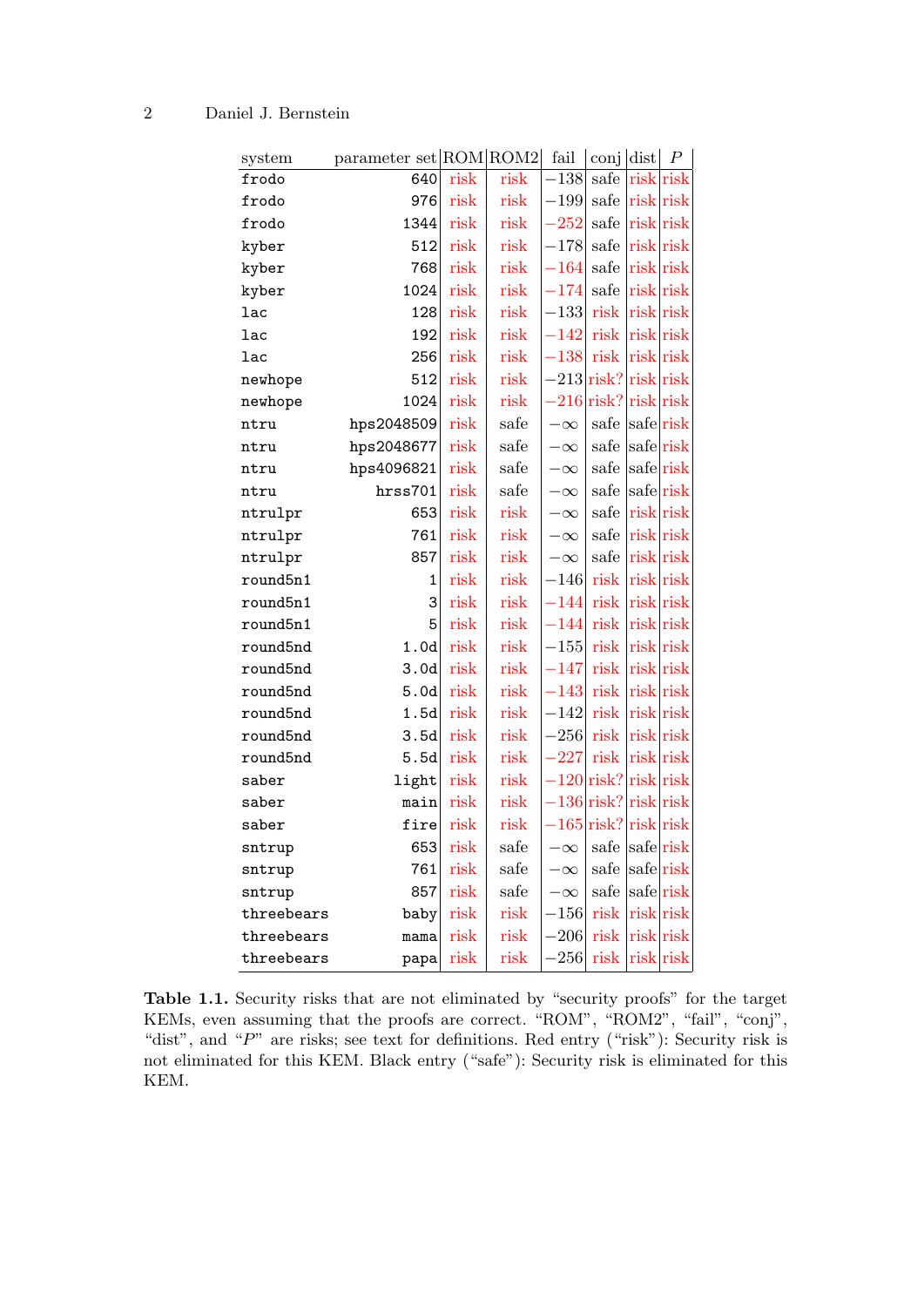| system | parameter set | ROM | ROM2 | fail | conj | dist | $P$ |
|---|---|---|---|---|---|---|---|
| frodo | 640 | risk | risk | $-138$ | safe | risk | risk |
| frodo | 976 | risk | risk | $-199$ | safe | risk | risk |
| frodo | 1344 | risk | risk | $-252$ | safe | risk | risk |
| kyber | 512 | risk | risk | $-178$ | safe | risk | risk |
| kyber | 768 | risk | risk | $-164$ | safe | risk | risk |
| kyber | 1024 | risk | risk | $-174$ | safe | risk | risk |
| lac | 128 | risk | risk | $-133$ | risk | risk | risk |
| lac | 192 | risk | risk | $-142$ | risk | risk | risk |
| lac | 256 | risk | risk | $-138$ | risk | risk | risk |
| newhope | 512 | risk | risk | $-213$ | risk? | risk | risk |
| newhope | 1024 | risk | risk | $-216$ | risk? | risk | risk |
| ntru | hps2048509 | risk | safe | $-\infty$ | safe | safe | risk |
| ntru | hps2048677 | risk | safe | $-\infty$ | safe | safe | risk |
| ntru | hps4096821 | risk | safe | $-\infty$ | safe | safe | risk |
| ntru | hrss701 | risk | safe | $-\infty$ | safe | safe | risk |
| ntrulpr | 653 | risk | risk | $-\infty$ | safe | risk | risk |
| ntrulpr | 761 | risk | risk | $-\infty$ | safe | risk | risk |
| ntrulpr | 857 | risk | risk | $-\infty$ | safe | risk | risk |
| round5n1 | 1 | risk | risk | $-146$ | risk | risk | risk |
| round5n1 | 3 | risk | risk | $-144$ | risk | risk | risk |
| round5n1 | 5 | risk | risk | $-144$ | risk | risk | risk |
| round5nd | 1.0d | risk | risk | $-155$ | risk | risk | risk |
| round5nd | 3.0d | risk | risk | $-147$ | risk | risk | risk |
| round5nd | 5.0d | risk | risk | $-143$ | risk | risk | risk |
| round5nd | 1.5d | risk | risk | $-142$ | risk | risk | risk |
| round5nd | 3.5d | risk | risk | $-256$ | risk | risk | risk |
| round5nd | 5.5d | risk | risk | $-227$ | risk | risk | risk |
| saber | light | risk | risk | $-120$ | risk? | risk | risk |
| saber | main | risk | risk | $-136$ | risk? | risk | risk |
| saber | fire | risk | risk | $-165$ | risk? | risk | risk |
| sntrup | 653 | risk | safe | $-\infty$ | safe | safe | risk |
| sntrup | 761 | risk | safe | $-\infty$ | safe | safe | risk |
| sntrup | 857 | risk | safe | $-\infty$ | safe | safe | risk |
| threebears | baby | risk | risk | $-156$ | risk | risk | risk |
| threebears | mama | risk | risk | $-206$ | risk | risk | risk |
| threebears | papa | risk | risk | $-256$ | risk | risk | risk |

**Table 1.1.** Security risks that are not eliminated by "security proofs" for the target KEMs, even assuming that the proofs are correct. "ROM", "ROM2", "fail", "conj", "dist", and "$P$" are risks; see text for definitions. Red entry ("risk"): Security risk is not eliminated for this KEM. Black entry ("safe"): Security risk is eliminated for this KEM.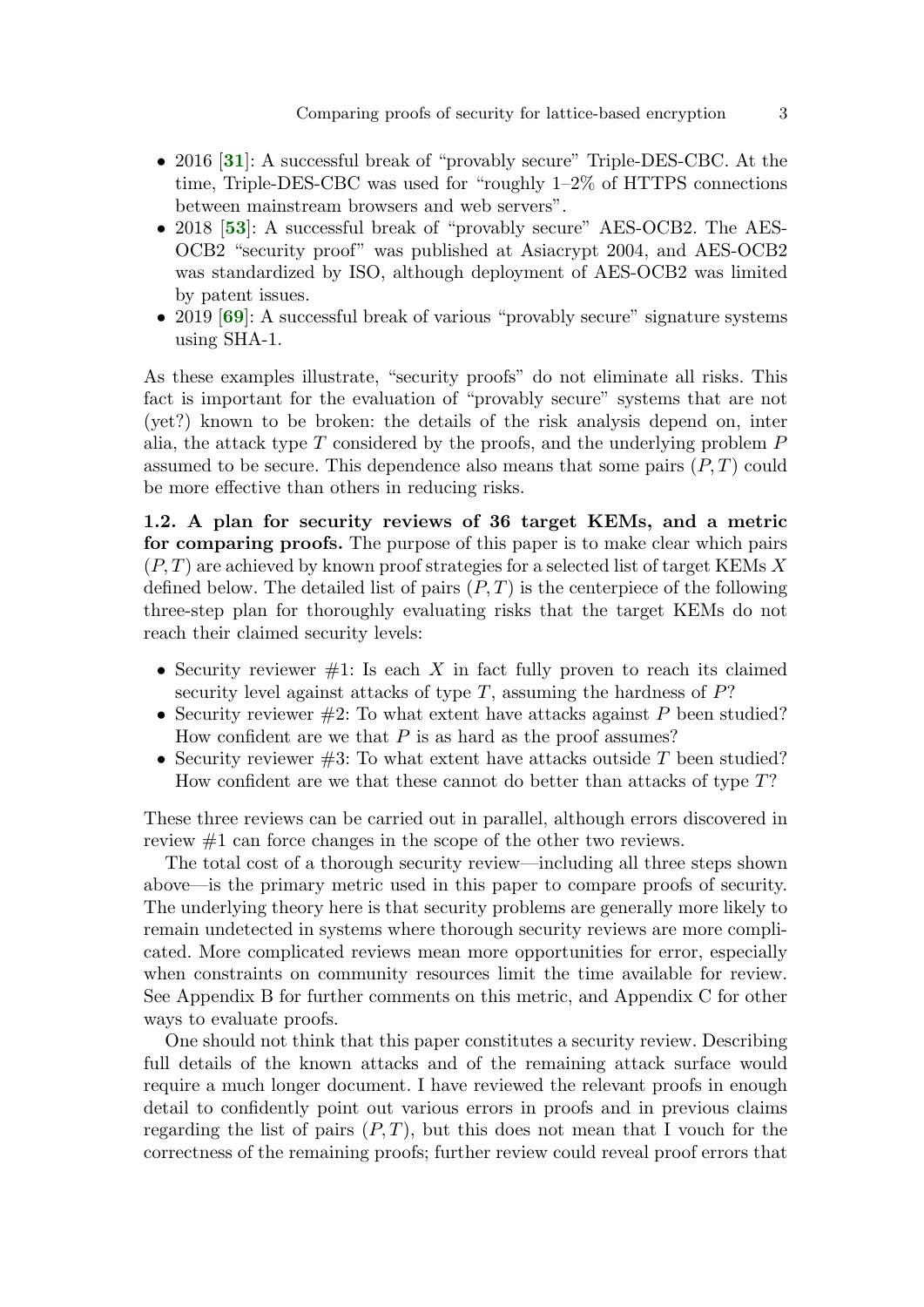- 2016 [**31**]: A successful break of "provably secure" Triple-DES-CBC. At the time, Triple-DES-CBC was used for "roughly 1–2% of HTTPS connections between mainstream browsers and web servers".
- 2018 [**53**]: A successful break of "provably secure" AES-OCB2. The AES-OCB2 "security proof" was published at Asiacrypt 2004, and AES-OCB2 was standardized by ISO, although deployment of AES-OCB2 was limited by patent issues.
- 2019 [**69**]: A successful break of various "provably secure" signature systems using SHA-1.

As these examples illustrate, "security proofs" do not eliminate all risks. This fact is important for the evaluation of "provably secure" systems that are not (yet?) known to be broken: the details of the risk analysis depend on, inter alia, the attack type $T$ considered by the proofs, and the underlying problem $P$ assumed to be secure. This dependence also means that some pairs $(P, T)$ could be more effective than others in reducing risks.

**1.2. A plan for security reviews of 36 target KEMs, and a metric for comparing proofs.** The purpose of this paper is to make clear which pairs $(P, T)$ are achieved by known proof strategies for a selected list of target KEMs $X$ defined below. The detailed list of pairs $(P, T)$ is the centerpiece of the following three-step plan for thoroughly evaluating risks that the target KEMs do not reach their claimed security levels:

- Security reviewer #1: Is each $X$ in fact fully proven to reach its claimed security level against attacks of type $T$, assuming the hardness of $P$?
- Security reviewer #2: To what extent have attacks against $P$ been studied? How confident are we that $P$ is as hard as the proof assumes?
- Security reviewer #3: To what extent have attacks outside $T$ been studied? How confident are we that these cannot do better than attacks of type $T$?

These three reviews can be carried out in parallel, although errors discovered in review #1 can force changes in the scope of the other two reviews.

The total cost of a thorough security review—including all three steps shown above—is the primary metric used in this paper to compare proofs of security. The underlying theory here is that security problems are generally more likely to remain undetected in systems where thorough security reviews are more complicated. More complicated reviews mean more opportunities for error, especially when constraints on community resources limit the time available for review. See Appendix B for further comments on this metric, and Appendix C for other ways to evaluate proofs.

One should not think that this paper constitutes a security review. Describing full details of the known attacks and of the remaining attack surface would require a much longer document. I have reviewed the relevant proofs in enough detail to confidently point out various errors in proofs and in previous claims regarding the list of pairs $(P, T)$, but this does not mean that I vouch for the correctness of the remaining proofs; further review could reveal proof errors that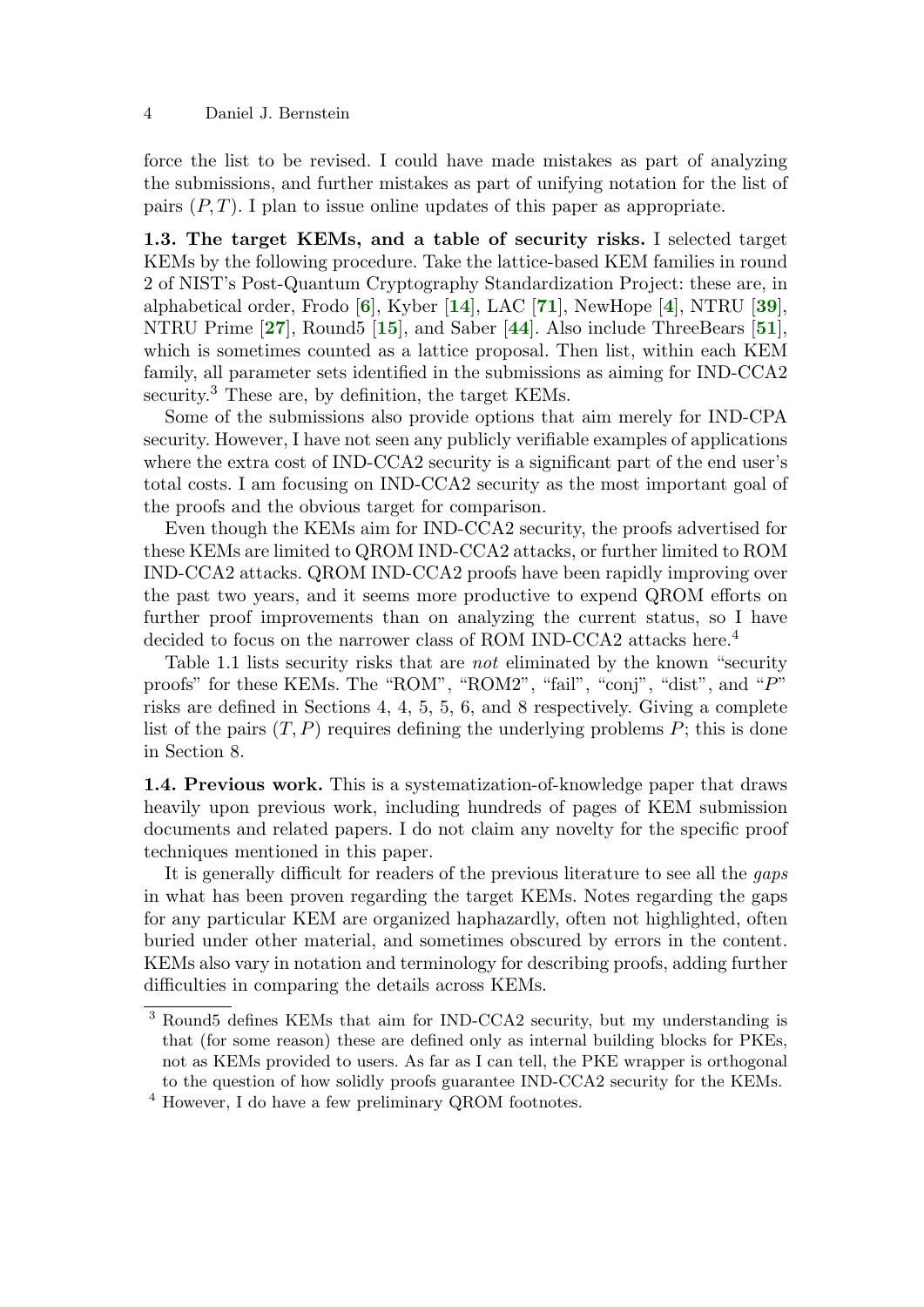force the list to be revised. I could have made mistakes as part of analyzing the submissions, and further mistakes as part of unifying notation for the list of pairs $(P, T)$. I plan to issue online updates of this paper as appropriate.

**1.3. The target KEMs, and a table of security risks.** I selected target KEMs by the following procedure. Take the lattice-based KEM families in round 2 of NIST's Post-Quantum Cryptography Standardization Project: these are, in alphabetical order, Frodo [6], Kyber [14], LAC [71], NewHope [4], NTRU [39], NTRU Prime [27], Round5 [15], and Saber [44]. Also include ThreeBears [51], which is sometimes counted as a lattice proposal. Then list, within each KEM family, all parameter sets identified in the submissions as aiming for IND-CCA2 security.[3] These are, by definition, the target KEMs.

Some of the submissions also provide options that aim merely for IND-CPA security. However, I have not seen any publicly verifiable examples of applications where the extra cost of IND-CCA2 security is a significant part of the end user's total costs. I am focusing on IND-CCA2 security as the most important goal of the proofs and the obvious target for comparison.

Even though the KEMs aim for IND-CCA2 security, the proofs advertised for these KEMs are limited to QROM IND-CCA2 attacks, or further limited to ROM IND-CCA2 attacks. QROM IND-CCA2 proofs have been rapidly improving over the past two years, and it seems more productive to expend QROM efforts on further proof improvements than on analyzing the current status, so I have decided to focus on the narrower class of ROM IND-CCA2 attacks here.[4]

Table 1.1 lists security risks that are *not* eliminated by the known "security proofs" for these KEMs. The "ROM", "ROM2", "fail", "conj", "dist", and "$P$" risks are defined in Sections 4, 4, 5, 5, 6, and 8 respectively. Giving a complete list of the pairs $(T, P)$ requires defining the underlying problems $P$; this is done in Section 8.

**1.4. Previous work.** This is a systematization-of-knowledge paper that draws heavily upon previous work, including hundreds of pages of KEM submission documents and related papers. I do not claim any novelty for the specific proof techniques mentioned in this paper.

It is generally difficult for readers of the previous literature to see all the *gaps* in what has been proven regarding the target KEMs. Notes regarding the gaps for any particular KEM are organized haphazardly, often not highlighted, often buried under other material, and sometimes obscured by errors in the content. KEMs also vary in notation and terminology for describing proofs, adding further difficulties in comparing the details across KEMs.

---

[3] Round5 defines KEMs that aim for IND-CCA2 security, but my understanding is that (for some reason) these are defined only as internal building blocks for PKEs, not as KEMs provided to users. As far as I can tell, the PKE wrapper is orthogonal to the question of how solidly proofs guarantee IND-CCA2 security for the KEMs.

[4] However, I do have a few preliminary QROM footnotes.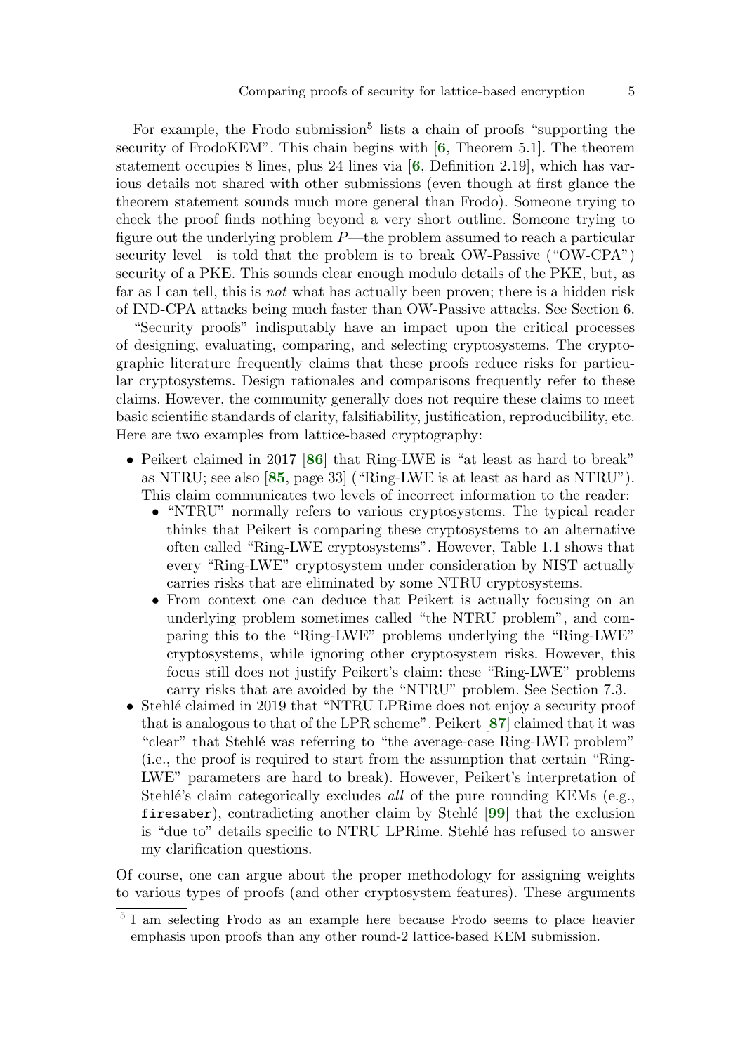For example, the Frodo submission[5] lists a chain of proofs "supporting the security of FrodoKEM". This chain begins with [**6**, Theorem 5.1]. The theorem statement occupies 8 lines, plus 24 lines via [**6**, Definition 2.19], which has various details not shared with other submissions (even though at first glance the theorem statement sounds much more general than Frodo). Someone trying to check the proof finds nothing beyond a very short outline. Someone trying to figure out the underlying problem $P$—the problem assumed to reach a particular security level—is told that the problem is to break OW-Passive ("OW-CPA") security of a PKE. This sounds clear enough modulo details of the PKE, but, as far as I can tell, this is *not* what has actually been proven; there is a hidden risk of IND-CPA attacks being much faster than OW-Passive attacks. See Section 6.

"Security proofs" indisputably have an impact upon the critical processes of designing, evaluating, comparing, and selecting cryptosystems. The cryptographic literature frequently claims that these proofs reduce risks for particular cryptosystems. Design rationales and comparisons frequently refer to these claims. However, the community generally does not require these claims to meet basic scientific standards of clarity, falsifiability, justification, reproducibility, etc. Here are two examples from lattice-based cryptography:

- Peikert claimed in 2017 [**86**] that Ring-LWE is "at least as hard to break" as NTRU; see also [**85**, page 33] ("Ring-LWE is at least as hard as NTRU"). This claim communicates two levels of incorrect information to the reader:
  - "NTRU" normally refers to various cryptosystems. The typical reader thinks that Peikert is comparing these cryptosystems to an alternative often called "Ring-LWE cryptosystems". However, Table 1.1 shows that every "Ring-LWE" cryptosystem under consideration by NIST actually carries risks that are eliminated by some NTRU cryptosystems.
  - From context one can deduce that Peikert is actually focusing on an underlying problem sometimes called "the NTRU problem", and comparing this to the "Ring-LWE" problems underlying the "Ring-LWE" cryptosystems, while ignoring other cryptosystem risks. However, this focus still does not justify Peikert's claim: these "Ring-LWE" problems carry risks that are avoided by the "NTRU" problem. See Section 7.3.
- Stehlé claimed in 2019 that "NTRU LPRime does not enjoy a security proof that is analogous to that of the LPR scheme". Peikert [**87**] claimed that it was "clear" that Stehlé was referring to "the average-case Ring-LWE problem" (i.e., the proof is required to start from the assumption that certain "Ring-LWE" parameters are hard to break). However, Peikert's interpretation of Stehlé's claim categorically excludes *all* of the pure rounding KEMs (e.g., `firesaber`), contradicting another claim by Stehlé [**99**] that the exclusion is "due to" details specific to NTRU LPRime. Stehlé has refused to answer my clarification questions.

Of course, one can argue about the proper methodology for assigning weights to various types of proofs (and other cryptosystem features). These arguments

[5] I am selecting Frodo as an example here because Frodo seems to place heavier emphasis upon proofs than any other round-2 lattice-based KEM submission.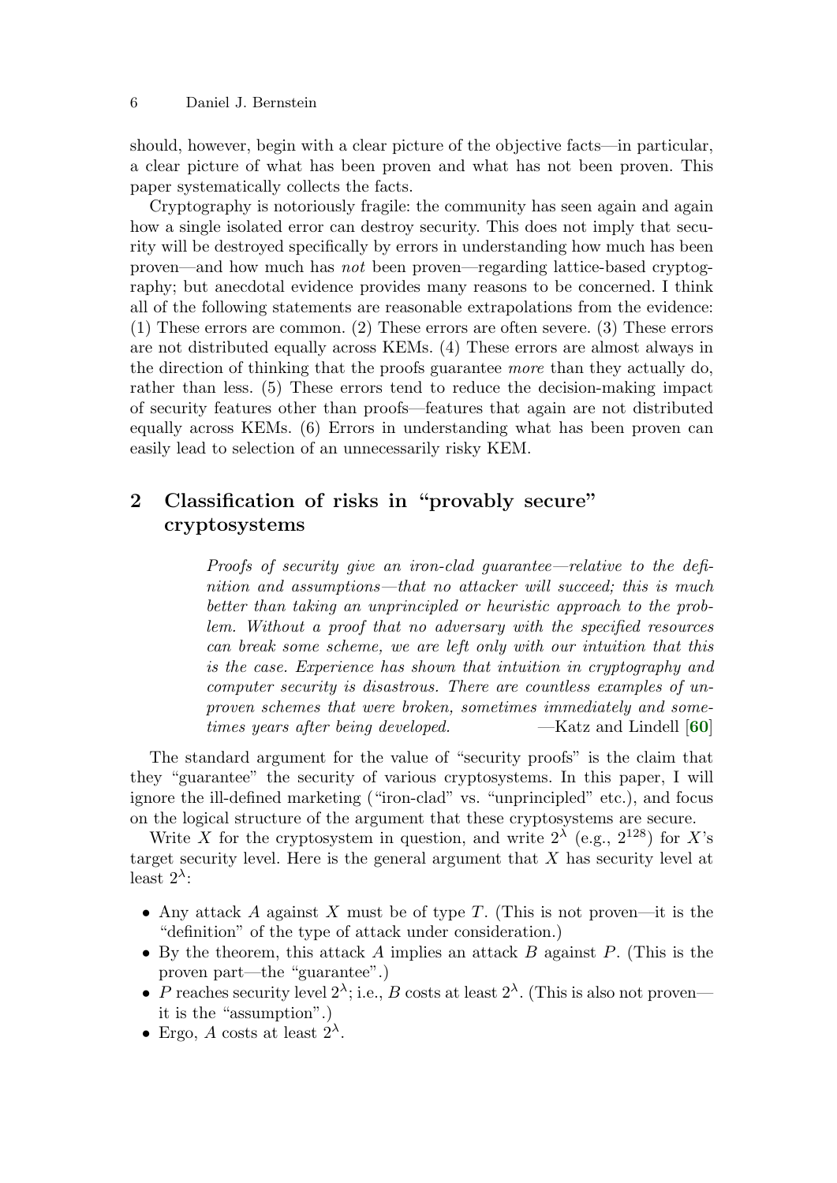should, however, begin with a clear picture of the objective facts—in particular, a clear picture of what has been proven and what has not been proven. This paper systematically collects the facts.

Cryptography is notoriously fragile: the community has seen again and again how a single isolated error can destroy security. This does not imply that security will be destroyed specifically by errors in understanding how much has been proven—and how much has *not* been proven—regarding lattice-based cryptography; but anecdotal evidence provides many reasons to be concerned. I think all of the following statements are reasonable extrapolations from the evidence: (1) These errors are common. (2) These errors are often severe. (3) These errors are not distributed equally across KEMs. (4) These errors are almost always in the direction of thinking that the proofs guarantee *more* than they actually do, rather than less. (5) These errors tend to reduce the decision-making impact of security features other than proofs—features that again are not distributed equally across KEMs. (6) Errors in understanding what has been proven can easily lead to selection of an unnecessarily risky KEM.

## 2 Classification of risks in "provably secure" cryptosystems

> *Proofs of security give an iron-clad guarantee—relative to the definition and assumptions—that no attacker will succeed; this is much better than taking an unprincipled or heuristic approach to the problem. Without a proof that no adversary with the specified resources can break some scheme, we are left only with our intuition that this is the case. Experience has shown that intuition in cryptography and computer security is disastrous. There are countless examples of unproven schemes that were broken, sometimes immediately and sometimes years after being developed.* —Katz and Lindell [60]

The standard argument for the value of "security proofs" is the claim that they "guarantee" the security of various cryptosystems. In this paper, I will ignore the ill-defined marketing ("iron-clad" vs. "unprincipled" etc.), and focus on the logical structure of the argument that these cryptosystems are secure.

Write $X$ for the cryptosystem in question, and write $2^{\lambda}$ (e.g., $2^{128}$) for $X$'s target security level. Here is the general argument that $X$ has security level at least $2^{\lambda}$:

- Any attack $A$ against $X$ must be of type $T$. (This is not proven—it is the "definition" of the type of attack under consideration.)
- By the theorem, this attack $A$ implies an attack $B$ against $P$. (This is the proven part—the "guarantee".)
- $P$ reaches security level $2^{\lambda}$; i.e., $B$ costs at least $2^{\lambda}$. (This is also not proven—it is the "assumption".)
- Ergo, $A$ costs at least $2^{\lambda}$.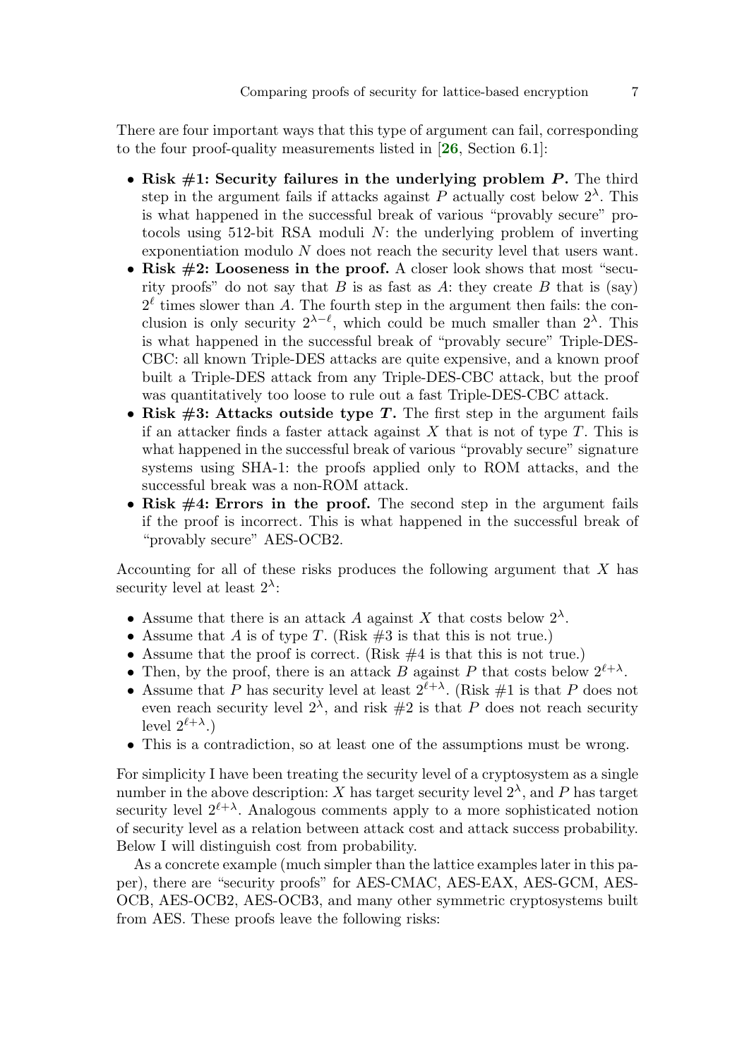There are four important ways that this type of argument can fail, corresponding to the four proof-quality measurements listed in [**26**, Section 6.1]:

- **Risk #1: Security failures in the underlying problem $P$.** The third step in the argument fails if attacks against $P$ actually cost below $2^\lambda$. This is what happened in the successful break of various "provably secure" protocols using 512-bit RSA moduli $N$: the underlying problem of inverting exponentiation modulo $N$ does not reach the security level that users want.
- **Risk #2: Looseness in the proof.** A closer look shows that most "security proofs" do not say that $B$ is as fast as $A$: they create $B$ that is (say) $2^\ell$ times slower than $A$. The fourth step in the argument then fails: the conclusion is only security $2^{\lambda-\ell}$, which could be much smaller than $2^\lambda$. This is what happened in the successful break of "provably secure" Triple-DES-CBC: all known Triple-DES attacks are quite expensive, and a known proof built a Triple-DES attack from any Triple-DES-CBC attack, but the proof was quantitatively too loose to rule out a fast Triple-DES-CBC attack.
- **Risk #3: Attacks outside type $T$.** The first step in the argument fails if an attacker finds a faster attack against $X$ that is not of type $T$. This is what happened in the successful break of various "provably secure" signature systems using SHA-1: the proofs applied only to ROM attacks, and the successful break was a non-ROM attack.
- **Risk #4: Errors in the proof.** The second step in the argument fails if the proof is incorrect. This is what happened in the successful break of "provably secure" AES-OCB2.

Accounting for all of these risks produces the following argument that $X$ has security level at least $2^\lambda$:

- Assume that there is an attack $A$ against $X$ that costs below $2^\lambda$.
- Assume that $A$ is of type $T$. (Risk #3 is that this is not true.)
- Assume that the proof is correct. (Risk #4 is that this is not true.)
- Then, by the proof, there is an attack $B$ against $P$ that costs below $2^{\ell+\lambda}$.
- Assume that $P$ has security level at least $2^{\ell+\lambda}$. (Risk #1 is that $P$ does not even reach security level $2^\lambda$, and risk #2 is that $P$ does not reach security level $2^{\ell+\lambda}$.)
- This is a contradiction, so at least one of the assumptions must be wrong.

For simplicity I have been treating the security level of a cryptosystem as a single number in the above description: $X$ has target security level $2^\lambda$, and $P$ has target security level $2^{\ell+\lambda}$. Analogous comments apply to a more sophisticated notion of security level as a relation between attack cost and attack success probability. Below I will distinguish cost from probability.

As a concrete example (much simpler than the lattice examples later in this paper), there are "security proofs" for AES-CMAC, AES-EAX, AES-GCM, AES-OCB, AES-OCB2, AES-OCB3, and many other symmetric cryptosystems built from AES. These proofs leave the following risks: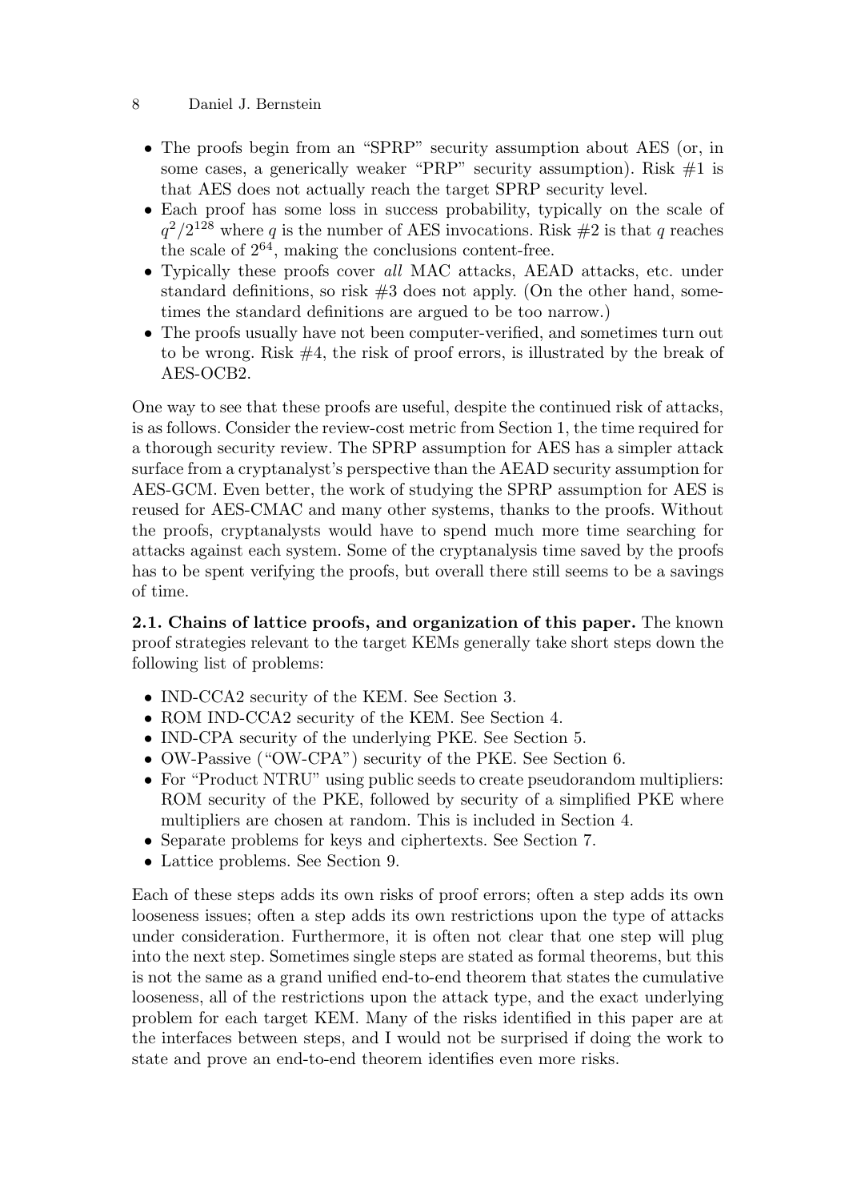- The proofs begin from an "SPRP" security assumption about AES (or, in some cases, a generically weaker "PRP" security assumption). Risk #1 is that AES does not actually reach the target SPRP security level.
- Each proof has some loss in success probability, typically on the scale of $q^2/2^{128}$ where $q$ is the number of AES invocations. Risk #2 is that $q$ reaches the scale of $2^{64}$, making the conclusions content-free.
- Typically these proofs cover *all* MAC attacks, AEAD attacks, etc. under standard definitions, so risk #3 does not apply. (On the other hand, sometimes the standard definitions are argued to be too narrow.)
- The proofs usually have not been computer-verified, and sometimes turn out to be wrong. Risk #4, the risk of proof errors, is illustrated by the break of AES-OCB2.

One way to see that these proofs are useful, despite the continued risk of attacks, is as follows. Consider the review-cost metric from Section 1, the time required for a thorough security review. The SPRP assumption for AES has a simpler attack surface from a cryptanalyst's perspective than the AEAD security assumption for AES-GCM. Even better, the work of studying the SPRP assumption for AES is reused for AES-CMAC and many other systems, thanks to the proofs. Without the proofs, cryptanalysts would have to spend much more time searching for attacks against each system. Some of the cryptanalysis time saved by the proofs has to be spent verifying the proofs, but overall there still seems to be a savings of time.

**2.1. Chains of lattice proofs, and organization of this paper.** The known proof strategies relevant to the target KEMs generally take short steps down the following list of problems:

- IND-CCA2 security of the KEM. See Section 3.
- ROM IND-CCA2 security of the KEM. See Section 4.
- IND-CPA security of the underlying PKE. See Section 5.
- OW-Passive ("OW-CPA") security of the PKE. See Section 6.
- For "Product NTRU" using public seeds to create pseudorandom multipliers: ROM security of the PKE, followed by security of a simplified PKE where multipliers are chosen at random. This is included in Section 4.
- Separate problems for keys and ciphertexts. See Section 7.
- Lattice problems. See Section 9.

Each of these steps adds its own risks of proof errors; often a step adds its own looseness issues; often a step adds its own restrictions upon the type of attacks under consideration. Furthermore, it is often not clear that one step will plug into the next step. Sometimes single steps are stated as formal theorems, but this is not the same as a grand unified end-to-end theorem that states the cumulative looseness, all of the restrictions upon the attack type, and the exact underlying problem for each target KEM. Many of the risks identified in this paper are at the interfaces between steps, and I would not be surprised if doing the work to state and prove an end-to-end theorem identifies even more risks.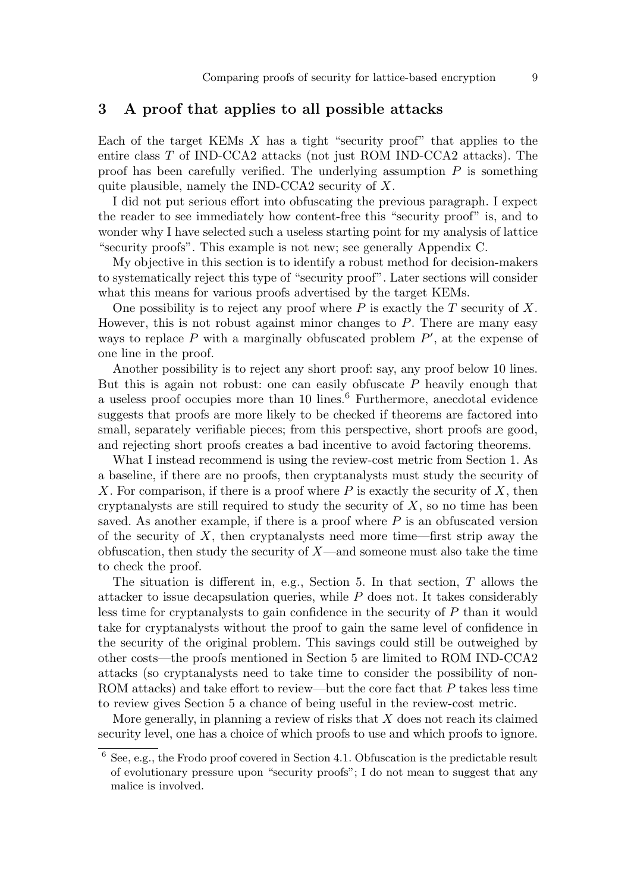## 3 A proof that applies to all possible attacks

Each of the target KEMs $X$ has a tight "security proof" that applies to the entire class $T$ of IND-CCA2 attacks (not just ROM IND-CCA2 attacks). The proof has been carefully verified. The underlying assumption $P$ is something quite plausible, namely the IND-CCA2 security of $X$.

I did not put serious effort into obfuscating the previous paragraph. I expect the reader to see immediately how content-free this "security proof" is, and to wonder why I have selected such a useless starting point for my analysis of lattice "security proofs". This example is not new; see generally Appendix C.

My objective in this section is to identify a robust method for decision-makers to systematically reject this type of "security proof". Later sections will consider what this means for various proofs advertised by the target KEMs.

One possibility is to reject any proof where $P$ is exactly the $T$ security of $X$. However, this is not robust against minor changes to $P$. There are many easy ways to replace $P$ with a marginally obfuscated problem $P'$, at the expense of one line in the proof.

Another possibility is to reject any short proof: say, any proof below 10 lines. But this is again not robust: one can easily obfuscate $P$ heavily enough that a useless proof occupies more than 10 lines.[6] Furthermore, anecdotal evidence suggests that proofs are more likely to be checked if theorems are factored into small, separately verifiable pieces; from this perspective, short proofs are good, and rejecting short proofs creates a bad incentive to avoid factoring theorems.

What I instead recommend is using the review-cost metric from Section 1. As a baseline, if there are no proofs, then cryptanalysts must study the security of $X$. For comparison, if there is a proof where $P$ is exactly the security of $X$, then cryptanalysts are still required to study the security of $X$, so no time has been saved. As another example, if there is a proof where $P$ is an obfuscated version of the security of $X$, then cryptanalysts need more time—first strip away the obfuscation, then study the security of $X$—and someone must also take the time to check the proof.

The situation is different in, e.g., Section 5. In that section, $T$ allows the attacker to issue decapsulation queries, while $P$ does not. It takes considerably less time for cryptanalysts to gain confidence in the security of $P$ than it would take for cryptanalysts without the proof to gain the same level of confidence in the security of the original problem. This savings could still be outweighed by other costs—the proofs mentioned in Section 5 are limited to ROM IND-CCA2 attacks (so cryptanalysts need to take time to consider the possibility of non-ROM attacks) and take effort to review—but the core fact that $P$ takes less time to review gives Section 5 a chance of being useful in the review-cost metric.

More generally, in planning a review of risks that $X$ does not reach its claimed security level, one has a choice of which proofs to use and which proofs to ignore.

[6] See, e.g., the Frodo proof covered in Section 4.1. Obfuscation is the predictable result of evolutionary pressure upon "security proofs"; I do not mean to suggest that any malice is involved.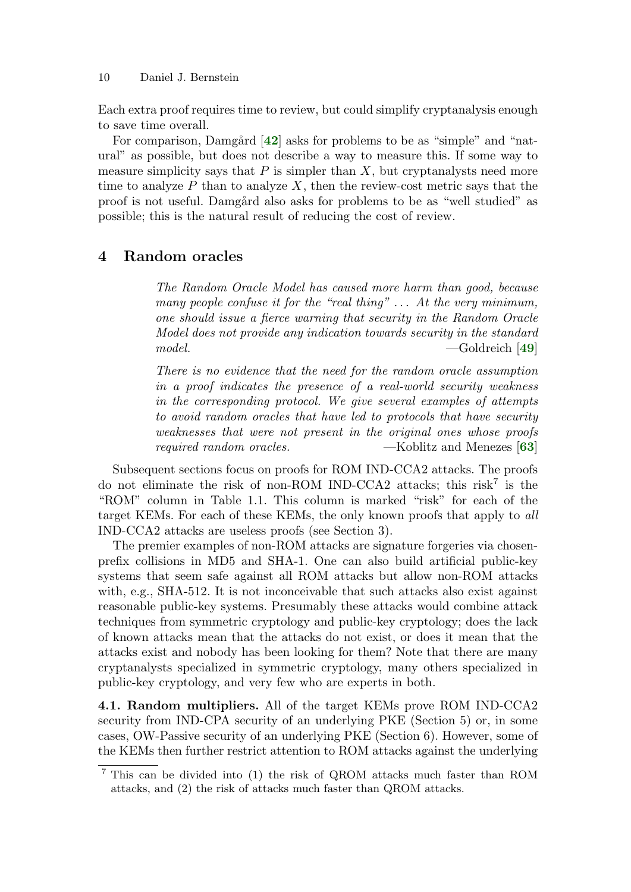Each extra proof requires time to review, but could simplify cryptanalysis enough to save time overall.

For comparison, Damgård [42] asks for problems to be as "simple" and "natural" as possible, but does not describe a way to measure this. If some way to measure simplicity says that $P$ is simpler than $X$, but cryptanalysts need more time to analyze $P$ than to analyze $X$, then the review-cost metric says that the proof is not useful. Damgård also asks for problems to be as "well studied" as possible; this is the natural result of reducing the cost of review.

## 4 Random oracles

> *The Random Oracle Model has caused more harm than good, because many people confuse it for the "real thing" ... At the very minimum, one should issue a fierce warning that security in the Random Oracle Model does not provide any indication towards security in the standard model.* —Goldreich [49]

> *There is no evidence that the need for the random oracle assumption in a proof indicates the presence of a real-world security weakness in the corresponding protocol. We give several examples of attempts to avoid random oracles that have led to protocols that have security weaknesses that were not present in the original ones whose proofs required random oracles.* —Koblitz and Menezes [63]

Subsequent sections focus on proofs for ROM IND-CCA2 attacks. The proofs do not eliminate the risk of non-ROM IND-CCA2 attacks; this risk[7] is the "ROM" column in Table 1.1. This column is marked "risk" for each of the target KEMs. For each of these KEMs, the only known proofs that apply to *all* IND-CCA2 attacks are useless proofs (see Section 3).

The premier examples of non-ROM attacks are signature forgeries via chosen-prefix collisions in MD5 and SHA-1. One can also build artificial public-key systems that seem safe against all ROM attacks but allow non-ROM attacks with, e.g., SHA-512. It is not inconceivable that such attacks also exist against reasonable public-key systems. Presumably these attacks would combine attack techniques from symmetric cryptology and public-key cryptology; does the lack of known attacks mean that the attacks do not exist, or does it mean that the attacks exist and nobody has been looking for them? Note that there are many cryptanalysts specialized in symmetric cryptology, many others specialized in public-key cryptology, and very few who are experts in both.

**4.1. Random multipliers.** All of the target KEMs prove ROM IND-CCA2 security from IND-CPA security of an underlying PKE (Section 5) or, in some cases, OW-Passive security of an underlying PKE (Section 6). However, some of the KEMs then further restrict attention to ROM attacks against the underlying

[7] This can be divided into (1) the risk of QROM attacks much faster than ROM attacks, and (2) the risk of attacks much faster than QROM attacks.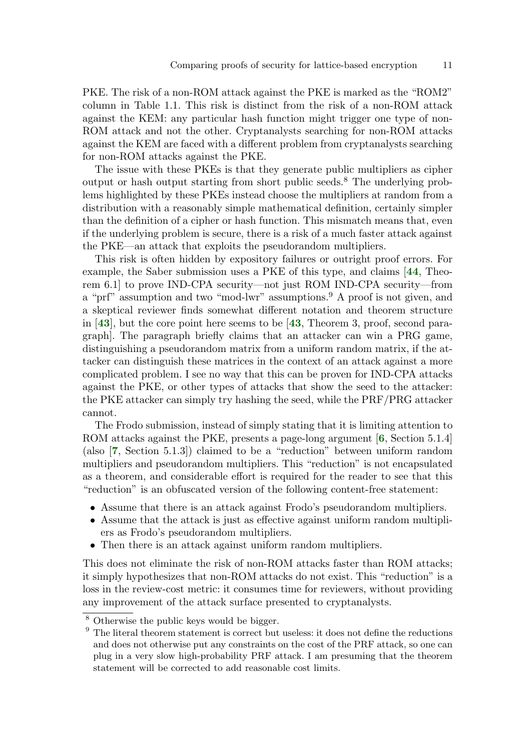PKE. The risk of a non-ROM attack against the PKE is marked as the "ROM2" column in Table 1.1. This risk is distinct from the risk of a non-ROM attack against the KEM: any particular hash function might trigger one type of non-ROM attack and not the other. Cryptanalysts searching for non-ROM attacks against the KEM are faced with a different problem from cryptanalysts searching for non-ROM attacks against the PKE.

The issue with these PKEs is that they generate public multipliers as cipher output or hash output starting from short public seeds.[8] The underlying problems highlighted by these PKEs instead choose the multipliers at random from a distribution with a reasonably simple mathematical definition, certainly simpler than the definition of a cipher or hash function. This mismatch means that, even if the underlying problem is secure, there is a risk of a much faster attack against the PKE—an attack that exploits the pseudorandom multipliers.

This risk is often hidden by expository failures or outright proof errors. For example, the Saber submission uses a PKE of this type, and claims [**44**, Theorem 6.1] to prove IND-CPA security—not just ROM IND-CPA security—from a "prf" assumption and two "mod-lwr" assumptions.[9] A proof is not given, and a skeptical reviewer finds somewhat different notation and theorem structure in [**43**], but the core point here seems to be [**43**, Theorem 3, proof, second paragraph]. The paragraph briefly claims that an attacker can win a PRG game, distinguishing a pseudorandom matrix from a uniform random matrix, if the attacker can distinguish these matrices in the context of an attack against a more complicated problem. I see no way that this can be proven for IND-CPA attacks against the PKE, or other types of attacks that show the seed to the attacker: the PKE attacker can simply try hashing the seed, while the PRF/PRG attacker cannot.

The Frodo submission, instead of simply stating that it is limiting attention to ROM attacks against the PKE, presents a page-long argument [**6**, Section 5.1.4] (also [**7**, Section 5.1.3]) claimed to be a "reduction" between uniform random multipliers and pseudorandom multipliers. This "reduction" is not encapsulated as a theorem, and considerable effort is required for the reader to see that this "reduction" is an obfuscated version of the following content-free statement:

- Assume that there is an attack against Frodo's pseudorandom multipliers.
- Assume that the attack is just as effective against uniform random multipliers as Frodo's pseudorandom multipliers.
- Then there is an attack against uniform random multipliers.

This does not eliminate the risk of non-ROM attacks faster than ROM attacks; it simply hypothesizes that non-ROM attacks do not exist. This "reduction" is a loss in the review-cost metric: it consumes time for reviewers, without providing any improvement of the attack surface presented to cryptanalysts.

---

[8] Otherwise the public keys would be bigger.

[9] The literal theorem statement is correct but useless: it does not define the reductions and does not otherwise put any constraints on the cost of the PRF attack, so one can plug in a very slow high-probability PRF attack. I am presuming that the theorem statement will be corrected to add reasonable cost limits.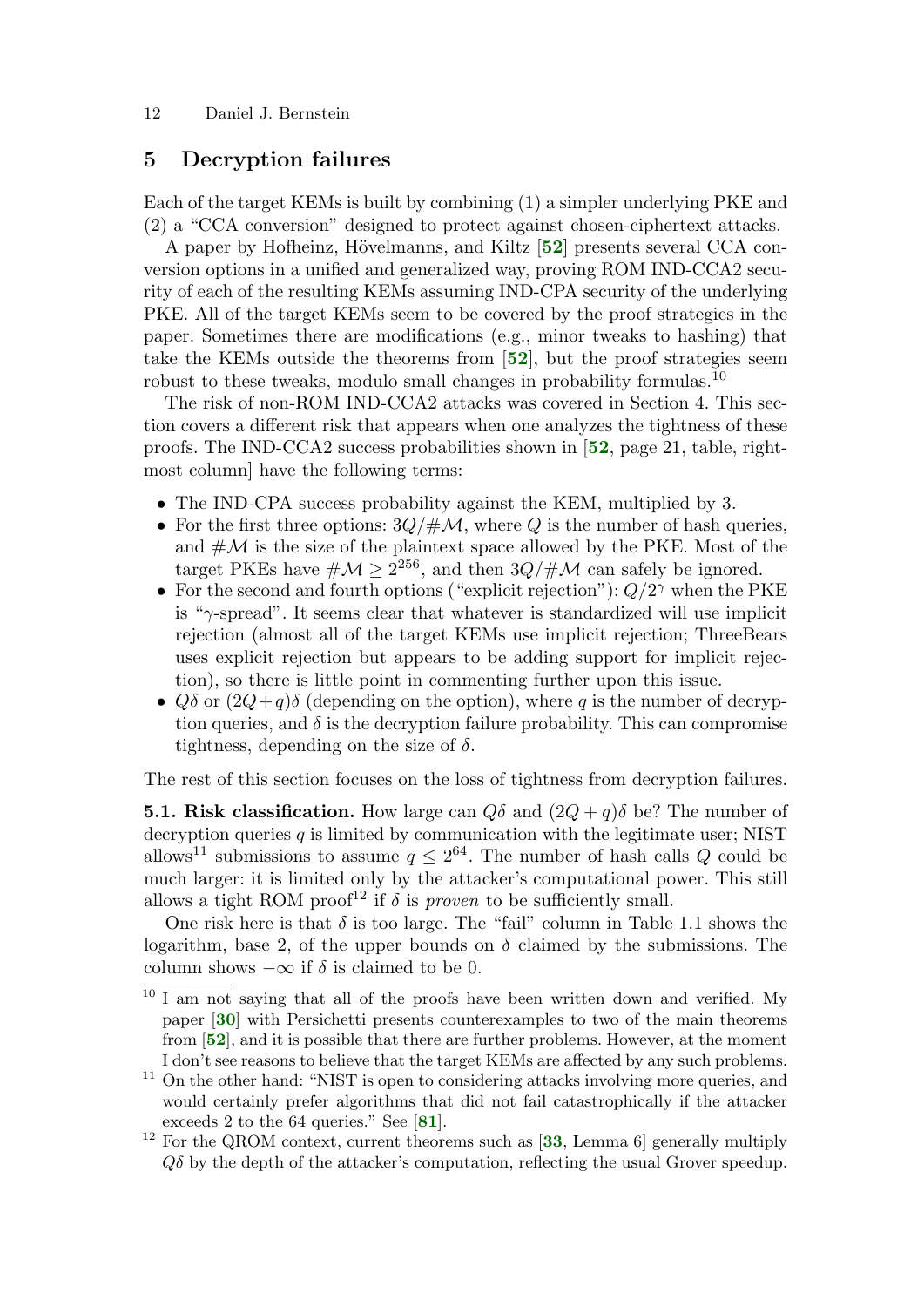## 5 Decryption failures

Each of the target KEMs is built by combining (1) a simpler underlying PKE and (2) a "CCA conversion" designed to protect against chosen-ciphertext attacks.

A paper by Hofheinz, Hövelmanns, and Kiltz [**52**] presents several CCA conversion options in a unified and generalized way, proving ROM IND-CCA2 security of each of the resulting KEMs assuming IND-CPA security of the underlying PKE. All of the target KEMs seem to be covered by the proof strategies in the paper. Sometimes there are modifications (e.g., minor tweaks to hashing) that take the KEMs outside the theorems from [**52**], but the proof strategies seem robust to these tweaks, modulo small changes in probability formulas.[10]

The risk of non-ROM IND-CCA2 attacks was covered in Section 4. This section covers a different risk that appears when one analyzes the tightness of these proofs. The IND-CCA2 success probabilities shown in [**52**, page 21, table, rightmost column] have the following terms:

- The IND-CPA success probability against the KEM, multiplied by 3.
- For the first three options: $3Q/\#\mathcal{M}$, where $Q$ is the number of hash queries, and $\#\mathcal{M}$ is the size of the plaintext space allowed by the PKE. Most of the target PKEs have $\#\mathcal{M} \geq 2^{256}$, and then $3Q/\#\mathcal{M}$ can safely be ignored.
- For the second and fourth options ("explicit rejection"): $Q/2^{\gamma}$ when the PKE is "$\gamma$-spread". It seems clear that whatever is standardized will use implicit rejection (almost all of the target KEMs use implicit rejection; ThreeBears uses explicit rejection but appears to be adding support for implicit rejection), so there is little point in commenting further upon this issue.
- $Q\delta$ or $(2Q+q)\delta$ (depending on the option), where $q$ is the number of decryption queries, and $\delta$ is the decryption failure probability. This can compromise tightness, depending on the size of $\delta$.

The rest of this section focuses on the loss of tightness from decryption failures.

**5.1. Risk classification.** How large can $Q\delta$ and $(2Q+q)\delta$ be? The number of decryption queries $q$ is limited by communication with the legitimate user; NIST allows[11] submissions to assume $q \leq 2^{64}$. The number of hash calls $Q$ could be much larger: it is limited only by the attacker's computational power. This still allows a tight ROM proof[12] if $\delta$ is *proven* to be sufficiently small.

One risk here is that $\delta$ is too large. The "fail" column in Table 1.1 shows the logarithm, base 2, of the upper bounds on $\delta$ claimed by the submissions. The column shows $-\infty$ if $\delta$ is claimed to be 0.

---

[10] I am not saying that all of the proofs have been written down and verified. My paper [**30**] with Persichetti presents counterexamples to two of the main theorems from [**52**], and it is possible that there are further problems. However, at the moment I don't see reasons to believe that the target KEMs are affected by any such problems.

[11] On the other hand: "NIST is open to considering attacks involving more queries, and would certainly prefer algorithms that did not fail catastrophically if the attacker exceeds 2 to the 64 queries." See [**81**].

[12] For the QROM context, current theorems such as [**33**, Lemma 6] generally multiply $Q\delta$ by the depth of the attacker's computation, reflecting the usual Grover speedup.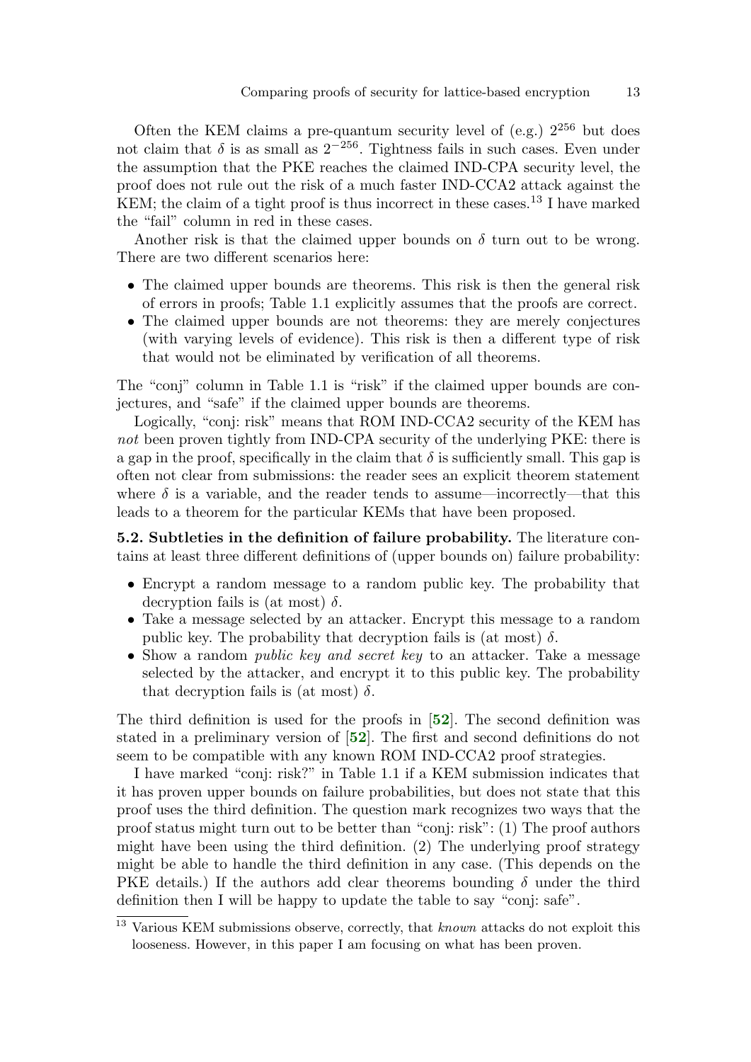Often the KEM claims a pre-quantum security level of (e.g.) $2^{256}$ but does not claim that $\delta$ is as small as $2^{-256}$. Tightness fails in such cases. Even under the assumption that the PKE reaches the claimed IND-CPA security level, the proof does not rule out the risk of a much faster IND-CCA2 attack against the KEM; the claim of a tight proof is thus incorrect in these cases.[13] I have marked the "fail" column in red in these cases.

Another risk is that the claimed upper bounds on $\delta$ turn out to be wrong. There are two different scenarios here:

- The claimed upper bounds are theorems. This risk is then the general risk of errors in proofs; Table 1.1 explicitly assumes that the proofs are correct.
- The claimed upper bounds are not theorems: they are merely conjectures (with varying levels of evidence). This risk is then a different type of risk that would not be eliminated by verification of all theorems.

The "conj" column in Table 1.1 is "risk" if the claimed upper bounds are conjectures, and "safe" if the claimed upper bounds are theorems.

Logically, "conj: risk" means that ROM IND-CCA2 security of the KEM has *not* been proven tightly from IND-CPA security of the underlying PKE: there is a gap in the proof, specifically in the claim that $\delta$ is sufficiently small. This gap is often not clear from submissions: the reader sees an explicit theorem statement where $\delta$ is a variable, and the reader tends to assume—incorrectly—that this leads to a theorem for the particular KEMs that have been proposed.

**5.2. Subtleties in the definition of failure probability.** The literature contains at least three different definitions of (upper bounds on) failure probability:

- Encrypt a random message to a random public key. The probability that decryption fails is (at most) $\delta$.
- Take a message selected by an attacker. Encrypt this message to a random public key. The probability that decryption fails is (at most) $\delta$.
- Show a random *public key and secret key* to an attacker. Take a message selected by the attacker, and encrypt it to this public key. The probability that decryption fails is (at most) $\delta$.

The third definition is used for the proofs in [**52**]. The second definition was stated in a preliminary version of [**52**]. The first and second definitions do not seem to be compatible with any known ROM IND-CCA2 proof strategies.

I have marked "conj: risk?" in Table 1.1 if a KEM submission indicates that it has proven upper bounds on failure probabilities, but does not state that this proof uses the third definition. The question mark recognizes two ways that the proof status might turn out to be better than "conj: risk": (1) The proof authors might have been using the third definition. (2) The underlying proof strategy might be able to handle the third definition in any case. (This depends on the PKE details.) If the authors add clear theorems bounding $\delta$ under the third definition then I will be happy to update the table to say "conj: safe".

[13] Various KEM submissions observe, correctly, that *known* attacks do not exploit this looseness. However, in this paper I am focusing on what has been proven.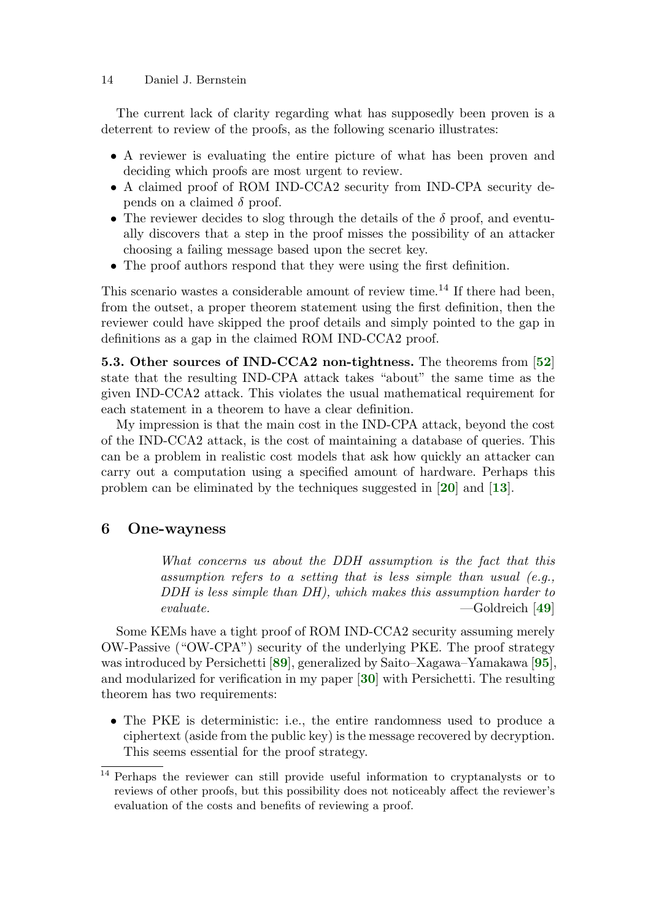The current lack of clarity regarding what has supposedly been proven is a deterrent to review of the proofs, as the following scenario illustrates:

- A reviewer is evaluating the entire picture of what has been proven and deciding which proofs are most urgent to review.
- A claimed proof of ROM IND-CCA2 security from IND-CPA security depends on a claimed $\delta$ proof.
- The reviewer decides to slog through the details of the $\delta$ proof, and eventually discovers that a step in the proof misses the possibility of an attacker choosing a failing message based upon the secret key.
- The proof authors respond that they were using the first definition.

This scenario wastes a considerable amount of review time.[14] If there had been, from the outset, a proper theorem statement using the first definition, then the reviewer could have skipped the proof details and simply pointed to the gap in definitions as a gap in the claimed ROM IND-CCA2 proof.

**5.3. Other sources of IND-CCA2 non-tightness.** The theorems from [52] state that the resulting IND-CPA attack takes "about" the same time as the given IND-CCA2 attack. This violates the usual mathematical requirement for each statement in a theorem to have a clear definition.

My impression is that the main cost in the IND-CPA attack, beyond the cost of the IND-CCA2 attack, is the cost of maintaining a database of queries. This can be a problem in realistic cost models that ask how quickly an attacker can carry out a computation using a specified amount of hardware. Perhaps this problem can be eliminated by the techniques suggested in [20] and [13].

## 6 One-wayness

> *What concerns us about the DDH assumption is the fact that this assumption refers to a setting that is less simple than usual (e.g., DDH is less simple than DH), which makes this assumption harder to evaluate.* —Goldreich [49]

Some KEMs have a tight proof of ROM IND-CCA2 security assuming merely OW-Passive ("OW-CPA") security of the underlying PKE. The proof strategy was introduced by Persichetti [89], generalized by Saito–Xagawa–Yamakawa [95], and modularized for verification in my paper [30] with Persichetti. The resulting theorem has two requirements:

- The PKE is deterministic: i.e., the entire randomness used to produce a ciphertext (aside from the public key) is the message recovered by decryption. This seems essential for the proof strategy.

[14] Perhaps the reviewer can still provide useful information to cryptanalysts or to reviews of other proofs, but this possibility does not noticeably affect the reviewer's evaluation of the costs and benefits of reviewing a proof.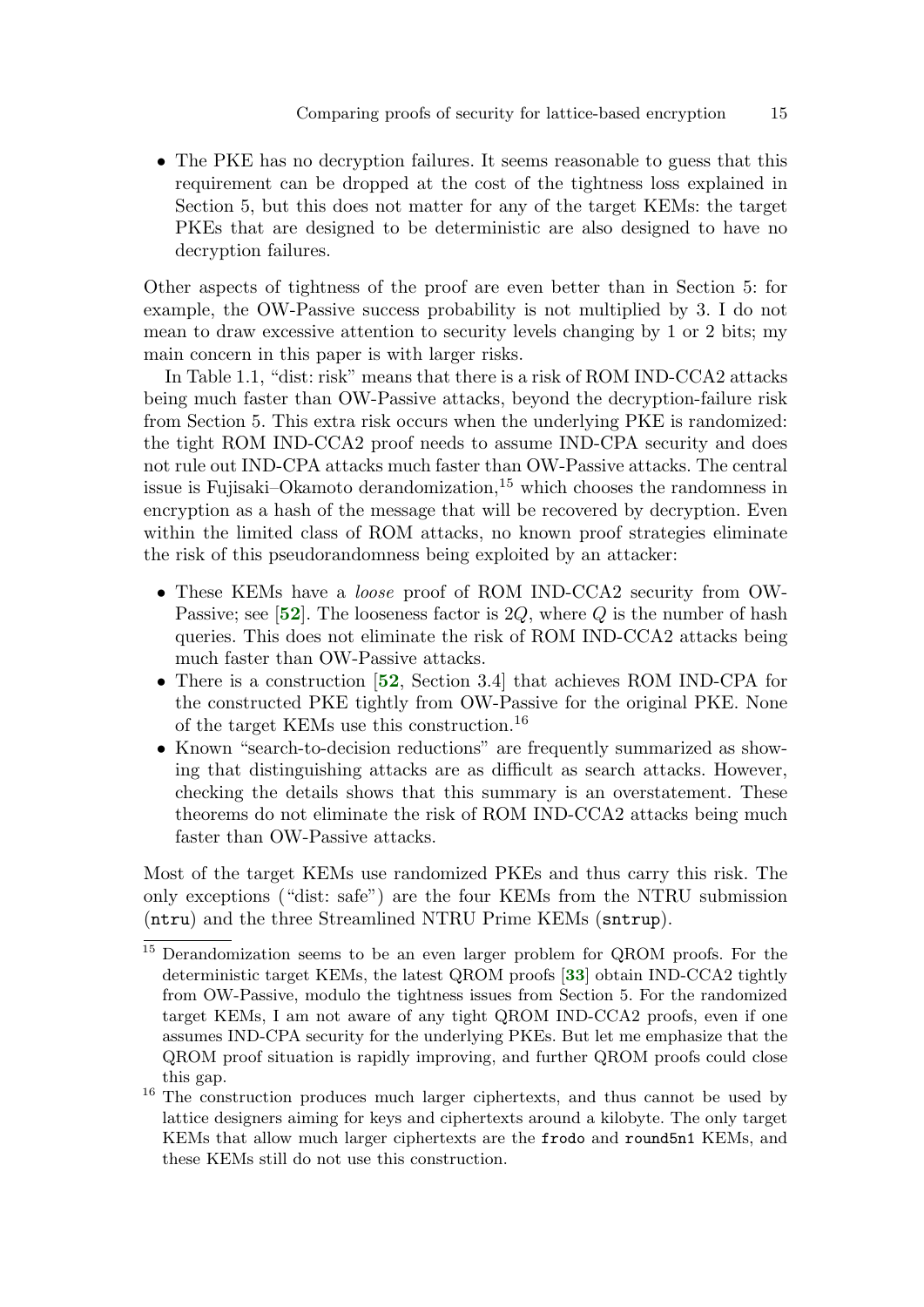- The PKE has no decryption failures. It seems reasonable to guess that this requirement can be dropped at the cost of the tightness loss explained in Section 5, but this does not matter for any of the target KEMs: the target PKEs that are designed to be deterministic are also designed to have no decryption failures.

Other aspects of tightness of the proof are even better than in Section 5: for example, the OW-Passive success probability is not multiplied by 3. I do not mean to draw excessive attention to security levels changing by 1 or 2 bits; my main concern in this paper is with larger risks.

In Table 1.1, "dist: risk" means that there is a risk of ROM IND-CCA2 attacks being much faster than OW-Passive attacks, beyond the decryption-failure risk from Section 5. This extra risk occurs when the underlying PKE is randomized: the tight ROM IND-CCA2 proof needs to assume IND-CPA security and does not rule out IND-CPA attacks much faster than OW-Passive attacks. The central issue is Fujisaki–Okamoto derandomization,[15] which chooses the randomness in encryption as a hash of the message that will be recovered by decryption. Even within the limited class of ROM attacks, no known proof strategies eliminate the risk of this pseudorandomness being exploited by an attacker:

- These KEMs have a *loose* proof of ROM IND-CCA2 security from OW-Passive; see [**52**]. The looseness factor is $2Q$, where $Q$ is the number of hash queries. This does not eliminate the risk of ROM IND-CCA2 attacks being much faster than OW-Passive attacks.
- There is a construction [**52**, Section 3.4] that achieves ROM IND-CPA for the constructed PKE tightly from OW-Passive for the original PKE. None of the target KEMs use this construction.[16]
- Known "search-to-decision reductions" are frequently summarized as showing that distinguishing attacks are as difficult as search attacks. However, checking the details shows that this summary is an overstatement. These theorems do not eliminate the risk of ROM IND-CCA2 attacks being much faster than OW-Passive attacks.

Most of the target KEMs use randomized PKEs and thus carry this risk. The only exceptions ("dist: safe") are the four KEMs from the NTRU submission (`ntru`) and the three Streamlined NTRU Prime KEMs (`sntrup`).

---

[15] Derandomization seems to be an even larger problem for QROM proofs. For the deterministic target KEMs, the latest QROM proofs [**33**] obtain IND-CCA2 tightly from OW-Passive, modulo the tightness issues from Section 5. For the randomized target KEMs, I am not aware of any tight QROM IND-CCA2 proofs, even if one assumes IND-CPA security for the underlying PKEs. But let me emphasize that the QROM proof situation is rapidly improving, and further QROM proofs could close this gap.

[16] The construction produces much larger ciphertexts, and thus cannot be used by lattice designers aiming for keys and ciphertexts around a kilobyte. The only target KEMs that allow much larger ciphertexts are the `frodo` and `round5n1` KEMs, and these KEMs still do not use this construction.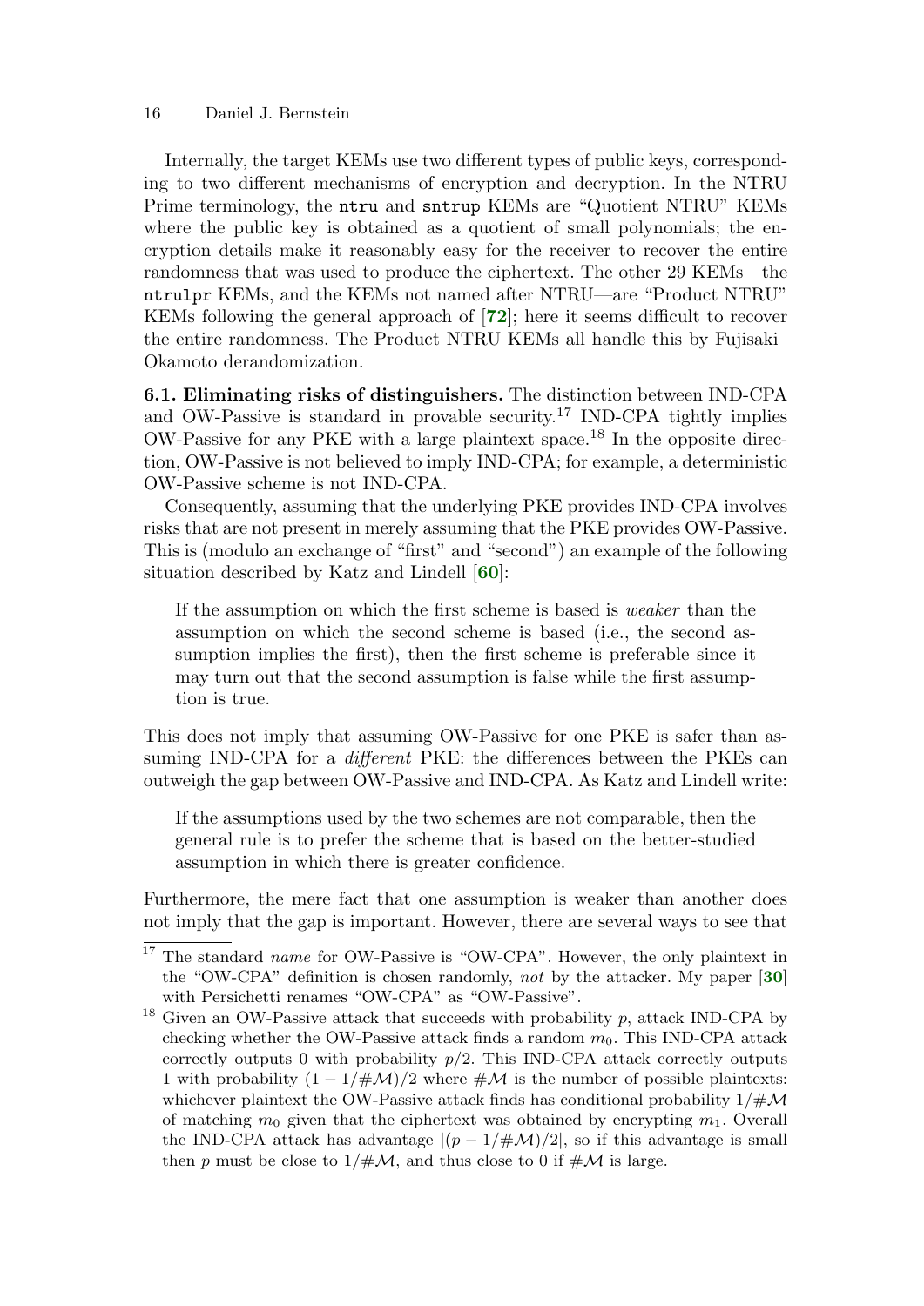Internally, the target KEMs use two different types of public keys, corresponding to two different mechanisms of encryption and decryption. In the NTRU Prime terminology, the `ntru` and `sntrup` KEMs are "Quotient NTRU" KEMs where the public key is obtained as a quotient of small polynomials; the encryption details make it reasonably easy for the receiver to recover the entire randomness that was used to produce the ciphertext. The other 29 KEMs—the `ntrulpr` KEMs, and the KEMs not named after NTRU—are "Product NTRU" KEMs following the general approach of [**72**]; here it seems difficult to recover the entire randomness. The Product NTRU KEMs all handle this by Fujisaki–Okamoto derandomization.

**6.1. Eliminating risks of distinguishers.** The distinction between IND-CPA and OW-Passive is standard in provable security.[17] IND-CPA tightly implies OW-Passive for any PKE with a large plaintext space.[18] In the opposite direction, OW-Passive is not believed to imply IND-CPA; for example, a deterministic OW-Passive scheme is not IND-CPA.

Consequently, assuming that the underlying PKE provides IND-CPA involves risks that are not present in merely assuming that the PKE provides OW-Passive. This is (modulo an exchange of "first" and "second") an example of the following situation described by Katz and Lindell [**60**]:

> If the assumption on which the first scheme is based is *weaker* than the assumption on which the second scheme is based (i.e., the second assumption implies the first), then the first scheme is preferable since it may turn out that the second assumption is false while the first assumption is true.

This does not imply that assuming OW-Passive for one PKE is safer than assuming IND-CPA for a *different* PKE: the differences between the PKEs can outweigh the gap between OW-Passive and IND-CPA. As Katz and Lindell write:

> If the assumptions used by the two schemes are not comparable, then the general rule is to prefer the scheme that is based on the better-studied assumption in which there is greater confidence.

Furthermore, the mere fact that one assumption is weaker than another does not imply that the gap is important. However, there are several ways to see that

---

[17] The standard *name* for OW-Passive is "OW-CPA". However, the only plaintext in the "OW-CPA" definition is chosen randomly, *not* by the attacker. My paper [**30**] with Persichetti renames "OW-CPA" as "OW-Passive".

[18] Given an OW-Passive attack that succeeds with probability $p$, attack IND-CPA by checking whether the OW-Passive attack finds a random $m_0$. This IND-CPA attack correctly outputs 0 with probability $p/2$. This IND-CPA attack correctly outputs 1 with probability $(1 - 1/\#\mathcal{M})/2$ where $\#\mathcal{M}$ is the number of possible plaintexts: whichever plaintext the OW-Passive attack finds has conditional probability $1/\#\mathcal{M}$ of matching $m_0$ given that the ciphertext was obtained by encrypting $m_1$. Overall the IND-CPA attack has advantage $|(p - 1/\#\mathcal{M})/2|$, so if this advantage is small then $p$ must be close to $1/\#\mathcal{M}$, and thus close to 0 if $\#\mathcal{M}$ is large.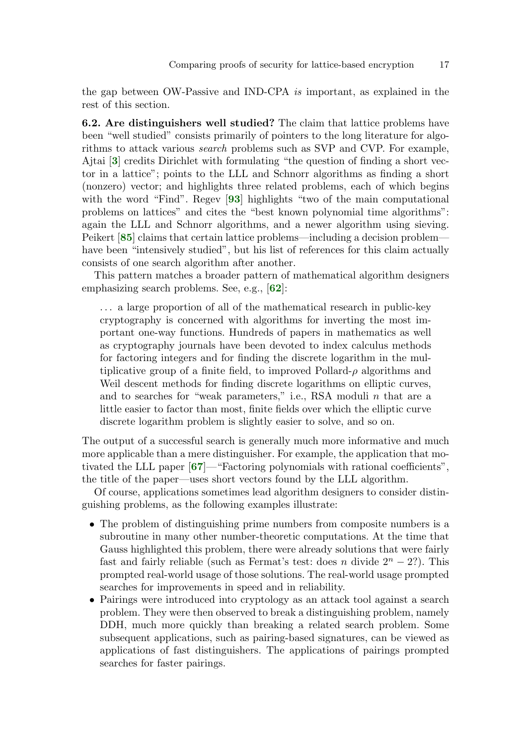the gap between OW-Passive and IND-CPA *is* important, as explained in the rest of this section.

**6.2. Are distinguishers well studied?** The claim that lattice problems have been "well studied" consists primarily of pointers to the long literature for algorithms to attack various *search* problems such as SVP and CVP. For example, Ajtai [**3**] credits Dirichlet with formulating "the question of finding a short vector in a lattice"; points to the LLL and Schnorr algorithms as finding a short (nonzero) vector; and highlights three related problems, each of which begins with the word "Find". Regev [**93**] highlights "two of the main computational problems on lattices" and cites the "best known polynomial time algorithms": again the LLL and Schnorr algorithms, and a newer algorithm using sieving. Peikert [**85**] claims that certain lattice problems—including a decision problem—have been "intensively studied", but his list of references for this claim actually consists of one search algorithm after another.

This pattern matches a broader pattern of mathematical algorithm designers emphasizing search problems. See, e.g., [**62**]:

> . . . a large proportion of all of the mathematical research in public-key cryptography is concerned with algorithms for inverting the most important one-way functions. Hundreds of papers in mathematics as well as cryptography journals have been devoted to index calculus methods for factoring integers and for finding the discrete logarithm in the multiplicative group of a finite field, to improved Pollard-$\rho$ algorithms and Weil descent methods for finding discrete logarithms on elliptic curves, and to searches for "weak parameters," i.e., RSA moduli $n$ that are a little easier to factor than most, finite fields over which the elliptic curve discrete logarithm problem is slightly easier to solve, and so on.

The output of a successful search is generally much more informative and much more applicable than a mere distinguisher. For example, the application that motivated the LLL paper [**67**]—"Factoring polynomials with rational coefficients", the title of the paper—uses short vectors found by the LLL algorithm.

Of course, applications sometimes lead algorithm designers to consider distinguishing problems, as the following examples illustrate:

- The problem of distinguishing prime numbers from composite numbers is a subroutine in many other number-theoretic computations. At the time that Gauss highlighted this problem, there were already solutions that were fairly fast and fairly reliable (such as Fermat's test: does $n$ divide $2^n - 2$?). This prompted real-world usage of those solutions. The real-world usage prompted searches for improvements in speed and in reliability.
- Pairings were introduced into cryptology as an attack tool against a search problem. They were then observed to break a distinguishing problem, namely DDH, much more quickly than breaking a related search problem. Some subsequent applications, such as pairing-based signatures, can be viewed as applications of fast distinguishers. The applications of pairings prompted searches for faster pairings.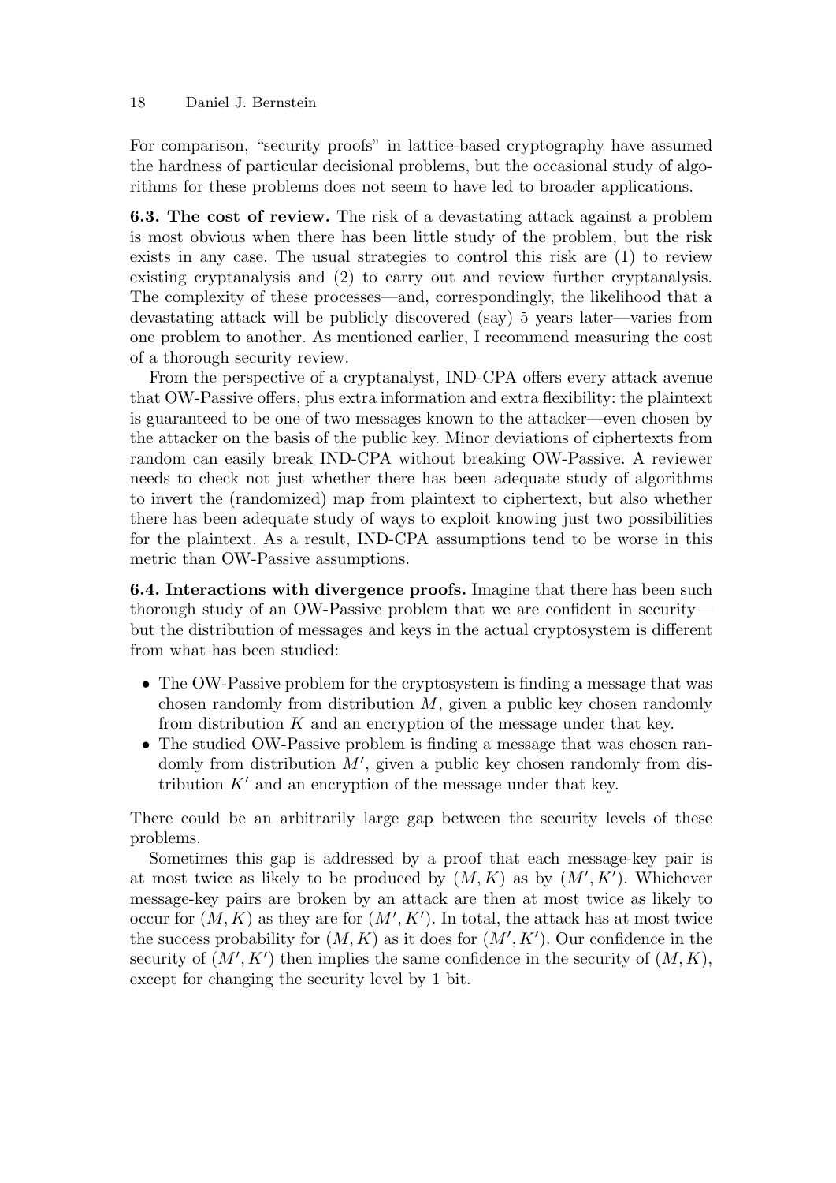For comparison, "security proofs" in lattice-based cryptography have assumed the hardness of particular decisional problems, but the occasional study of algorithms for these problems does not seem to have led to broader applications.

**6.3. The cost of review.** The risk of a devastating attack against a problem is most obvious when there has been little study of the problem, but the risk exists in any case. The usual strategies to control this risk are (1) to review existing cryptanalysis and (2) to carry out and review further cryptanalysis. The complexity of these processes—and, correspondingly, the likelihood that a devastating attack will be publicly discovered (say) 5 years later—varies from one problem to another. As mentioned earlier, I recommend measuring the cost of a thorough security review.

From the perspective of a cryptanalyst, IND-CPA offers every attack avenue that OW-Passive offers, plus extra information and extra flexibility: the plaintext is guaranteed to be one of two messages known to the attacker—even chosen by the attacker on the basis of the public key. Minor deviations of ciphertexts from random can easily break IND-CPA without breaking OW-Passive. A reviewer needs to check not just whether there has been adequate study of algorithms to invert the (randomized) map from plaintext to ciphertext, but also whether there has been adequate study of ways to exploit knowing just two possibilities for the plaintext. As a result, IND-CPA assumptions tend to be worse in this metric than OW-Passive assumptions.

**6.4. Interactions with divergence proofs.** Imagine that there has been such thorough study of an OW-Passive problem that we are confident in security—but the distribution of messages and keys in the actual cryptosystem is different from what has been studied:

- The OW-Passive problem for the cryptosystem is finding a message that was chosen randomly from distribution $M$, given a public key chosen randomly from distribution $K$ and an encryption of the message under that key.
- The studied OW-Passive problem is finding a message that was chosen randomly from distribution $M'$, given a public key chosen randomly from distribution $K'$ and an encryption of the message under that key.

There could be an arbitrarily large gap between the security levels of these problems.

Sometimes this gap is addressed by a proof that each message-key pair is at most twice as likely to be produced by $(M, K)$ as by $(M', K')$. Whichever message-key pairs are broken by an attack are then at most twice as likely to occur for $(M, K)$ as they are for $(M', K')$. In total, the attack has at most twice the success probability for $(M, K)$ as it does for $(M', K')$. Our confidence in the security of $(M', K')$ then implies the same confidence in the security of $(M, K)$, except for changing the security level by 1 bit.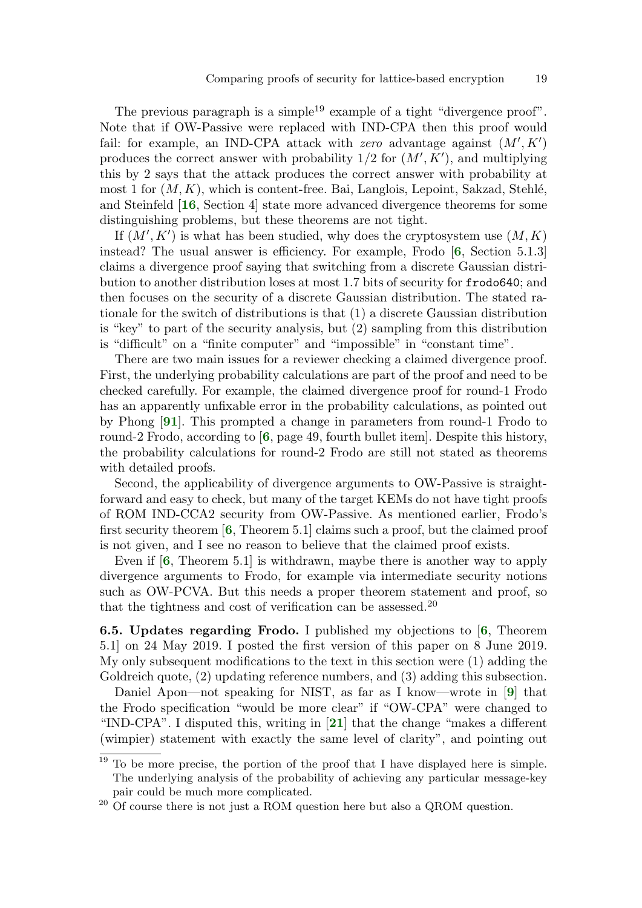The previous paragraph is a simple[19] example of a tight "divergence proof". Note that if OW-Passive were replaced with IND-CPA then this proof would fail: for example, an IND-CPA attack with *zero* advantage against $(M', K')$ produces the correct answer with probability $1/2$ for $(M', K')$, and multiplying this by 2 says that the attack produces the correct answer with probability at most 1 for $(M, K)$, which is content-free. Bai, Langlois, Lepoint, Sakzad, Stehlé, and Steinfeld [**16**, Section 4] state more advanced divergence theorems for some distinguishing problems, but these theorems are not tight.

If $(M', K')$ is what has been studied, why does the cryptosystem use $(M, K)$ instead? The usual answer is efficiency. For example, Frodo [**6**, Section 5.1.3] claims a divergence proof saying that switching from a discrete Gaussian distribution to another distribution loses at most 1.7 bits of security for `frodo640`; and then focuses on the security of a discrete Gaussian distribution. The stated rationale for the switch of distributions is that (1) a discrete Gaussian distribution is "key" to part of the security analysis, but (2) sampling from this distribution is "difficult" on a "finite computer" and "impossible" in "constant time".

There are two main issues for a reviewer checking a claimed divergence proof. First, the underlying probability calculations are part of the proof and need to be checked carefully. For example, the claimed divergence proof for round-1 Frodo has an apparently unfixable error in the probability calculations, as pointed out by Phong [**91**]. This prompted a change in parameters from round-1 Frodo to round-2 Frodo, according to [**6**, page 49, fourth bullet item]. Despite this history, the probability calculations for round-2 Frodo are still not stated as theorems with detailed proofs.

Second, the applicability of divergence arguments to OW-Passive is straightforward and easy to check, but many of the target KEMs do not have tight proofs of ROM IND-CCA2 security from OW-Passive. As mentioned earlier, Frodo's first security theorem [**6**, Theorem 5.1] claims such a proof, but the claimed proof is not given, and I see no reason to believe that the claimed proof exists.

Even if [**6**, Theorem 5.1] is withdrawn, maybe there is another way to apply divergence arguments to Frodo, for example via intermediate security notions such as OW-PCVA. But this needs a proper theorem statement and proof, so that the tightness and cost of verification can be assessed.[20]

**6.5. Updates regarding Frodo.** I published my objections to [**6**, Theorem 5.1] on 24 May 2019. I posted the first version of this paper on 8 June 2019. My only subsequent modifications to the text in this section were (1) adding the Goldreich quote, (2) updating reference numbers, and (3) adding this subsection.

Daniel Apon—not speaking for NIST, as far as I know—wrote in [**9**] that the Frodo specification "would be more clear" if "OW-CPA" were changed to "IND-CPA". I disputed this, writing in [**21**] that the change "makes a different (wimpier) statement with exactly the same level of clarity", and pointing out

---

[19] To be more precise, the portion of the proof that I have displayed here is simple. The underlying analysis of the probability of achieving any particular message-key pair could be much more complicated.

[20] Of course there is not just a ROM question here but also a QROM question.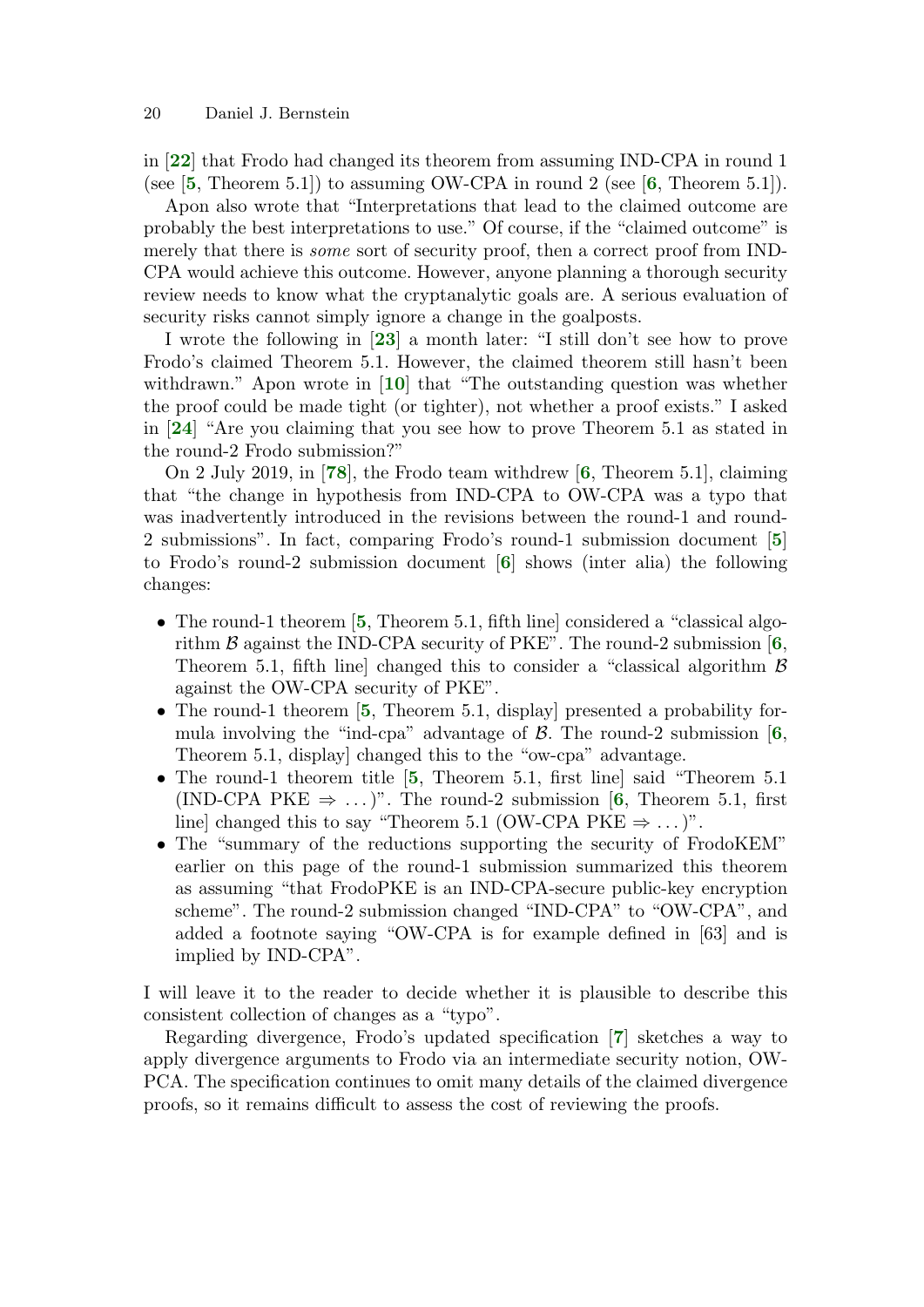in [**22**] that Frodo had changed its theorem from assuming IND-CPA in round 1 (see [**5**, Theorem 5.1]) to assuming OW-CPA in round 2 (see [**6**, Theorem 5.1]).

Apon also wrote that "Interpretations that lead to the claimed outcome are probably the best interpretations to use." Of course, if the "claimed outcome" is merely that there is *some* sort of security proof, then a correct proof from IND-CPA would achieve this outcome. However, anyone planning a thorough security review needs to know what the cryptanalytic goals are. A serious evaluation of security risks cannot simply ignore a change in the goalposts.

I wrote the following in [**23**] a month later: "I still don't see how to prove Frodo's claimed Theorem 5.1. However, the claimed theorem still hasn't been withdrawn." Apon wrote in [**10**] that "The outstanding question was whether the proof could be made tight (or tighter), not whether a proof exists." I asked in [**24**] "Are you claiming that you see how to prove Theorem 5.1 as stated in the round-2 Frodo submission?"

On 2 July 2019, in [**78**], the Frodo team withdrew [**6**, Theorem 5.1], claiming that "the change in hypothesis from IND-CPA to OW-CPA was a typo that was inadvertently introduced in the revisions between the round-1 and round-2 submissions". In fact, comparing Frodo's round-1 submission document [**5**] to Frodo's round-2 submission document [**6**] shows (inter alia) the following changes:

- The round-1 theorem [**5**, Theorem 5.1, fifth line] considered a "classical algorithm $\mathcal{B}$ against the IND-CPA security of PKE". The round-2 submission [**6**, Theorem 5.1, fifth line] changed this to consider a "classical algorithm $\mathcal{B}$ against the OW-CPA security of PKE".
- The round-1 theorem [**5**, Theorem 5.1, display] presented a probability formula involving the "ind-cpa" advantage of $\mathcal{B}$. The round-2 submission [**6**, Theorem 5.1, display] changed this to the "ow-cpa" advantage.
- The round-1 theorem title [**5**, Theorem 5.1, first line] said "Theorem 5.1 (IND-CPA PKE $\Rightarrow \ldots$)". The round-2 submission [**6**, Theorem 5.1, first line] changed this to say "Theorem 5.1 (OW-CPA PKE $\Rightarrow \ldots$)".
- The "summary of the reductions supporting the security of FrodoKEM" earlier on this page of the round-1 submission summarized this theorem as assuming "that FrodoPKE is an IND-CPA-secure public-key encryption scheme". The round-2 submission changed "IND-CPA" to "OW-CPA", and added a footnote saying "OW-CPA is for example defined in [63] and is implied by IND-CPA".

I will leave it to the reader to decide whether it is plausible to describe this consistent collection of changes as a "typo".

Regarding divergence, Frodo's updated specification [**7**] sketches a way to apply divergence arguments to Frodo via an intermediate security notion, OW-PCA. The specification continues to omit many details of the claimed divergence proofs, so it remains difficult to assess the cost of reviewing the proofs.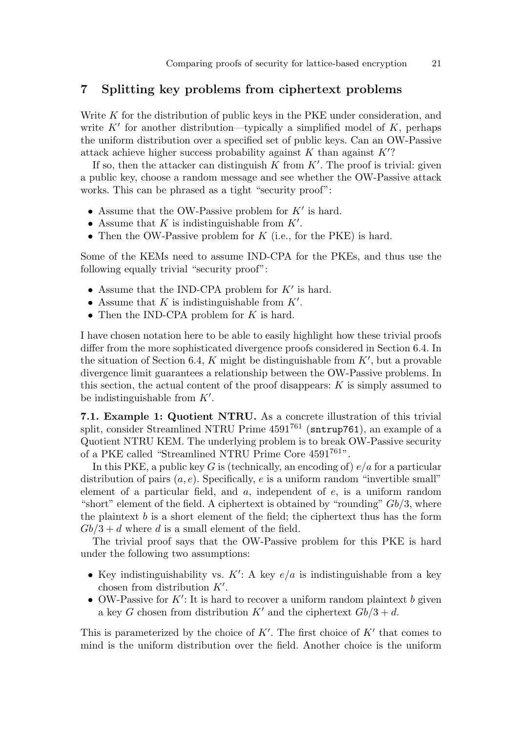## 7 Splitting key problems from ciphertext problems

Write $K$ for the distribution of public keys in the PKE under consideration, and write $K'$ for another distribution—typically a simplified model of $K$, perhaps the uniform distribution over a specified set of public keys. Can an OW-Passive attack achieve higher success probability against $K$ than against $K'$?

If so, then the attacker can distinguish $K$ from $K'$. The proof is trivial: given a public key, choose a random message and see whether the OW-Passive attack works. This can be phrased as a tight "security proof":

- Assume that the OW-Passive problem for $K'$ is hard.
- Assume that $K$ is indistinguishable from $K'$.
- Then the OW-Passive problem for $K$ (i.e., for the PKE) is hard.

Some of the KEMs need to assume IND-CPA for the PKEs, and thus use the following equally trivial "security proof":

- Assume that the IND-CPA problem for $K'$ is hard.
- Assume that $K$ is indistinguishable from $K'$.
- Then the IND-CPA problem for $K$ is hard.

I have chosen notation here to be able to easily highlight how these trivial proofs differ from the more sophisticated divergence proofs considered in Section 6.4. In the situation of Section 6.4, $K$ might be distinguishable from $K'$, but a provable divergence limit guarantees a relationship between the OW-Passive problems. In this section, the actual content of the proof disappears: $K$ is simply assumed to be indistinguishable from $K'$.

**7.1. Example 1: Quotient NTRU.** As a concrete illustration of this trivial split, consider Streamlined NTRU Prime $4591^{761}$ (`sntrup761`), an example of a Quotient NTRU KEM. The underlying problem is to break OW-Passive security of a PKE called "Streamlined NTRU Prime Core $4591^{761}$".

In this PKE, a public key $G$ is (technically, an encoding of) $e/a$ for a particular distribution of pairs $(a, e)$. Specifically, $e$ is a uniform random "invertible small" element of a particular field, and $a$, independent of $e$, is a uniform random "short" element of the field. A ciphertext is obtained by "rounding" $Gb/3$, where the plaintext $b$ is a short element of the field; the ciphertext thus has the form $Gb/3 + d$ where $d$ is a small element of the field.

The trivial proof says that the OW-Passive problem for this PKE is hard under the following two assumptions:

- Key indistinguishability vs. $K'$: A key $e/a$ is indistinguishable from a key chosen from distribution $K'$.
- OW-Passive for $K'$: It is hard to recover a uniform random plaintext $b$ given a key $G$ chosen from distribution $K'$ and the ciphertext $Gb/3 + d$.

This is parameterized by the choice of $K'$. The first choice of $K'$ that comes to mind is the uniform distribution over the field. Another choice is the uniform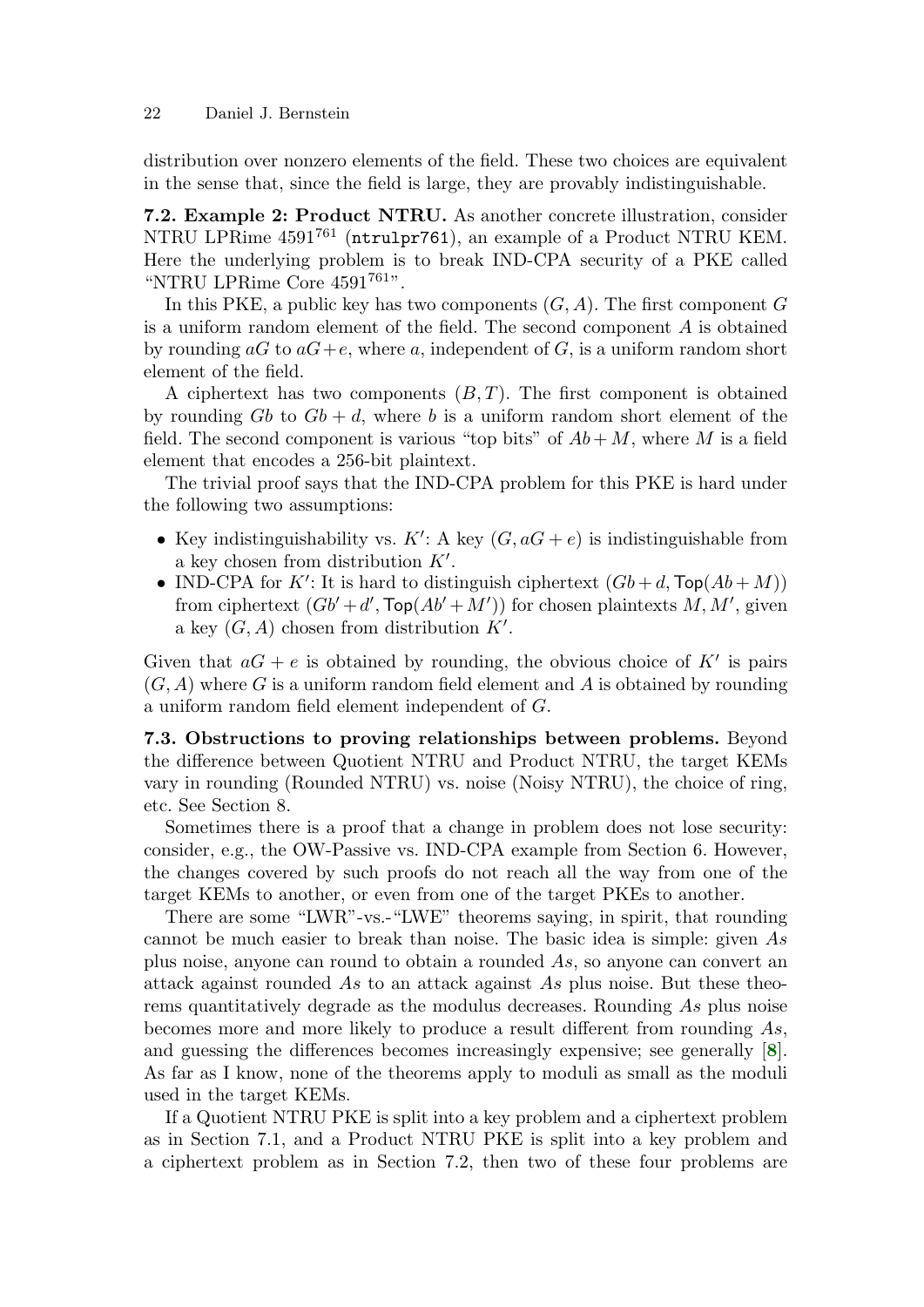distribution over nonzero elements of the field. These two choices are equivalent in the sense that, since the field is large, they are provably indistinguishable.

**7.2. Example 2: Product NTRU.** As another concrete illustration, consider NTRU LPRime $4591^{761}$ (`ntrulpr761`), an example of a Product NTRU KEM. Here the underlying problem is to break IND-CPA security of a PKE called "NTRU LPRime Core $4591^{761}$".

In this PKE, a public key has two components $(G, A)$. The first component $G$ is a uniform random element of the field. The second component $A$ is obtained by rounding $aG$ to $aG+e$, where $a$, independent of $G$, is a uniform random short element of the field.

A ciphertext has two components $(B, T)$. The first component is obtained by rounding $Gb$ to $Gb + d$, where $b$ is a uniform random short element of the field. The second component is various "top bits" of $Ab+M$, where $M$ is a field element that encodes a 256-bit plaintext.

The trivial proof says that the IND-CPA problem for this PKE is hard under the following two assumptions:

- Key indistinguishability vs. $K'$: A key $(G, aG + e)$ is indistinguishable from a key chosen from distribution $K'$.
- IND-CPA for $K'$: It is hard to distinguish ciphertext $(Gb + d, \mathsf{Top}(Ab + M))$ from ciphertext $(Gb' + d', \mathsf{Top}(Ab' + M'))$ for chosen plaintexts $M, M'$, given a key $(G, A)$ chosen from distribution $K'$.

Given that $aG + e$ is obtained by rounding, the obvious choice of $K'$ is pairs $(G, A)$ where $G$ is a uniform random field element and $A$ is obtained by rounding a uniform random field element independent of $G$.

**7.3. Obstructions to proving relationships between problems.** Beyond the difference between Quotient NTRU and Product NTRU, the target KEMs vary in rounding (Rounded NTRU) vs. noise (Noisy NTRU), the choice of ring, etc. See Section 8.

Sometimes there is a proof that a change in problem does not lose security: consider, e.g., the OW-Passive vs. IND-CPA example from Section 6. However, the changes covered by such proofs do not reach all the way from one of the target KEMs to another, or even from one of the target PKEs to another.

There are some "LWR"-vs.-"LWE" theorems saying, in spirit, that rounding cannot be much easier to break than noise. The basic idea is simple: given $As$ plus noise, anyone can round to obtain a rounded $As$, so anyone can convert an attack against rounded $As$ to an attack against $As$ plus noise. But these theorems quantitatively degrade as the modulus decreases. Rounding $As$ plus noise becomes more and more likely to produce a result different from rounding $As$, and guessing the differences becomes increasingly expensive; see generally [8]. As far as I know, none of the theorems apply to moduli as small as the moduli used in the target KEMs.

If a Quotient NTRU PKE is split into a key problem and a ciphertext problem as in Section 7.1, and a Product NTRU PKE is split into a key problem and a ciphertext problem as in Section 7.2, then two of these four problems are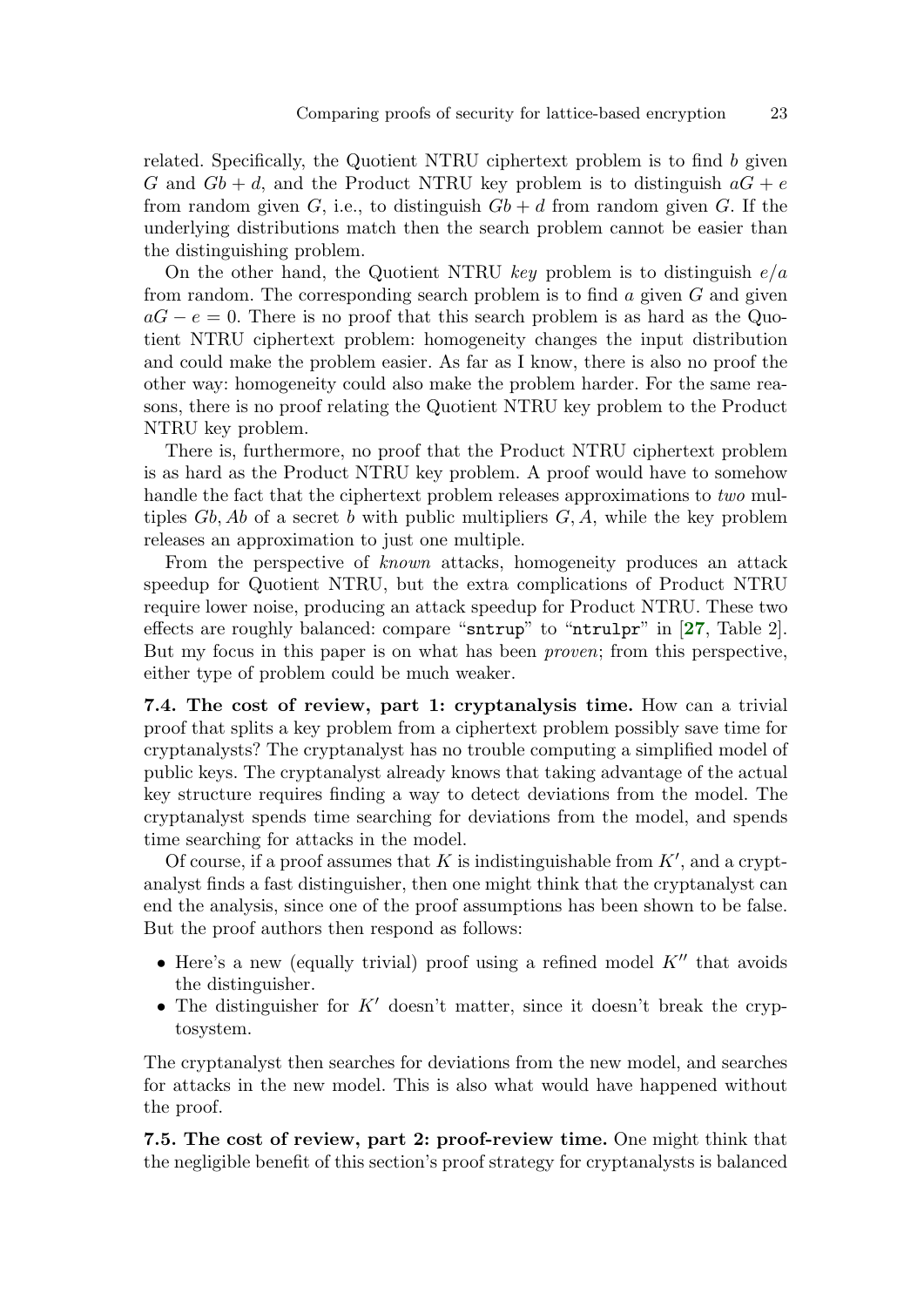related. Specifically, the Quotient NTRU ciphertext problem is to find $b$ given $G$ and $Gb + d$, and the Product NTRU key problem is to distinguish $aG + e$ from random given $G$, i.e., to distinguish $Gb + d$ from random given $G$. If the underlying distributions match then the search problem cannot be easier than the distinguishing problem.

On the other hand, the Quotient NTRU *key* problem is to distinguish $e/a$ from random. The corresponding search problem is to find $a$ given $G$ and given $aG - e = 0$. There is no proof that this search problem is as hard as the Quotient NTRU ciphertext problem: homogeneity changes the input distribution and could make the problem easier. As far as I know, there is also no proof the other way: homogeneity could also make the problem harder. For the same reasons, there is no proof relating the Quotient NTRU key problem to the Product NTRU key problem.

There is, furthermore, no proof that the Product NTRU ciphertext problem is as hard as the Product NTRU key problem. A proof would have to somehow handle the fact that the ciphertext problem releases approximations to *two* multiples $Gb, Ab$ of a secret $b$ with public multipliers $G, A$, while the key problem releases an approximation to just one multiple.

From the perspective of *known* attacks, homogeneity produces an attack speedup for Quotient NTRU, but the extra complications of Product NTRU require lower noise, producing an attack speedup for Product NTRU. These two effects are roughly balanced: compare "`sntrup`" to "`ntrulpr`" in [27, Table 2]. But my focus in this paper is on what has been *proven*; from this perspective, either type of problem could be much weaker.

**7.4. The cost of review, part 1: cryptanalysis time.** How can a trivial proof that splits a key problem from a ciphertext problem possibly save time for cryptanalysts? The cryptanalyst has no trouble computing a simplified model of public keys. The cryptanalyst already knows that taking advantage of the actual key structure requires finding a way to detect deviations from the model. The cryptanalyst spends time searching for deviations from the model, and spends time searching for attacks in the model.

Of course, if a proof assumes that $K$ is indistinguishable from $K'$, and a cryptanalyst finds a fast distinguisher, then one might think that the cryptanalyst can end the analysis, since one of the proof assumptions has been shown to be false. But the proof authors then respond as follows:

- Here's a new (equally trivial) proof using a refined model $K''$ that avoids the distinguisher.
- The distinguisher for $K'$ doesn't matter, since it doesn't break the cryptosystem.

The cryptanalyst then searches for deviations from the new model, and searches for attacks in the new model. This is also what would have happened without the proof.

**7.5. The cost of review, part 2: proof-review time.** One might think that the negligible benefit of this section's proof strategy for cryptanalysts is balanced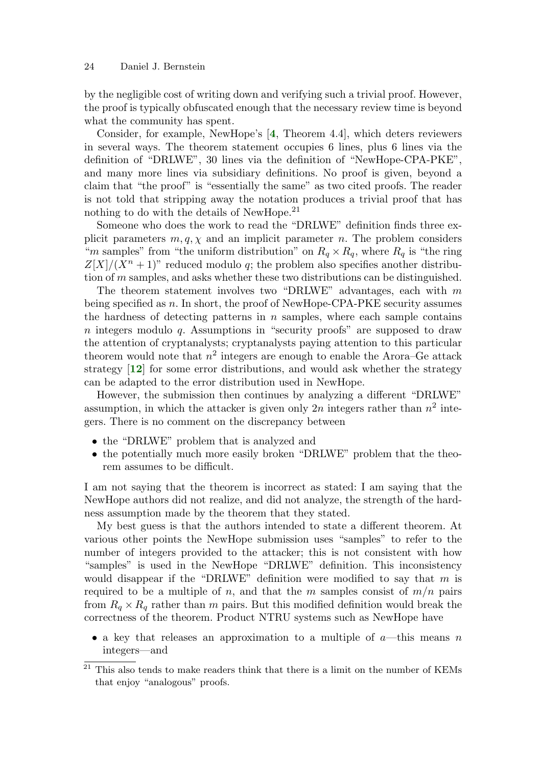by the negligible cost of writing down and verifying such a trivial proof. However, the proof is typically obfuscated enough that the necessary review time is beyond what the community has spent.

Consider, for example, NewHope's [4, Theorem 4.4], which deters reviewers in several ways. The theorem statement occupies 6 lines, plus 6 lines via the definition of "DRLWE", 30 lines via the definition of "NewHope-CPA-PKE", and many more lines via subsidiary definitions. No proof is given, beyond a claim that "the proof" is "essentially the same" as two cited proofs. The reader is not told that stripping away the notation produces a trivial proof that has nothing to do with the details of NewHope.[21]

Someone who does the work to read the "DRLWE" definition finds three explicit parameters $m, q, \chi$ and an implicit parameter $n$. The problem considers "$m$ samples" from "the uniform distribution" on $R_q \times R_q$, where $R_q$ is "the ring $Z[X]/(X^n + 1)$" reduced modulo $q$; the problem also specifies another distribution of $m$ samples, and asks whether these two distributions can be distinguished.

The theorem statement involves two "DRLWE" advantages, each with $m$ being specified as $n$. In short, the proof of NewHope-CPA-PKE security assumes the hardness of detecting patterns in $n$ samples, where each sample contains $n$ integers modulo $q$. Assumptions in "security proofs" are supposed to draw the attention of cryptanalysts; cryptanalysts paying attention to this particular theorem would note that $n^2$ integers are enough to enable the Arora–Ge attack strategy [12] for some error distributions, and would ask whether the strategy can be adapted to the error distribution used in NewHope.

However, the submission then continues by analyzing a different "DRLWE" assumption, in which the attacker is given only $2n$ integers rather than $n^2$ integers. There is no comment on the discrepancy between

- the "DRLWE" problem that is analyzed and
- the potentially much more easily broken "DRLWE" problem that the theorem assumes to be difficult.

I am not saying that the theorem is incorrect as stated: I am saying that the NewHope authors did not realize, and did not analyze, the strength of the hardness assumption made by the theorem that they stated.

My best guess is that the authors intended to state a different theorem. At various other points the NewHope submission uses "samples" to refer to the number of integers provided to the attacker; this is not consistent with how "samples" is used in the NewHope "DRLWE" definition. This inconsistency would disappear if the "DRLWE" definition were modified to say that $m$ is required to be a multiple of $n$, and that the $m$ samples consist of $m/n$ pairs from $R_q \times R_q$ rather than $m$ pairs. But this modified definition would break the correctness of the theorem. Product NTRU systems such as NewHope have

- a key that releases an approximation to a multiple of $a$—this means $n$ integers—and

[21] This also tends to make readers think that there is a limit on the number of KEMs that enjoy "analogous" proofs.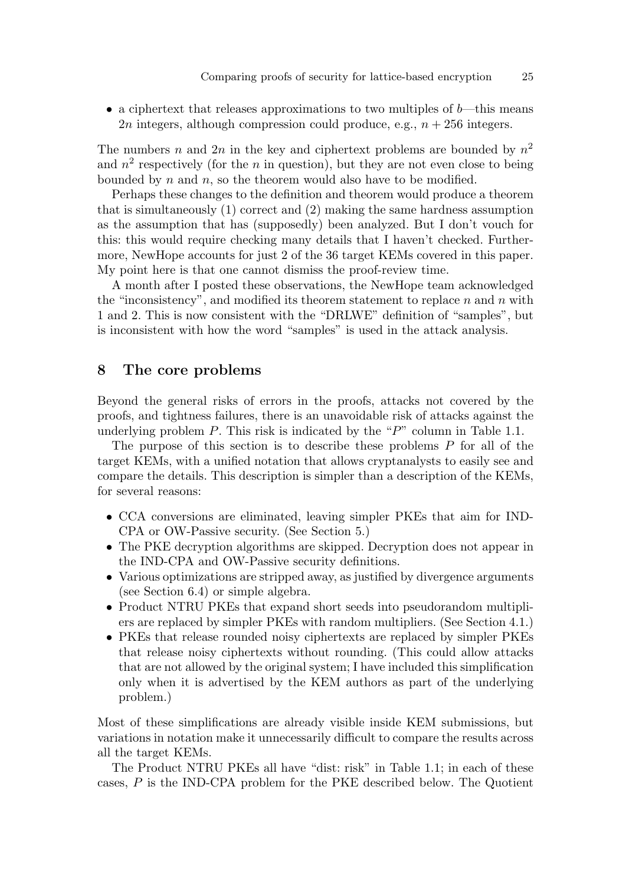- a ciphertext that releases approximations to two multiples of $b$—this means $2n$ integers, although compression could produce, e.g., $n + 256$ integers.

The numbers $n$ and $2n$ in the key and ciphertext problems are bounded by $n^2$ and $n^2$ respectively (for the $n$ in question), but they are not even close to being bounded by $n$ and $n$, so the theorem would also have to be modified.

Perhaps these changes to the definition and theorem would produce a theorem that is simultaneously (1) correct and (2) making the same hardness assumption as the assumption that has (supposedly) been analyzed. But I don't vouch for this: this would require checking many details that I haven't checked. Furthermore, NewHope accounts for just 2 of the 36 target KEMs covered in this paper. My point here is that one cannot dismiss the proof-review time.

A month after I posted these observations, the NewHope team acknowledged the "inconsistency", and modified its theorem statement to replace $n$ and $n$ with 1 and 2. This is now consistent with the "DRLWE" definition of "samples", but is inconsistent with how the word "samples" is used in the attack analysis.

## 8 The core problems

Beyond the general risks of errors in the proofs, attacks not covered by the proofs, and tightness failures, there is an unavoidable risk of attacks against the underlying problem $P$. This risk is indicated by the "$P$" column in Table 1.1.

The purpose of this section is to describe these problems $P$ for all of the target KEMs, with a unified notation that allows cryptanalysts to easily see and compare the details. This description is simpler than a description of the KEMs, for several reasons:

- CCA conversions are eliminated, leaving simpler PKEs that aim for IND-CPA or OW-Passive security. (See Section 5.)
- The PKE decryption algorithms are skipped. Decryption does not appear in the IND-CPA and OW-Passive security definitions.
- Various optimizations are stripped away, as justified by divergence arguments (see Section 6.4) or simple algebra.
- Product NTRU PKEs that expand short seeds into pseudorandom multipliers are replaced by simpler PKEs with random multipliers. (See Section 4.1.)
- PKEs that release rounded noisy ciphertexts are replaced by simpler PKEs that release noisy ciphertexts without rounding. (This could allow attacks that are not allowed by the original system; I have included this simplification only when it is advertised by the KEM authors as part of the underlying problem.)

Most of these simplifications are already visible inside KEM submissions, but variations in notation make it unnecessarily difficult to compare the results across all the target KEMs.

The Product NTRU PKEs all have "dist: risk" in Table 1.1; in each of these cases, $P$ is the IND-CPA problem for the PKE described below. The Quotient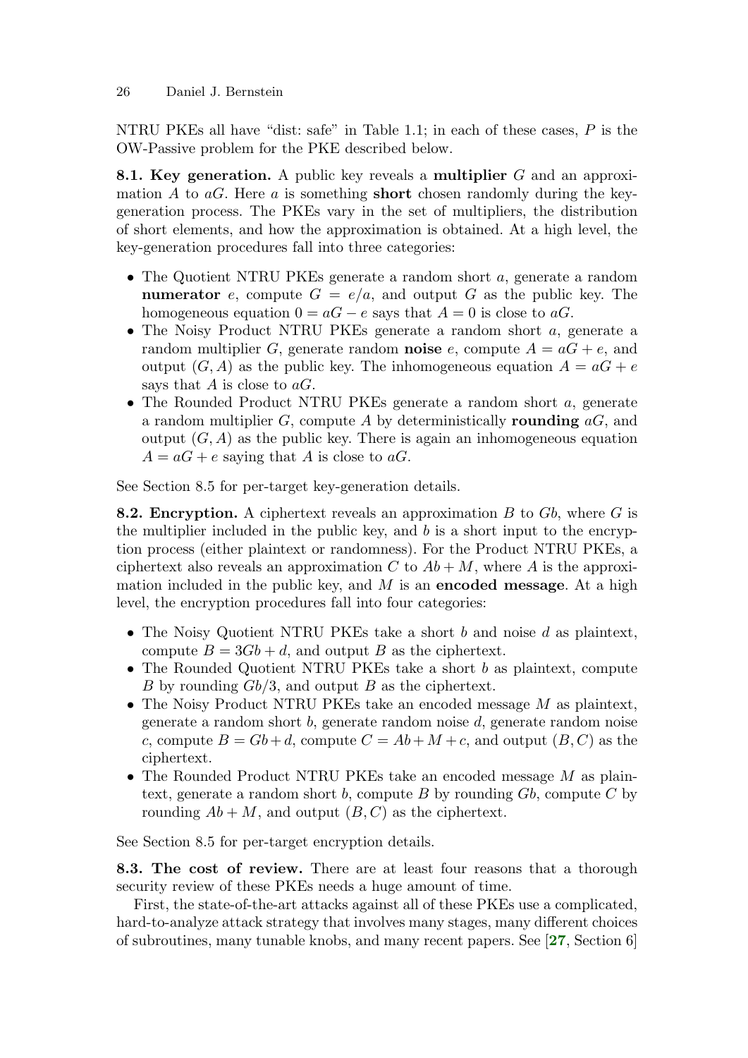NTRU PKEs all have “dist: safe” in Table 1.1; in each of these cases, $P$ is the OW-Passive problem for the PKE described below.

**8.1. Key generation.** A public key reveals a **multiplier** $G$ and an approximation $A$ to $aG$. Here $a$ is something **short** chosen randomly during the key-generation process. The PKEs vary in the set of multipliers, the distribution of short elements, and how the approximation is obtained. At a high level, the key-generation procedures fall into three categories:

- The Quotient NTRU PKEs generate a random short $a$, generate a random **numerator** $e$, compute $G = e/a$, and output $G$ as the public key. The homogeneous equation $0 = aG - e$ says that $A = 0$ is close to $aG$.
- The Noisy Product NTRU PKEs generate a random short $a$, generate a random multiplier $G$, generate random **noise** $e$, compute $A = aG + e$, and output $(G, A)$ as the public key. The inhomogeneous equation $A = aG + e$ says that $A$ is close to $aG$.
- The Rounded Product NTRU PKEs generate a random short $a$, generate a random multiplier $G$, compute $A$ by deterministically **rounding** $aG$, and output $(G, A)$ as the public key. There is again an inhomogeneous equation $A = aG + e$ saying that $A$ is close to $aG$.

See Section 8.5 for per-target key-generation details.

**8.2. Encryption.** A ciphertext reveals an approximation $B$ to $Gb$, where $G$ is the multiplier included in the public key, and $b$ is a short input to the encryption process (either plaintext or randomness). For the Product NTRU PKEs, a ciphertext also reveals an approximation $C$ to $Ab + M$, where $A$ is the approximation included in the public key, and $M$ is an **encoded message**. At a high level, the encryption procedures fall into four categories:

- The Noisy Quotient NTRU PKEs take a short $b$ and noise $d$ as plaintext, compute $B = 3Gb + d$, and output $B$ as the ciphertext.
- The Rounded Quotient NTRU PKEs take a short $b$ as plaintext, compute $B$ by rounding $Gb/3$, and output $B$ as the ciphertext.
- The Noisy Product NTRU PKEs take an encoded message $M$ as plaintext, generate a random short $b$, generate random noise $d$, generate random noise $c$, compute $B = Gb + d$, compute $C = Ab + M + c$, and output $(B, C)$ as the ciphertext.
- The Rounded Product NTRU PKEs take an encoded message $M$ as plaintext, generate a random short $b$, compute $B$ by rounding $Gb$, compute $C$ by rounding $Ab + M$, and output $(B, C)$ as the ciphertext.

See Section 8.5 for per-target encryption details.

**8.3. The cost of review.** There are at least four reasons that a thorough security review of these PKEs needs a huge amount of time.

First, the state-of-the-art attacks against all of these PKEs use a complicated, hard-to-analyze attack strategy that involves many stages, many different choices of subroutines, many tunable knobs, and many recent papers. See [**27**, Section 6]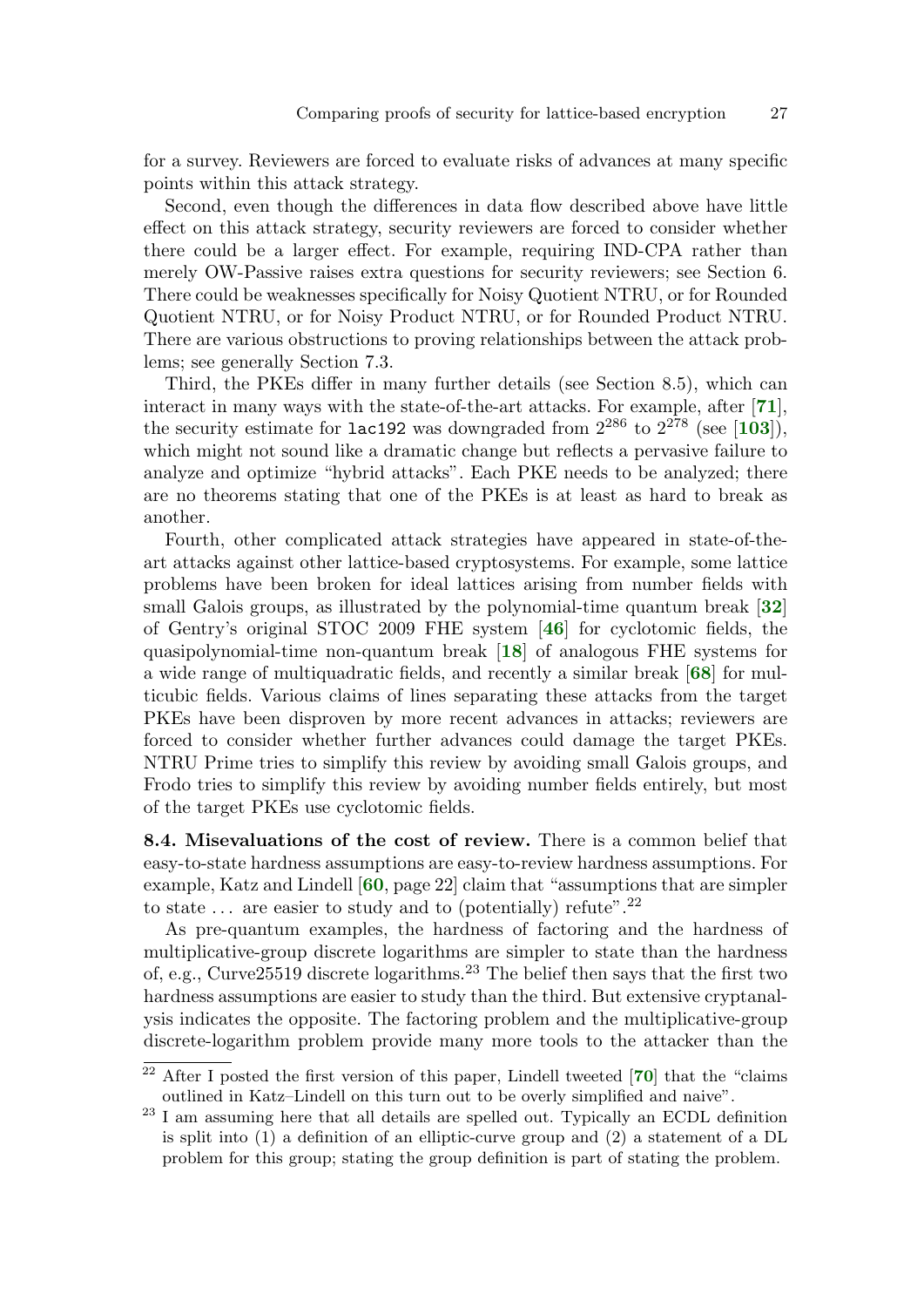for a survey. Reviewers are forced to evaluate risks of advances at many specific points within this attack strategy.

Second, even though the differences in data flow described above have little effect on this attack strategy, security reviewers are forced to consider whether there could be a larger effect. For example, requiring IND-CPA rather than merely OW-Passive raises extra questions for security reviewers; see Section 6. There could be weaknesses specifically for Noisy Quotient NTRU, or for Rounded Quotient NTRU, or for Noisy Product NTRU, or for Rounded Product NTRU. There are various obstructions to proving relationships between the attack problems; see generally Section 7.3.

Third, the PKEs differ in many further details (see Section 8.5), which can interact in many ways with the state-of-the-art attacks. For example, after [**71**], the security estimate for `lac192` was downgraded from $2^{286}$ to $2^{278}$ (see [**103**]), which might not sound like a dramatic change but reflects a pervasive failure to analyze and optimize "hybrid attacks". Each PKE needs to be analyzed; there are no theorems stating that one of the PKEs is at least as hard to break as another.

Fourth, other complicated attack strategies have appeared in state-of-the-art attacks against other lattice-based cryptosystems. For example, some lattice problems have been broken for ideal lattices arising from number fields with small Galois groups, as illustrated by the polynomial-time quantum break [**32**] of Gentry's original STOC 2009 FHE system [**46**] for cyclotomic fields, the quasipolynomial-time non-quantum break [**18**] of analogous FHE systems for a wide range of multiquadratic fields, and recently a similar break [**68**] for multicubic fields. Various claims of lines separating these attacks from the target PKEs have been disproven by more recent advances in attacks; reviewers are forced to consider whether further advances could damage the target PKEs. NTRU Prime tries to simplify this review by avoiding small Galois groups, and Frodo tries to simplify this review by avoiding number fields entirely, but most of the target PKEs use cyclotomic fields.

**8.4. Misevaluations of the cost of review.** There is a common belief that easy-to-state hardness assumptions are easy-to-review hardness assumptions. For example, Katz and Lindell [**60**, page 22] claim that "assumptions that are simpler to state ... are easier to study and to (potentially) refute".[22]

As pre-quantum examples, the hardness of factoring and the hardness of multiplicative-group discrete logarithms are simpler to state than the hardness of, e.g., Curve25519 discrete logarithms.[23] The belief then says that the first two hardness assumptions are easier to study than the third. But extensive cryptanalysis indicates the opposite. The factoring problem and the multiplicative-group discrete-logarithm problem provide many more tools to the attacker than the

[22] After I posted the first version of this paper, Lindell tweeted [**70**] that the "claims outlined in Katz–Lindell on this turn out to be overly simplified and naive".

[23] I am assuming here that all details are spelled out. Typically an ECDL definition is split into (1) a definition of an elliptic-curve group and (2) a statement of a DL problem for this group; stating the group definition is part of stating the problem.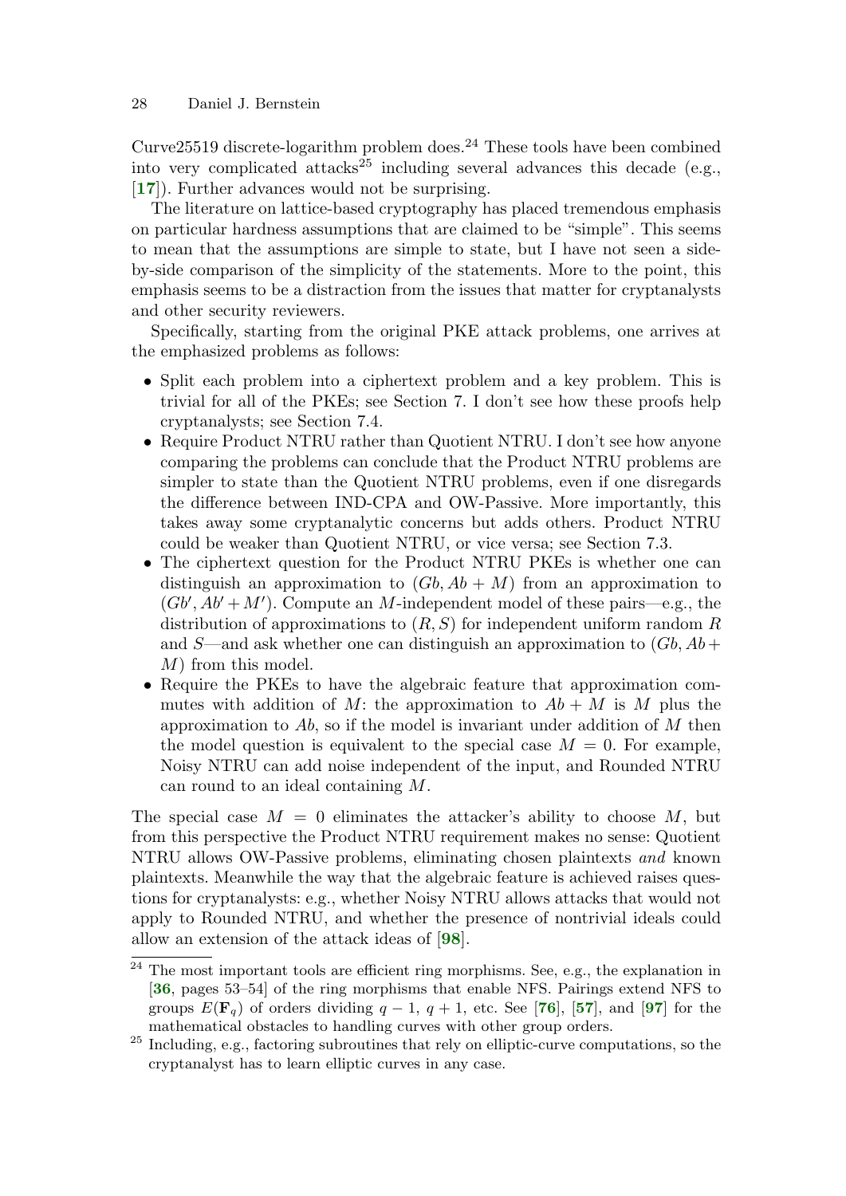Curve25519 discrete-logarithm problem does.[24] These tools have been combined into very complicated attacks[25] including several advances this decade (e.g., [**17**]). Further advances would not be surprising.

The literature on lattice-based cryptography has placed tremendous emphasis on particular hardness assumptions that are claimed to be "simple". This seems to mean that the assumptions are simple to state, but I have not seen a side-by-side comparison of the simplicity of the statements. More to the point, this emphasis seems to be a distraction from the issues that matter for cryptanalysts and other security reviewers.

Specifically, starting from the original PKE attack problems, one arrives at the emphasized problems as follows:

- Split each problem into a ciphertext problem and a key problem. This is trivial for all of the PKEs; see Section 7. I don't see how these proofs help cryptanalysts; see Section 7.4.
- Require Product NTRU rather than Quotient NTRU. I don't see how anyone comparing the problems can conclude that the Product NTRU problems are simpler to state than the Quotient NTRU problems, even if one disregards the difference between IND-CPA and OW-Passive. More importantly, this takes away some cryptanalytic concerns but adds others. Product NTRU could be weaker than Quotient NTRU, or vice versa; see Section 7.3.
- The ciphertext question for the Product NTRU PKEs is whether one can distinguish an approximation to $(Gb, Ab + M)$ from an approximation to $(Gb', Ab' + M')$. Compute an $M$-independent model of these pairs—e.g., the distribution of approximations to $(R, S)$ for independent uniform random $R$ and $S$—and ask whether one can distinguish an approximation to $(Gb, Ab + M)$ from this model.
- Require the PKEs to have the algebraic feature that approximation commutes with addition of $M$: the approximation to $Ab + M$ is $M$ plus the approximation to $Ab$, so if the model is invariant under addition of $M$ then the model question is equivalent to the special case $M = 0$. For example, Noisy NTRU can add noise independent of the input, and Rounded NTRU can round to an ideal containing $M$.

The special case $M = 0$ eliminates the attacker's ability to choose $M$, but from this perspective the Product NTRU requirement makes no sense: Quotient NTRU allows OW-Passive problems, eliminating chosen plaintexts *and* known plaintexts. Meanwhile the way that the algebraic feature is achieved raises questions for cryptanalysts: e.g., whether Noisy NTRU allows attacks that would not apply to Rounded NTRU, and whether the presence of nontrivial ideals could allow an extension of the attack ideas of [**98**].

---

[24] The most important tools are efficient ring morphisms. See, e.g., the explanation in [**36**, pages 53–54] of the ring morphisms that enable NFS. Pairings extend NFS to groups $E(\mathbf{F}_q)$ of orders dividing $q - 1$, $q + 1$, etc. See [**76**], [**57**], and [**97**] for the mathematical obstacles to handling curves with other group orders.

[25] Including, e.g., factoring subroutines that rely on elliptic-curve computations, so the cryptanalyst has to learn elliptic curves in any case.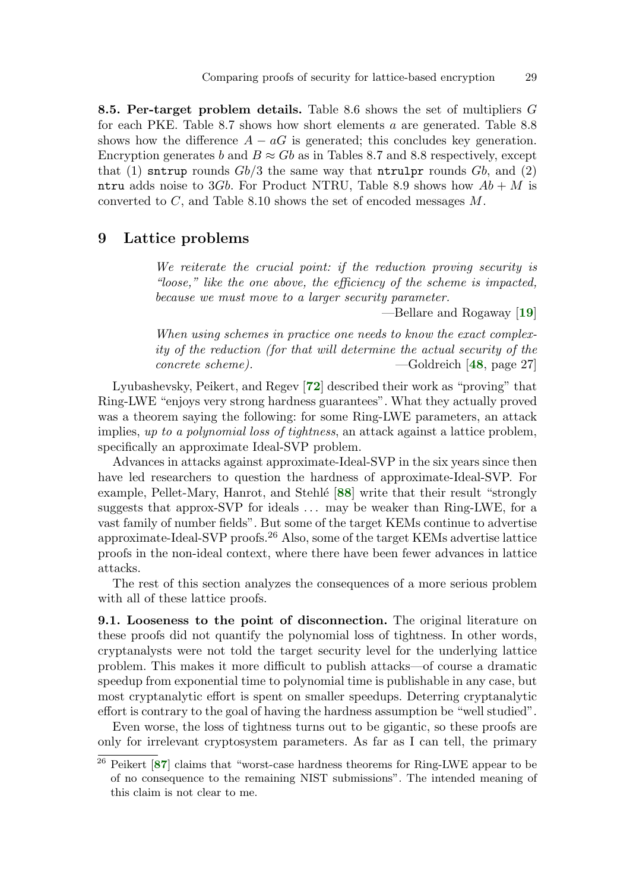**8.5. Per-target problem details.** Table 8.6 shows the set of multipliers $G$ for each PKE. Table 8.7 shows how short elements $a$ are generated. Table 8.8 shows how the difference $A - aG$ is generated; this concludes key generation. Encryption generates $b$ and $B \approx Gb$ as in Tables 8.7 and 8.8 respectively, except that (1) `sntrup` rounds $Gb/3$ the same way that `ntrulpr` rounds $Gb$, and (2) `ntru` adds noise to $3Gb$. For Product NTRU, Table 8.9 shows how $Ab + M$ is converted to $C$, and Table 8.10 shows the set of encoded messages $M$.

# 9 Lattice problems

> *We reiterate the crucial point: if the reduction proving security is "loose," like the one above, the efficiency of the scheme is impacted, because we must move to a larger security parameter.*
>
> —Bellare and Rogaway [19]

> *When using schemes in practice one needs to know the exact complexity of the reduction (for that will determine the actual security of the concrete scheme).* —Goldreich [48, page 27]

Lyubashevsky, Peikert, and Regev [72] described their work as "proving" that Ring-LWE "enjoys very strong hardness guarantees". What they actually proved was a theorem saying the following: for some Ring-LWE parameters, an attack implies, *up to a polynomial loss of tightness*, an attack against a lattice problem, specifically an approximate Ideal-SVP problem.

Advances in attacks against approximate-Ideal-SVP in the six years since then have led researchers to question the hardness of approximate-Ideal-SVP. For example, Pellet-Mary, Hanrot, and Stehlé [88] write that their result "strongly suggests that approx-SVP for ideals ... may be weaker than Ring-LWE, for a vast family of number fields". But some of the target KEMs continue to advertise approximate-Ideal-SVP proofs.[26] Also, some of the target KEMs advertise lattice proofs in the non-ideal context, where there have been fewer advances in lattice attacks.

The rest of this section analyzes the consequences of a more serious problem with all of these lattice proofs.

**9.1. Looseness to the point of disconnection.** The original literature on these proofs did not quantify the polynomial loss of tightness. In other words, cryptanalysts were not told the target security level for the underlying lattice problem. This makes it more difficult to publish attacks—of course a dramatic speedup from exponential time to polynomial time is publishable in any case, but most cryptanalytic effort is spent on smaller speedups. Deterring cryptanalytic effort is contrary to the goal of having the hardness assumption be "well studied".

Even worse, the loss of tightness turns out to be gigantic, so these proofs are only for irrelevant cryptosystem parameters. As far as I can tell, the primary

[26] Peikert [87] claims that "worst-case hardness theorems for Ring-LWE appear to be of no consequence to the remaining NIST submissions". The intended meaning of this claim is not clear to me.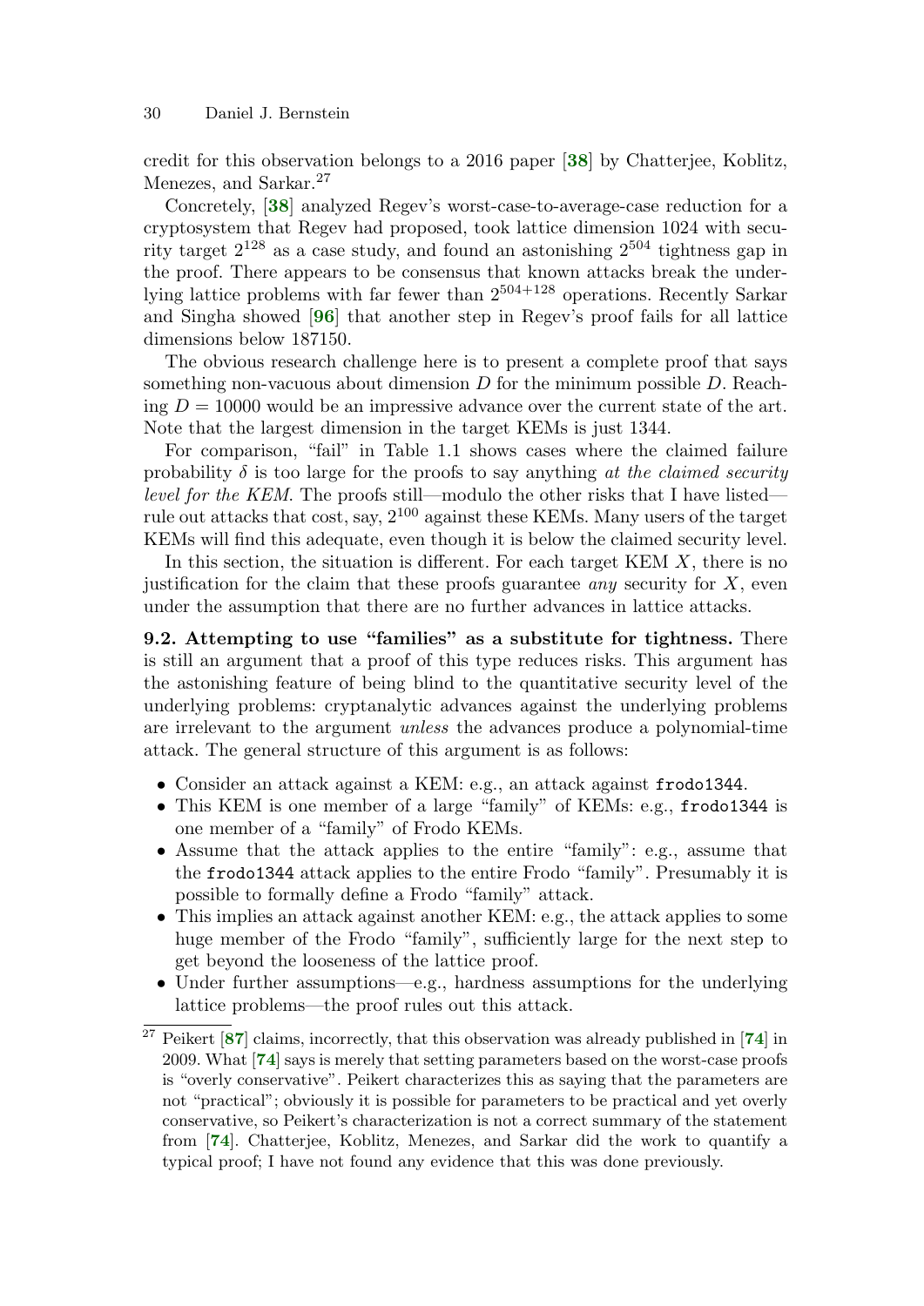credit for this observation belongs to a 2016 paper [**38**] by Chatterjee, Koblitz, Menezes, and Sarkar.[27]

Concretely, [**38**] analyzed Regev's worst-case-to-average-case reduction for a cryptosystem that Regev had proposed, took lattice dimension 1024 with security target $2^{128}$ as a case study, and found an astonishing $2^{504}$ tightness gap in the proof. There appears to be consensus that known attacks break the underlying lattice problems with far fewer than $2^{504+128}$ operations. Recently Sarkar and Singha showed [**96**] that another step in Regev's proof fails for all lattice dimensions below 187150.

The obvious research challenge here is to present a complete proof that says something non-vacuous about dimension $D$ for the minimum possible $D$. Reaching $D = 10000$ would be an impressive advance over the current state of the art. Note that the largest dimension in the target KEMs is just 1344.

For comparison, "fail" in Table 1.1 shows cases where the claimed failure probability $\delta$ is too large for the proofs to say anything *at the claimed security level for the KEM*. The proofs still—modulo the other risks that I have listed—rule out attacks that cost, say, $2^{100}$ against these KEMs. Many users of the target KEMs will find this adequate, even though it is below the claimed security level.

In this section, the situation is different. For each target KEM $X$, there is no justification for the claim that these proofs guarantee *any* security for $X$, even under the assumption that there are no further advances in lattice attacks.

**9.2. Attempting to use "families" as a substitute for tightness.** There is still an argument that a proof of this type reduces risks. This argument has the astonishing feature of being blind to the quantitative security level of the underlying problems: cryptanalytic advances against the underlying problems are irrelevant to the argument *unless* the advances produce a polynomial-time attack. The general structure of this argument is as follows:

- Consider an attack against a KEM: e.g., an attack against `frodo1344`.
- This KEM is one member of a large "family" of KEMs: e.g., `frodo1344` is one member of a "family" of Frodo KEMs.
- Assume that the attack applies to the entire "family": e.g., assume that the `frodo1344` attack applies to the entire Frodo "family". Presumably it is possible to formally define a Frodo "family" attack.
- This implies an attack against another KEM: e.g., the attack applies to some huge member of the Frodo "family", sufficiently large for the next step to get beyond the looseness of the lattice proof.
- Under further assumptions—e.g., hardness assumptions for the underlying lattice problems—the proof rules out this attack.

[27] Peikert [**87**] claims, incorrectly, that this observation was already published in [**74**] in 2009. What [**74**] says is merely that setting parameters based on the worst-case proofs is "overly conservative". Peikert characterizes this as saying that the parameters are not "practical"; obviously it is possible for parameters to be practical and yet overly conservative, so Peikert's characterization is not a correct summary of the statement from [**74**]. Chatterjee, Koblitz, Menezes, and Sarkar did the work to quantify a typical proof; I have not found any evidence that this was done previously.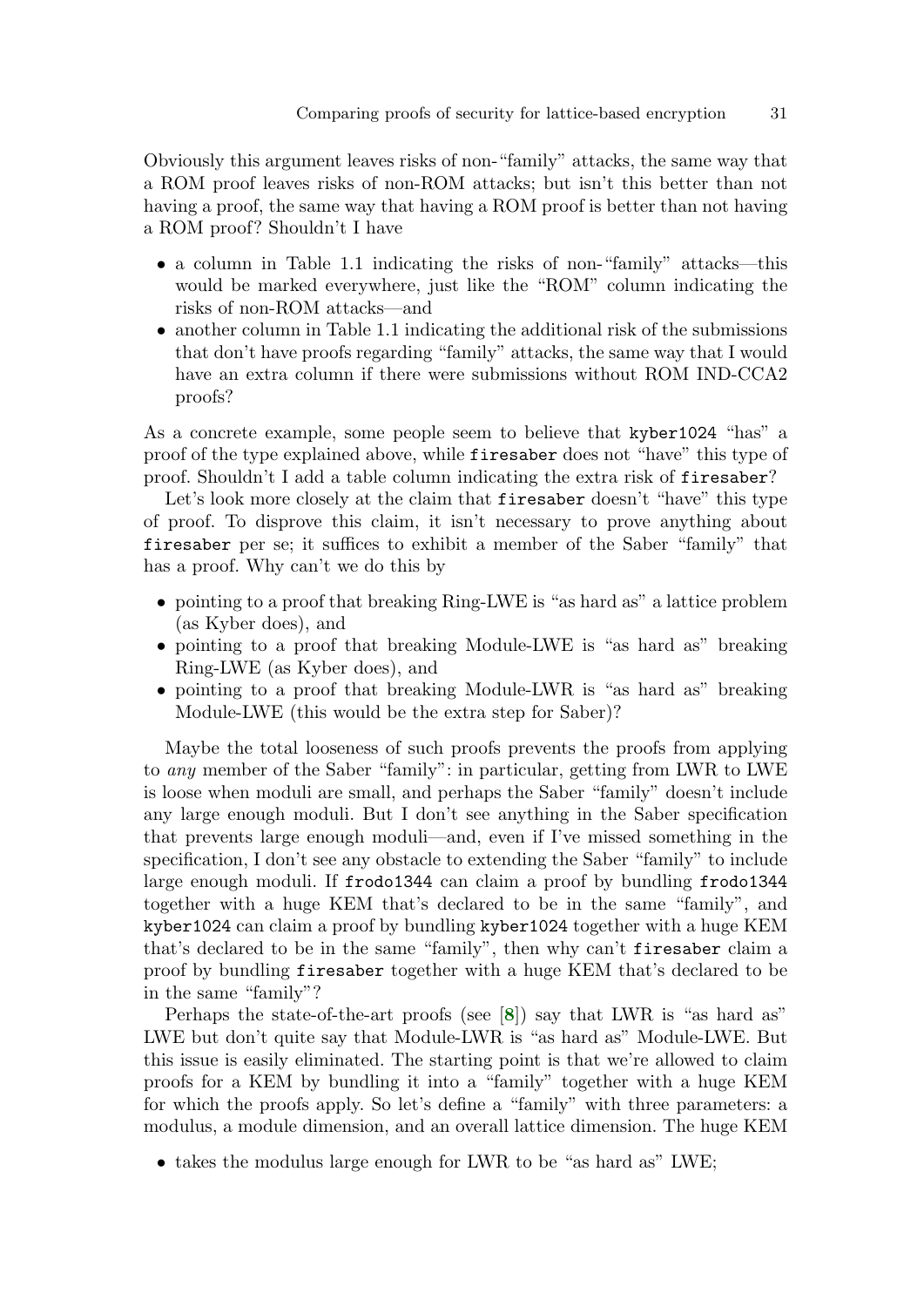Obviously this argument leaves risks of non-"family" attacks, the same way that a ROM proof leaves risks of non-ROM attacks; but isn't this better than not having a proof, the same way that having a ROM proof is better than not having a ROM proof? Shouldn't I have

- a column in Table 1.1 indicating the risks of non-"family" attacks—this would be marked everywhere, just like the "ROM" column indicating the risks of non-ROM attacks—and
- another column in Table 1.1 indicating the additional risk of the submissions that don't have proofs regarding "family" attacks, the same way that I would have an extra column if there were submissions without ROM IND-CCA2 proofs?

As a concrete example, some people seem to believe that `kyber1024` "has" a proof of the type explained above, while `firesaber` does not "have" this type of proof. Shouldn't I add a table column indicating the extra risk of `firesaber`?

Let's look more closely at the claim that `firesaber` doesn't "have" this type of proof. To disprove this claim, it isn't necessary to prove anything about `firesaber` per se; it suffices to exhibit a member of the Saber "family" that has a proof. Why can't we do this by

- pointing to a proof that breaking Ring-LWE is "as hard as" a lattice problem (as Kyber does), and
- pointing to a proof that breaking Module-LWE is "as hard as" breaking Ring-LWE (as Kyber does), and
- pointing to a proof that breaking Module-LWR is "as hard as" breaking Module-LWE (this would be the extra step for Saber)?

Maybe the total looseness of such proofs prevents the proofs from applying to *any* member of the Saber "family": in particular, getting from LWR to LWE is loose when moduli are small, and perhaps the Saber "family" doesn't include any large enough moduli. But I don't see anything in the Saber specification that prevents large enough moduli—and, even if I've missed something in the specification, I don't see any obstacle to extending the Saber "family" to include large enough moduli. If `frodo1344` can claim a proof by bundling `frodo1344` together with a huge KEM that's declared to be in the same "family", and `kyber1024` can claim a proof by bundling `kyber1024` together with a huge KEM that's declared to be in the same "family", then why can't `firesaber` claim a proof by bundling `firesaber` together with a huge KEM that's declared to be in the same "family"?

Perhaps the state-of-the-art proofs (see [8]) say that LWR is "as hard as" LWE but don't quite say that Module-LWR is "as hard as" Module-LWE. But this issue is easily eliminated. The starting point is that we're allowed to claim proofs for a KEM by bundling it into a "family" together with a huge KEM for which the proofs apply. So let's define a "family" with three parameters: a modulus, a module dimension, and an overall lattice dimension. The huge KEM

- takes the modulus large enough for LWR to be "as hard as" LWE;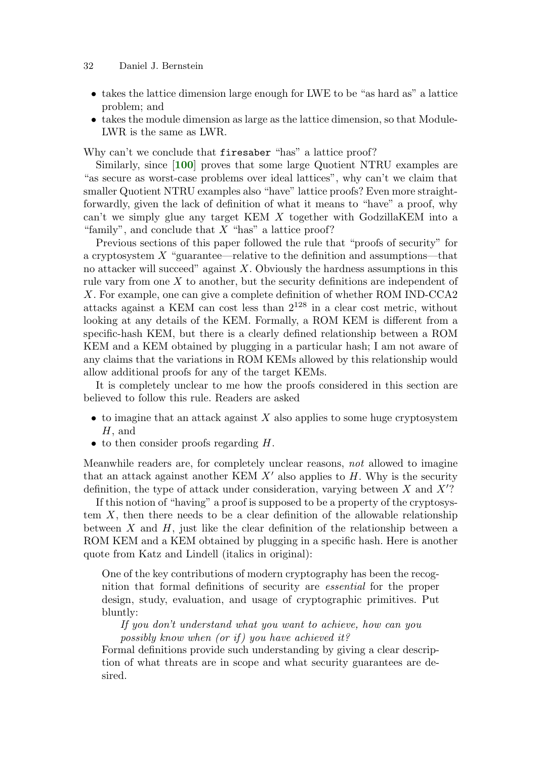- takes the lattice dimension large enough for LWE to be "as hard as" a lattice problem; and
- takes the module dimension as large as the lattice dimension, so that Module-LWR is the same as LWR.

Why can't we conclude that `firesaber` "has" a lattice proof?

Similarly, since [**100**] proves that some large Quotient NTRU examples are "as secure as worst-case problems over ideal lattices", why can't we claim that smaller Quotient NTRU examples also "have" lattice proofs? Even more straightforwardly, given the lack of definition of what it means to "have" a proof, why can't we simply glue any target KEM $X$ together with GodzillaKEM into a "family", and conclude that $X$ "has" a lattice proof?

Previous sections of this paper followed the rule that "proofs of security" for a cryptosystem $X$ "guarantee—relative to the definition and assumptions—that no attacker will succeed" against $X$. Obviously the hardness assumptions in this rule vary from one $X$ to another, but the security definitions are independent of $X$. For example, one can give a complete definition of whether ROM IND-CCA2 attacks against a KEM can cost less than $2^{128}$ in a clear cost metric, without looking at any details of the KEM. Formally, a ROM KEM is different from a specific-hash KEM, but there is a clearly defined relationship between a ROM KEM and a KEM obtained by plugging in a particular hash; I am not aware of any claims that the variations in ROM KEMs allowed by this relationship would allow additional proofs for any of the target KEMs.

It is completely unclear to me how the proofs considered in this section are believed to follow this rule. Readers are asked

- to imagine that an attack against $X$ also applies to some huge cryptosystem $H$, and
- to then consider proofs regarding $H$.

Meanwhile readers are, for completely unclear reasons, *not* allowed to imagine that an attack against another KEM $X'$ also applies to $H$. Why is the security definition, the type of attack under consideration, varying between $X$ and $X'$?

If this notion of "having" a proof is supposed to be a property of the cryptosystem $X$, then there needs to be a clear definition of the allowable relationship between $X$ and $H$, just like the clear definition of the relationship between a ROM KEM and a KEM obtained by plugging in a specific hash. Here is another quote from Katz and Lindell (italics in original):

> One of the key contributions of modern cryptography has been the recognition that formal definitions of security are *essential* for the proper design, study, evaluation, and usage of cryptographic primitives. Put bluntly:
>
> > *If you don't understand what you want to achieve, how can you possibly know when (or if) you have achieved it?*
>
> Formal definitions provide such understanding by giving a clear description of what threats are in scope and what security guarantees are desired.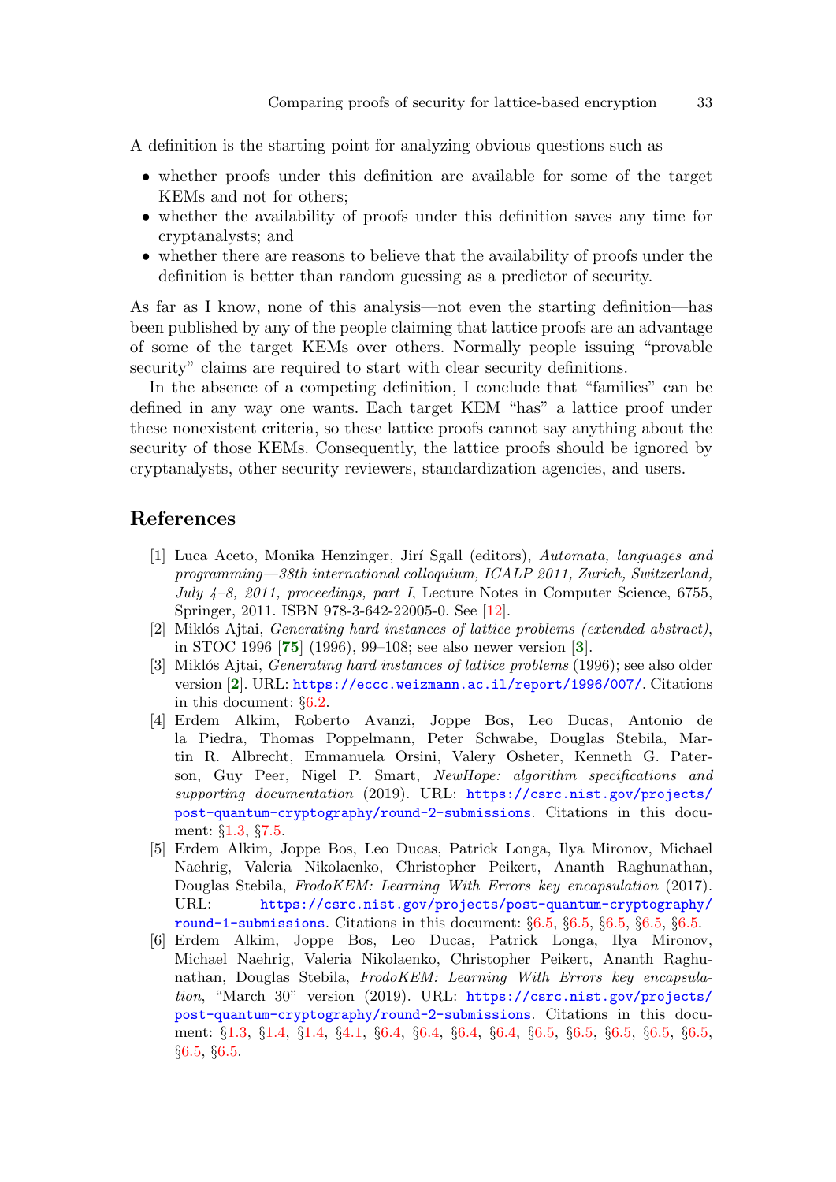A definition is the starting point for analyzing obvious questions such as

- whether proofs under this definition are available for some of the target KEMs and not for others;
- whether the availability of proofs under this definition saves any time for cryptanalysts; and
- whether there are reasons to believe that the availability of proofs under the definition is better than random guessing as a predictor of security.

As far as I know, none of this analysis—not even the starting definition—has been published by any of the people claiming that lattice proofs are an advantage of some of the target KEMs over others. Normally people issuing "provable security" claims are required to start with clear security definitions.

In the absence of a competing definition, I conclude that "families" can be defined in any way one wants. Each target KEM "has" a lattice proof under these nonexistent criteria, so these lattice proofs cannot say anything about the security of those KEMs. Consequently, the lattice proofs should be ignored by cryptanalysts, other security reviewers, standardization agencies, and users.

## References

[1] Luca Aceto, Monika Henzinger, Jirí Sgall (editors), *Automata, languages and programming—38th international colloquium, ICALP 2011, Zurich, Switzerland, July 4–8, 2011, proceedings, part I*, Lecture Notes in Computer Science, 6755, Springer, 2011. ISBN 978-3-642-22005-0. See [12].

[2] Miklós Ajtai, *Generating hard instances of lattice problems (extended abstract)*, in STOC 1996 [**75**] (1996), 99–108; see also newer version [**3**].

[3] Miklós Ajtai, *Generating hard instances of lattice problems* (1996); see also older version [**2**]. URL: https://eccc.weizmann.ac.il/report/1996/007/. Citations in this document: §6.2.

[4] Erdem Alkim, Roberto Avanzi, Joppe Bos, Leo Ducas, Antonio de la Piedra, Thomas Poppelmann, Peter Schwabe, Douglas Stebila, Martin R. Albrecht, Emmanuela Orsini, Valery Osheter, Kenneth G. Paterson, Guy Peer, Nigel P. Smart, *NewHope: algorithm specifications and supporting documentation* (2019). URL: https://csrc.nist.gov/projects/post-quantum-cryptography/round-2-submissions. Citations in this document: §1.3, §7.5.

[5] Erdem Alkim, Joppe Bos, Leo Ducas, Patrick Longa, Ilya Mironov, Michael Naehrig, Valeria Nikolaenko, Christopher Peikert, Ananth Raghunathan, Douglas Stebila, *FrodoKEM: Learning With Errors key encapsulation* (2017). URL: https://csrc.nist.gov/projects/post-quantum-cryptography/round-1-submissions. Citations in this document: §6.5, §6.5, §6.5, §6.5, §6.5.

[6] Erdem Alkim, Joppe Bos, Leo Ducas, Patrick Longa, Ilya Mironov, Michael Naehrig, Valeria Nikolaenko, Christopher Peikert, Ananth Raghunathan, Douglas Stebila, *FrodoKEM: Learning With Errors key encapsulation*, "March 30" version (2019). URL: https://csrc.nist.gov/projects/post-quantum-cryptography/round-2-submissions. Citations in this document: §1.3, §1.4, §1.4, §4.1, §6.4, §6.4, §6.4, §6.4, §6.5, §6.5, §6.5, §6.5, §6.5, §6.5, §6.5.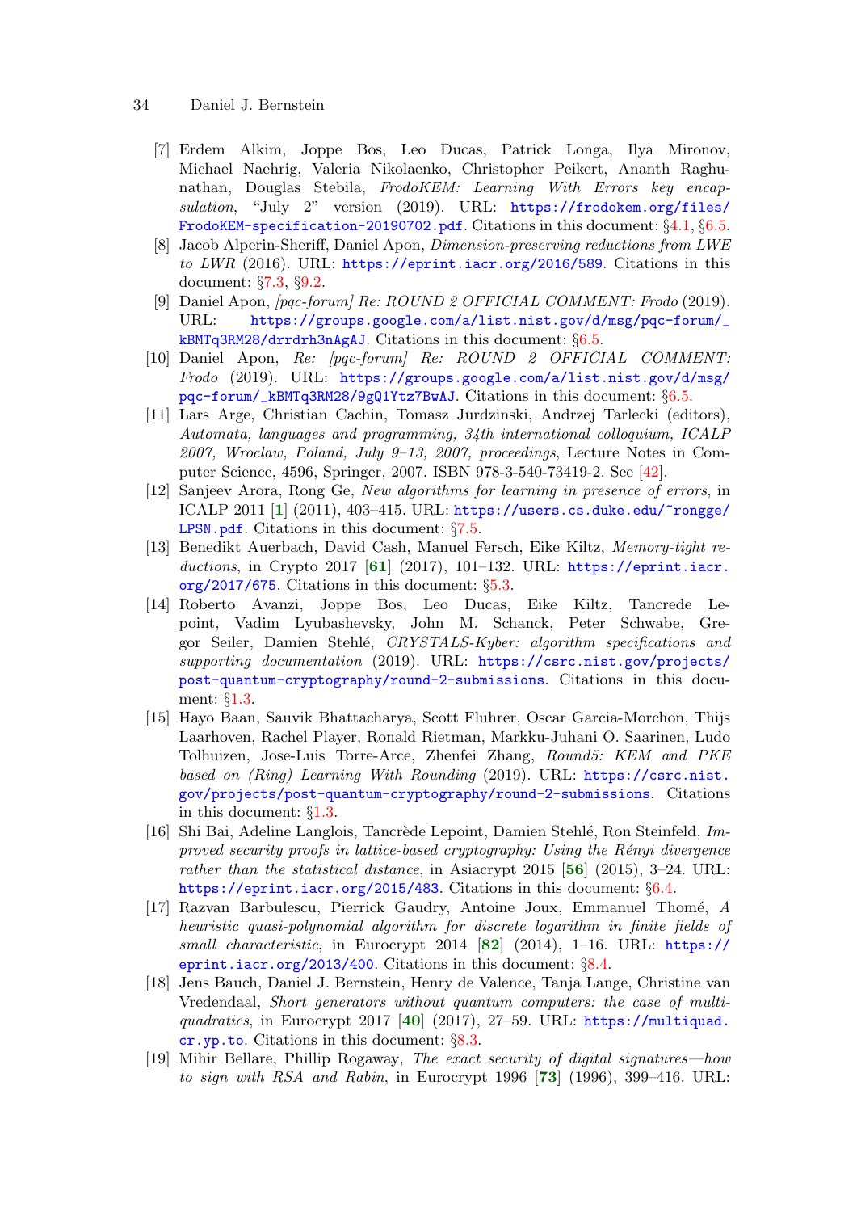[7] Erdem Alkim, Joppe Bos, Leo Ducas, Patrick Longa, Ilya Mironov, Michael Naehrig, Valeria Nikolaenko, Christopher Peikert, Ananth Raghunathan, Douglas Stebila, *FrodoKEM: Learning With Errors key encapsulation*, "July 2" version (2019). URL: https://frodokem.org/files/FrodoKEM-specification-20190702.pdf. Citations in this document: §4.1, §6.5.

[8] Jacob Alperin-Sheriff, Daniel Apon, *Dimension-preserving reductions from LWE to LWR* (2016). URL: https://eprint.iacr.org/2016/589. Citations in this document: §7.3, §9.2.

[9] Daniel Apon, *[pqc-forum] Re: ROUND 2 OFFICIAL COMMENT: Frodo* (2019). URL: https://groups.google.com/a/list.nist.gov/d/msg/pqc-forum/_kBMTq3RM28/drrdrh3nAgAJ. Citations in this document: §6.5.

[10] Daniel Apon, *Re: [pqc-forum] Re: ROUND 2 OFFICIAL COMMENT: Frodo* (2019). URL: https://groups.google.com/a/list.nist.gov/d/msg/pqc-forum/_kBMTq3RM28/9gQ1Ytz7BwAJ. Citations in this document: §6.5.

[11] Lars Arge, Christian Cachin, Tomasz Jurdzinski, Andrzej Tarlecki (editors), *Automata, languages and programming, 34th international colloquium, ICALP 2007, Wroclaw, Poland, July 9–13, 2007, proceedings*, Lecture Notes in Computer Science, 4596, Springer, 2007. ISBN 978-3-540-73419-2. See [42].

[12] Sanjeev Arora, Rong Ge, *New algorithms for learning in presence of errors*, in ICALP 2011 [**1**] (2011), 403–415. URL: https://users.cs.duke.edu/~rongge/LPSN.pdf. Citations in this document: §7.5.

[13] Benedikt Auerbach, David Cash, Manuel Fersch, Eike Kiltz, *Memory-tight reductions*, in Crypto 2017 [**61**] (2017), 101–132. URL: https://eprint.iacr.org/2017/675. Citations in this document: §5.3.

[14] Roberto Avanzi, Joppe Bos, Leo Ducas, Eike Kiltz, Tancrede Lepoint, Vadim Lyubashevsky, John M. Schanck, Peter Schwabe, Gregor Seiler, Damien Stehlé, *CRYSTALS-Kyber: algorithm specifications and supporting documentation* (2019). URL: https://csrc.nist.gov/projects/post-quantum-cryptography/round-2-submissions. Citations in this document: §1.3.

[15] Hayo Baan, Sauvik Bhattacharya, Scott Fluhrer, Oscar Garcia-Morchon, Thijs Laarhoven, Rachel Player, Ronald Rietman, Markku-Juhani O. Saarinen, Ludo Tolhuizen, Jose-Luis Torre-Arce, Zhenfei Zhang, *Round5: KEM and PKE based on (Ring) Learning With Rounding* (2019). URL: https://csrc.nist.gov/projects/post-quantum-cryptography/round-2-submissions. Citations in this document: §1.3.

[16] Shi Bai, Adeline Langlois, Tancrède Lepoint, Damien Stehlé, Ron Steinfeld, *Improved security proofs in lattice-based cryptography: Using the Rényi divergence rather than the statistical distance*, in Asiacrypt 2015 [**56**] (2015), 3–24. URL: https://eprint.iacr.org/2015/483. Citations in this document: §6.4.

[17] Razvan Barbulescu, Pierrick Gaudry, Antoine Joux, Emmanuel Thomé, *A heuristic quasi-polynomial algorithm for discrete logarithm in finite fields of small characteristic*, in Eurocrypt 2014 [**82**] (2014), 1–16. URL: https://eprint.iacr.org/2013/400. Citations in this document: §8.4.

[18] Jens Bauch, Daniel J. Bernstein, Henry de Valence, Tanja Lange, Christine van Vredendaal, *Short generators without quantum computers: the case of multiquadratics*, in Eurocrypt 2017 [**40**] (2017), 27–59. URL: https://multiquad.cr.yp.to. Citations in this document: §8.3.

[19] Mihir Bellare, Phillip Rogaway, *The exact security of digital signatures—how to sign with RSA and Rabin*, in Eurocrypt 1996 [**73**] (1996), 399–416. URL: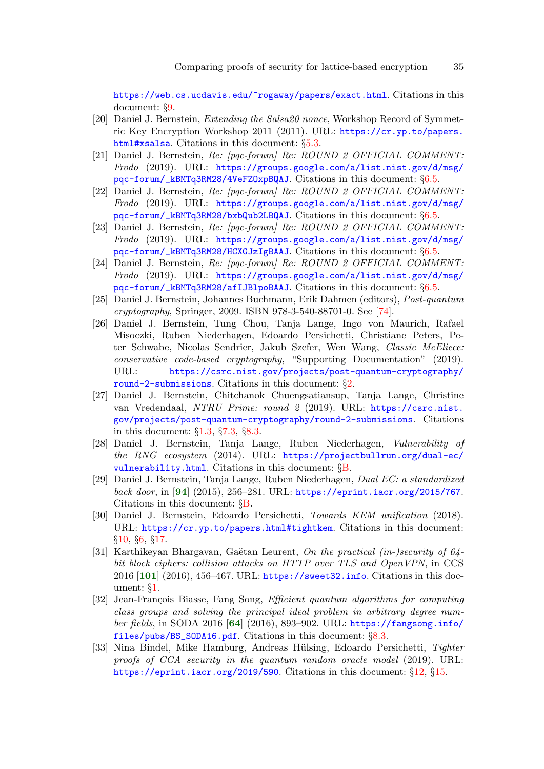https://web.cs.ucdavis.edu/~rogaway/papers/exact.html. Citations in this document: §9.

[20] Daniel J. Bernstein, *Extending the Salsa20 nonce*, Workshop Record of Symmetric Key Encryption Workshop 2011 (2011). URL: https://cr.yp.to/papers.html#xsalsa. Citations in this document: §5.3.

[21] Daniel J. Bernstein, *Re: [pqc-forum] Re: ROUND 2 OFFICIAL COMMENT: Frodo* (2019). URL: https://groups.google.com/a/list.nist.gov/d/msg/pqc-forum/_kBMTq3RM28/4VeFZOxpBQAJ. Citations in this document: §6.5.

[22] Daniel J. Bernstein, *Re: [pqc-forum] Re: ROUND 2 OFFICIAL COMMENT: Frodo* (2019). URL: https://groups.google.com/a/list.nist.gov/d/msg/pqc-forum/_kBMTq3RM28/bxbQub2LBQAJ. Citations in this document: §6.5.

[23] Daniel J. Bernstein, *Re: [pqc-forum] Re: ROUND 2 OFFICIAL COMMENT: Frodo* (2019). URL: https://groups.google.com/a/list.nist.gov/d/msg/pqc-forum/_kBMTq3RM28/HCXGJzIgBAAJ. Citations in this document: §6.5.

[24] Daniel J. Bernstein, *Re: [pqc-forum] Re: ROUND 2 OFFICIAL COMMENT: Frodo* (2019). URL: https://groups.google.com/a/list.nist.gov/d/msg/pqc-forum/_kBMTq3RM28/afIJBlpoBAAJ. Citations in this document: §6.5.

[25] Daniel J. Bernstein, Johannes Buchmann, Erik Dahmen (editors), *Post-quantum cryptography*, Springer, 2009. ISBN 978-3-540-88701-0. See [74].

[26] Daniel J. Bernstein, Tung Chou, Tanja Lange, Ingo von Maurich, Rafael Misoczki, Ruben Niederhagen, Edoardo Persichetti, Christiane Peters, Peter Schwabe, Nicolas Sendrier, Jakub Szefer, Wen Wang, *Classic McEliece: conservative code-based cryptography*, "Supporting Documentation" (2019). URL: https://csrc.nist.gov/projects/post-quantum-cryptography/round-2-submissions. Citations in this document: §2.

[27] Daniel J. Bernstein, Chitchanok Chuengsatiansup, Tanja Lange, Christine van Vredendaal, *NTRU Prime: round 2* (2019). URL: https://csrc.nist.gov/projects/post-quantum-cryptography/round-2-submissions. Citations in this document: §1.3, §7.3, §8.3.

[28] Daniel J. Bernstein, Tanja Lange, Ruben Niederhagen, *Vulnerability of the RNG ecosystem* (2014). URL: https://projectbullrun.org/dual-ec/vulnerability.html. Citations in this document: §B.

[29] Daniel J. Bernstein, Tanja Lange, Ruben Niederhagen, *Dual EC: a standardized back door*, in [**94**] (2015), 256–281. URL: https://eprint.iacr.org/2015/767. Citations in this document: §B.

[30] Daniel J. Bernstein, Edoardo Persichetti, *Towards KEM unification* (2018). URL: https://cr.yp.to/papers.html#tightkem. Citations in this document: §10, §6, §17.

[31] Karthikeyan Bhargavan, Gaëtan Leurent, *On the practical (in-)security of 64-bit block ciphers: collision attacks on HTTP over TLS and OpenVPN*, in CCS 2016 [**101**] (2016), 456–467. URL: https://sweet32.info. Citations in this document: §1.

[32] Jean-François Biasse, Fang Song, *Efficient quantum algorithms for computing class groups and solving the principal ideal problem in arbitrary degree number fields*, in SODA 2016 [**64**] (2016), 893–902. URL: https://fangsong.info/files/pubs/BS_SODA16.pdf. Citations in this document: §8.3.

[33] Nina Bindel, Mike Hamburg, Andreas Hülsing, Edoardo Persichetti, *Tighter proofs of CCA security in the quantum random oracle model* (2019). URL: https://eprint.iacr.org/2019/590. Citations in this document: §12, §15.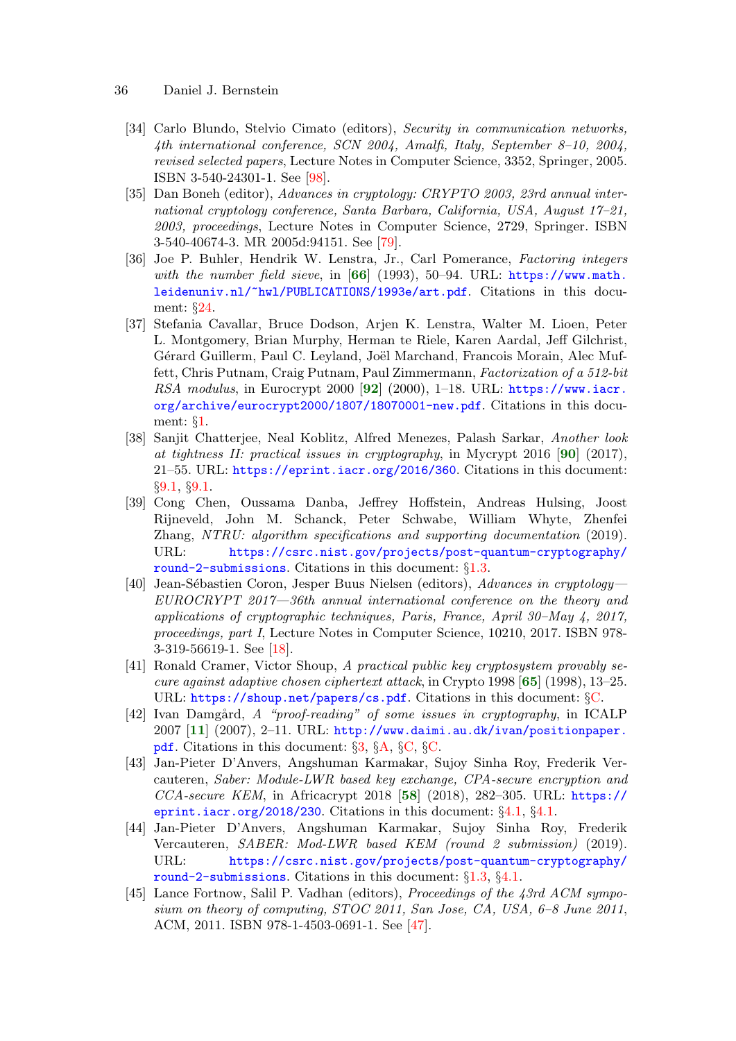[34] Carlo Blundo, Stelvio Cimato (editors), *Security in communication networks, 4th international conference, SCN 2004, Amalfi, Italy, September 8–10, 2004, revised selected papers*, Lecture Notes in Computer Science, 3352, Springer, 2005. ISBN 3-540-24301-1. See [98].

[35] Dan Boneh (editor), *Advances in cryptology: CRYPTO 2003, 23rd annual international cryptology conference, Santa Barbara, California, USA, August 17–21, 2003, proceedings*, Lecture Notes in Computer Science, 2729, Springer. ISBN 3-540-40674-3. MR 2005d:94151. See [79].

[36] Joe P. Buhler, Hendrik W. Lenstra, Jr., Carl Pomerance, *Factoring integers with the number field sieve*, in [**66**] (1993), 50–94. URL: `https://www.math.leidenuniv.nl/~hwl/PUBLICATIONS/1993e/art.pdf`. Citations in this document: §24.

[37] Stefania Cavallar, Bruce Dodson, Arjen K. Lenstra, Walter M. Lioen, Peter L. Montgomery, Brian Murphy, Herman te Riele, Karen Aardal, Jeff Gilchrist, Gérard Guillerm, Paul C. Leyland, Joël Marchand, Francois Morain, Alec Muffett, Chris Putnam, Craig Putnam, Paul Zimmermann, *Factorization of a 512-bit RSA modulus*, in Eurocrypt 2000 [**92**] (2000), 1–18. URL: `https://www.iacr.org/archive/eurocrypt2000/1807/18070001-new.pdf`. Citations in this document: §1.

[38] Sanjit Chatterjee, Neal Koblitz, Alfred Menezes, Palash Sarkar, *Another look at tightness II: practical issues in cryptography*, in Mycrypt 2016 [**90**] (2017), 21–55. URL: `https://eprint.iacr.org/2016/360`. Citations in this document: §9.1, §9.1.

[39] Cong Chen, Oussama Danba, Jeffrey Hoffstein, Andreas Hulsing, Joost Rijneveld, John M. Schanck, Peter Schwabe, William Whyte, Zhenfei Zhang, *NTRU: algorithm specifications and supporting documentation* (2019). URL: `https://csrc.nist.gov/projects/post-quantum-cryptography/round-2-submissions`. Citations in this document: §1.3.

[40] Jean-Sébastien Coron, Jesper Buus Nielsen (editors), *Advances in cryptology—EUROCRYPT 2017—36th annual international conference on the theory and applications of cryptographic techniques, Paris, France, April 30–May 4, 2017, proceedings, part I*, Lecture Notes in Computer Science, 10210, 2017. ISBN 978-3-319-56619-1. See [18].

[41] Ronald Cramer, Victor Shoup, *A practical public key cryptosystem provably secure against adaptive chosen ciphertext attack*, in Crypto 1998 [**65**] (1998), 13–25. URL: `https://shoup.net/papers/cs.pdf`. Citations in this document: §C.

[42] Ivan Damgård, *A "proof-reading" of some issues in cryptography*, in ICALP 2007 [**11**] (2007), 2–11. URL: `http://www.daimi.au.dk/ivan/positionpaper.pdf`. Citations in this document: §3, §A, §C, §C.

[43] Jan-Pieter D'Anvers, Angshuman Karmakar, Sujoy Sinha Roy, Frederik Vercauteren, *Saber: Module-LWR based key exchange, CPA-secure encryption and CCA-secure KEM*, in Africacrypt 2018 [**58**] (2018), 282–305. URL: `https://eprint.iacr.org/2018/230`. Citations in this document: §4.1, §4.1.

[44] Jan-Pieter D'Anvers, Angshuman Karmakar, Sujoy Sinha Roy, Frederik Vercauteren, *SABER: Mod-LWR based KEM (round 2 submission)* (2019). URL: `https://csrc.nist.gov/projects/post-quantum-cryptography/round-2-submissions`. Citations in this document: §1.3, §4.1.

[45] Lance Fortnow, Salil P. Vadhan (editors), *Proceedings of the 43rd ACM symposium on theory of computing, STOC 2011, San Jose, CA, USA, 6–8 June 2011*, ACM, 2011. ISBN 978-1-4503-0691-1. See [47].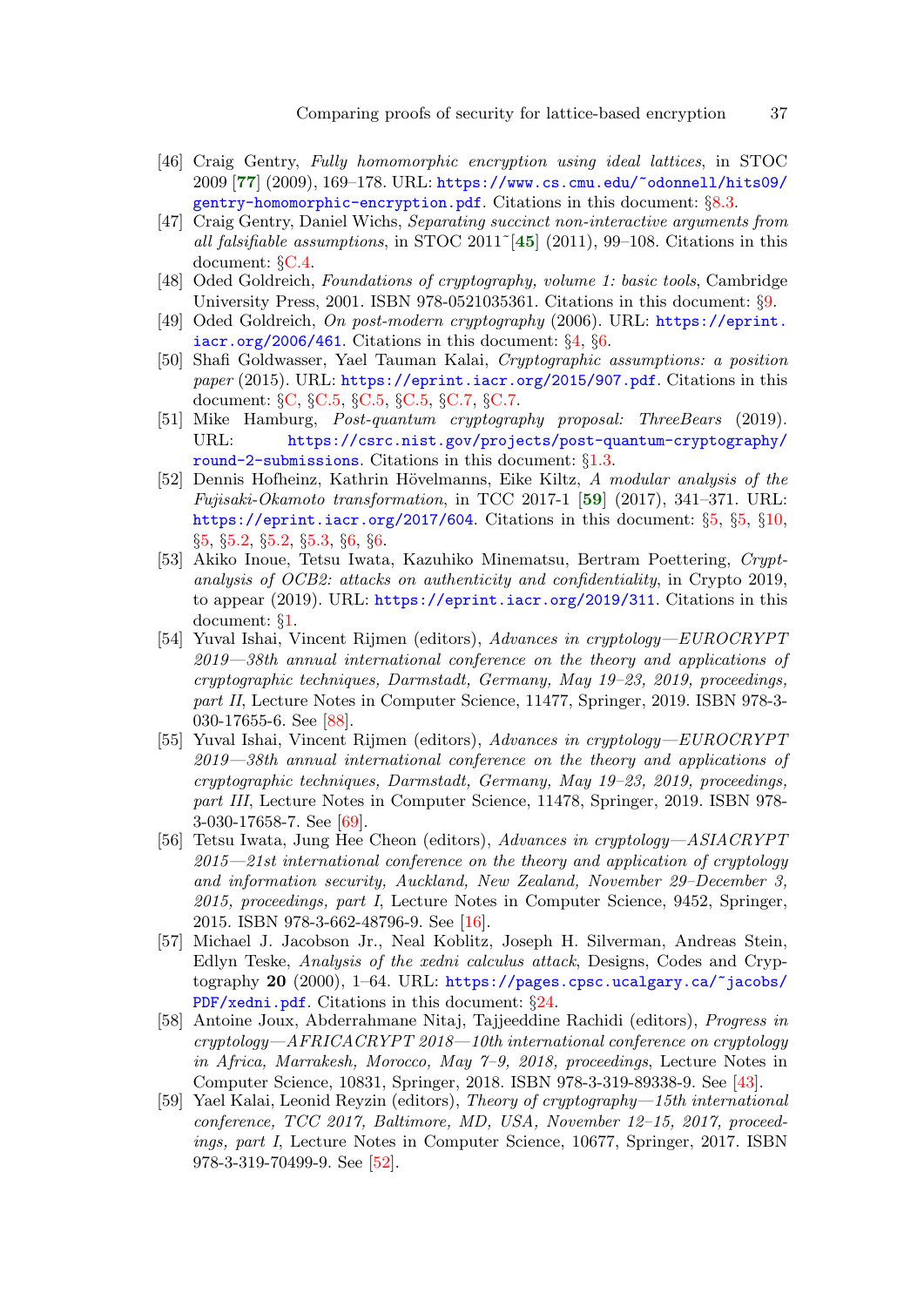[46] Craig Gentry, *Fully homomorphic encryption using ideal lattices*, in STOC 2009 [**77**] (2009), 169–178. URL: https://www.cs.cmu.edu/~odonnell/hits09/gentry-homomorphic-encryption.pdf. Citations in this document: §8.3.

[47] Craig Gentry, Daniel Wichs, *Separating succinct non-interactive arguments from all falsifiable assumptions*, in STOC 2011~[**45**] (2011), 99–108. Citations in this document: §C.4.

[48] Oded Goldreich, *Foundations of cryptography, volume 1: basic tools*, Cambridge University Press, 2001. ISBN 978-0521035361. Citations in this document: §9.

[49] Oded Goldreich, *On post-modern cryptography* (2006). URL: https://eprint.iacr.org/2006/461. Citations in this document: §4, §6.

[50] Shafi Goldwasser, Yael Tauman Kalai, *Cryptographic assumptions: a position paper* (2015). URL: https://eprint.iacr.org/2015/907.pdf. Citations in this document: §C, §C.5, §C.5, §C.5, §C.7, §C.7.

[51] Mike Hamburg, *Post-quantum cryptography proposal: ThreeBears* (2019). URL: https://csrc.nist.gov/projects/post-quantum-cryptography/round-2-submissions. Citations in this document: §1.3.

[52] Dennis Hofheinz, Kathrin Hövelmanns, Eike Kiltz, *A modular analysis of the Fujisaki-Okamoto transformation*, in TCC 2017-1 [**59**] (2017), 341–371. URL: https://eprint.iacr.org/2017/604. Citations in this document: §5, §5, §10, §5, §5.2, §5.2, §5.3, §6, §6.

[53] Akiko Inoue, Tetsu Iwata, Kazuhiko Minematsu, Bertram Poettering, *Cryptanalysis of OCB2: attacks on authenticity and confidentiality*, in Crypto 2019, to appear (2019). URL: https://eprint.iacr.org/2019/311. Citations in this document: §1.

[54] Yuval Ishai, Vincent Rijmen (editors), *Advances in cryptology—EUROCRYPT 2019—38th annual international conference on the theory and applications of cryptographic techniques, Darmstadt, Germany, May 19–23, 2019, proceedings, part II*, Lecture Notes in Computer Science, 11477, Springer, 2019. ISBN 978-3-030-17655-6. See [88].

[55] Yuval Ishai, Vincent Rijmen (editors), *Advances in cryptology—EUROCRYPT 2019—38th annual international conference on the theory and applications of cryptographic techniques, Darmstadt, Germany, May 19–23, 2019, proceedings, part III*, Lecture Notes in Computer Science, 11478, Springer, 2019. ISBN 978-3-030-17658-7. See [69].

[56] Tetsu Iwata, Jung Hee Cheon (editors), *Advances in cryptology—ASIACRYPT 2015—21st international conference on the theory and application of cryptology and information security, Auckland, New Zealand, November 29–December 3, 2015, proceedings, part I*, Lecture Notes in Computer Science, 9452, Springer, 2015. ISBN 978-3-662-48796-9. See [16].

[57] Michael J. Jacobson Jr., Neal Koblitz, Joseph H. Silverman, Andreas Stein, Edlyn Teske, *Analysis of the xedni calculus attack*, Designs, Codes and Cryptography **20** (2000), 1–64. URL: https://pages.cpsc.ucalgary.ca/~jacobs/PDF/xedni.pdf. Citations in this document: §24.

[58] Antoine Joux, Abderrahmane Nitaj, Tajjeeddine Rachidi (editors), *Progress in cryptology—AFRICACRYPT 2018—10th international conference on cryptology in Africa, Marrakesh, Morocco, May 7–9, 2018, proceedings*, Lecture Notes in Computer Science, 10831, Springer, 2018. ISBN 978-3-319-89338-9. See [43].

[59] Yael Kalai, Leonid Reyzin (editors), *Theory of cryptography—15th international conference, TCC 2017, Baltimore, MD, USA, November 12–15, 2017, proceedings, part I*, Lecture Notes in Computer Science, 10677, Springer, 2017. ISBN 978-3-319-70499-9. See [52].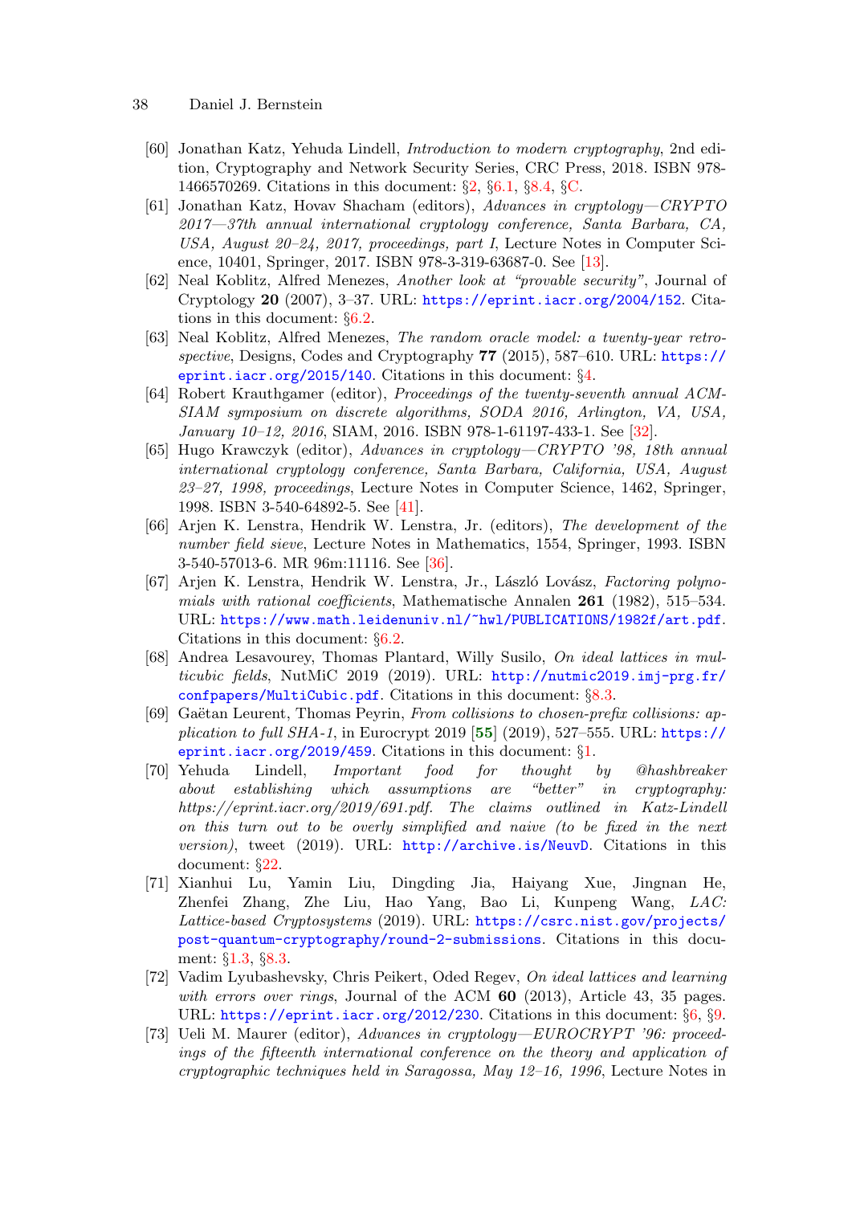[60] Jonathan Katz, Yehuda Lindell, *Introduction to modern cryptography*, 2nd edition, Cryptography and Network Security Series, CRC Press, 2018. ISBN 978-1466570269. Citations in this document: §2, §6.1, §8.4, §C.

[61] Jonathan Katz, Hovav Shacham (editors), *Advances in cryptology—CRYPTO 2017—37th annual international cryptology conference, Santa Barbara, CA, USA, August 20–24, 2017, proceedings, part I*, Lecture Notes in Computer Science, 10401, Springer, 2017. ISBN 978-3-319-63687-0. See [13].

[62] Neal Koblitz, Alfred Menezes, *Another look at "provable security"*, Journal of Cryptology **20** (2007), 3–37. URL: https://eprint.iacr.org/2004/152. Citations in this document: §6.2.

[63] Neal Koblitz, Alfred Menezes, *The random oracle model: a twenty-year retrospective*, Designs, Codes and Cryptography **77** (2015), 587–610. URL: https://eprint.iacr.org/2015/140. Citations in this document: §4.

[64] Robert Krauthgamer (editor), *Proceedings of the twenty-seventh annual ACM-SIAM symposium on discrete algorithms, SODA 2016, Arlington, VA, USA, January 10–12, 2016*, SIAM, 2016. ISBN 978-1-61197-433-1. See [32].

[65] Hugo Krawczyk (editor), *Advances in cryptology—CRYPTO '98, 18th annual international cryptology conference, Santa Barbara, California, USA, August 23–27, 1998, proceedings*, Lecture Notes in Computer Science, 1462, Springer, 1998. ISBN 3-540-64892-5. See [41].

[66] Arjen K. Lenstra, Hendrik W. Lenstra, Jr. (editors), *The development of the number field sieve*, Lecture Notes in Mathematics, 1554, Springer, 1993. ISBN 3-540-57013-6. MR 96m:11116. See [36].

[67] Arjen K. Lenstra, Hendrik W. Lenstra, Jr., László Lovász, *Factoring polynomials with rational coefficients*, Mathematische Annalen **261** (1982), 515–534. URL: https://www.math.leidenuniv.nl/~hwl/PUBLICATIONS/1982f/art.pdf. Citations in this document: §6.2.

[68] Andrea Lesavourey, Thomas Plantard, Willy Susilo, *On ideal lattices in multicubic fields*, NutMiC 2019 (2019). URL: http://nutmic2019.imj-prg.fr/confpapers/MultiCubic.pdf. Citations in this document: §8.3.

[69] Gaëtan Leurent, Thomas Peyrin, *From collisions to chosen-prefix collisions: application to full SHA-1*, in Eurocrypt 2019 [**55**] (2019), 527–555. URL: https://eprint.iacr.org/2019/459. Citations in this document: §1.

[70] Yehuda Lindell, *Important food for thought by @hashbreaker about establishing which assumptions are "better" in cryptography: https://eprint.iacr.org/2019/691.pdf. The claims outlined in Katz-Lindell on this turn out to be overly simplified and naive (to be fixed in the next version)*, tweet (2019). URL: http://archive.is/NeuvD. Citations in this document: §22.

[71] Xianhui Lu, Yamin Liu, Dingding Jia, Haiyang Xue, Jingnan He, Zhenfei Zhang, Zhe Liu, Hao Yang, Bao Li, Kunpeng Wang, *LAC: Lattice-based Cryptosystems* (2019). URL: https://csrc.nist.gov/projects/post-quantum-cryptography/round-2-submissions. Citations in this document: §1.3, §8.3.

[72] Vadim Lyubashevsky, Chris Peikert, Oded Regev, *On ideal lattices and learning with errors over rings*, Journal of the ACM **60** (2013), Article 43, 35 pages. URL: https://eprint.iacr.org/2012/230. Citations in this document: §6, §9.

[73] Ueli M. Maurer (editor), *Advances in cryptology—EUROCRYPT '96: proceedings of the fifteenth international conference on the theory and application of cryptographic techniques held in Saragossa, May 12–16, 1996*, Lecture Notes in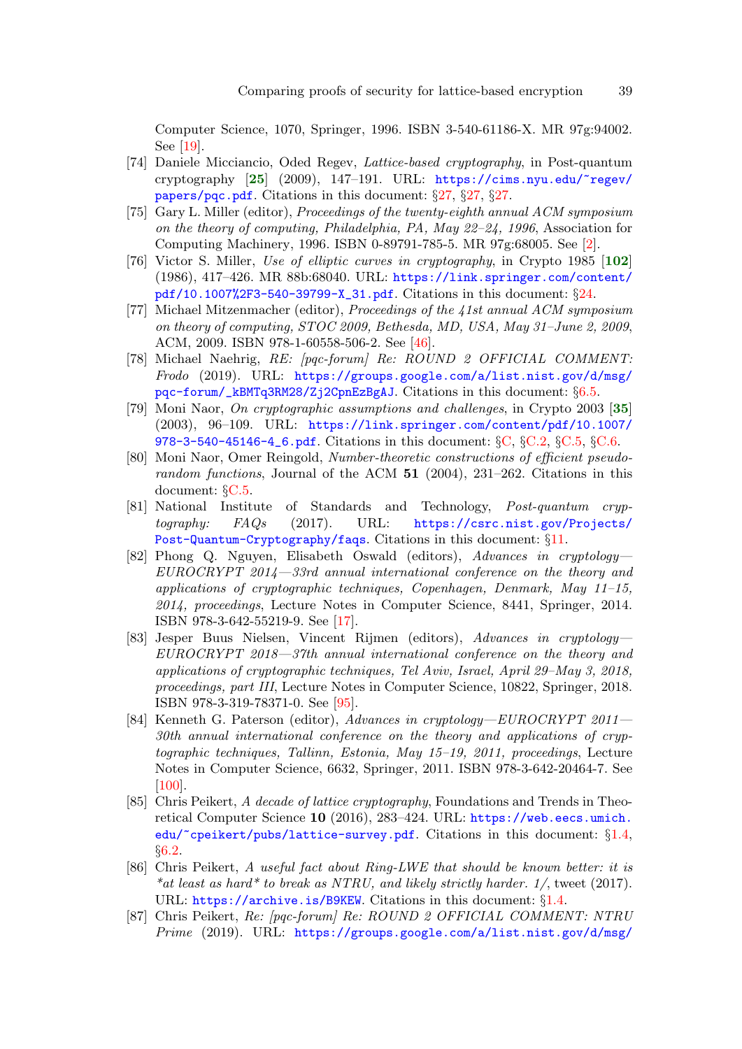Computer Science, 1070, Springer, 1996. ISBN 3-540-61186-X. MR 97g:94002. See [19].

- [74] Daniele Micciancio, Oded Regev, *Lattice-based cryptography*, in Post-quantum cryptography [**25**] (2009), 147–191. URL: https://cims.nyu.edu/~regev/papers/pqc.pdf. Citations in this document: §27, §27, §27.
- [75] Gary L. Miller (editor), *Proceedings of the twenty-eighth annual ACM symposium on the theory of computing, Philadelphia, PA, May 22–24, 1996*, Association for Computing Machinery, 1996. ISBN 0-89791-785-5. MR 97g:68005. See [2].
- [76] Victor S. Miller, *Use of elliptic curves in cryptography*, in Crypto 1985 [**102**] (1986), 417–426. MR 88b:68040. URL: https://link.springer.com/content/pdf/10.1007%2F3-540-39799-X_31.pdf. Citations in this document: §24.
- [77] Michael Mitzenmacher (editor), *Proceedings of the 41st annual ACM symposium on theory of computing, STOC 2009, Bethesda, MD, USA, May 31–June 2, 2009*, ACM, 2009. ISBN 978-1-60558-506-2. See [46].
- [78] Michael Naehrig, *RE: [pqc-forum] Re: ROUND 2 OFFICIAL COMMENT: Frodo* (2019). URL: https://groups.google.com/a/list.nist.gov/d/msg/pqc-forum/_kBMTq3RM28/Zj2CpnEzBgAJ. Citations in this document: §6.5.
- [79] Moni Naor, *On cryptographic assumptions and challenges*, in Crypto 2003 [**35**] (2003), 96–109. URL: https://link.springer.com/content/pdf/10.1007/978-3-540-45146-4_6.pdf. Citations in this document: §C, §C.2, §C.5, §C.6.
- [80] Moni Naor, Omer Reingold, *Number-theoretic constructions of efficient pseudo-random functions*, Journal of the ACM **51** (2004), 231–262. Citations in this document: §C.5.
- [81] National Institute of Standards and Technology, *Post-quantum cryptography: FAQs* (2017). URL: https://csrc.nist.gov/Projects/Post-Quantum-Cryptography/faqs. Citations in this document: §11.
- [82] Phong Q. Nguyen, Elisabeth Oswald (editors), *Advances in cryptology—EUROCRYPT 2014—33rd annual international conference on the theory and applications of cryptographic techniques, Copenhagen, Denmark, May 11–15, 2014, proceedings*, Lecture Notes in Computer Science, 8441, Springer, 2014. ISBN 978-3-642-55219-9. See [17].
- [83] Jesper Buus Nielsen, Vincent Rijmen (editors), *Advances in cryptology—EUROCRYPT 2018—37th annual international conference on the theory and applications of cryptographic techniques, Tel Aviv, Israel, April 29–May 3, 2018, proceedings, part III*, Lecture Notes in Computer Science, 10822, Springer, 2018. ISBN 978-3-319-78371-0. See [95].
- [84] Kenneth G. Paterson (editor), *Advances in cryptology—EUROCRYPT 2011—30th annual international conference on the theory and applications of cryptographic techniques, Tallinn, Estonia, May 15–19, 2011, proceedings*, Lecture Notes in Computer Science, 6632, Springer, 2011. ISBN 978-3-642-20464-7. See [100].
- [85] Chris Peikert, *A decade of lattice cryptography*, Foundations and Trends in Theoretical Computer Science **10** (2016), 283–424. URL: https://web.eecs.umich.edu/~cpeikert/pubs/lattice-survey.pdf. Citations in this document: §1.4, §6.2.
- [86] Chris Peikert, *A useful fact about Ring-LWE that should be known better: it is *at least as hard* to break as NTRU, and likely strictly harder. 1/*, tweet (2017). URL: https://archive.is/B9KEW. Citations in this document: §1.4.
- [87] Chris Peikert, *Re: [pqc-forum] Re: ROUND 2 OFFICIAL COMMENT: NTRU Prime* (2019). URL: https://groups.google.com/a/list.nist.gov/d/msg/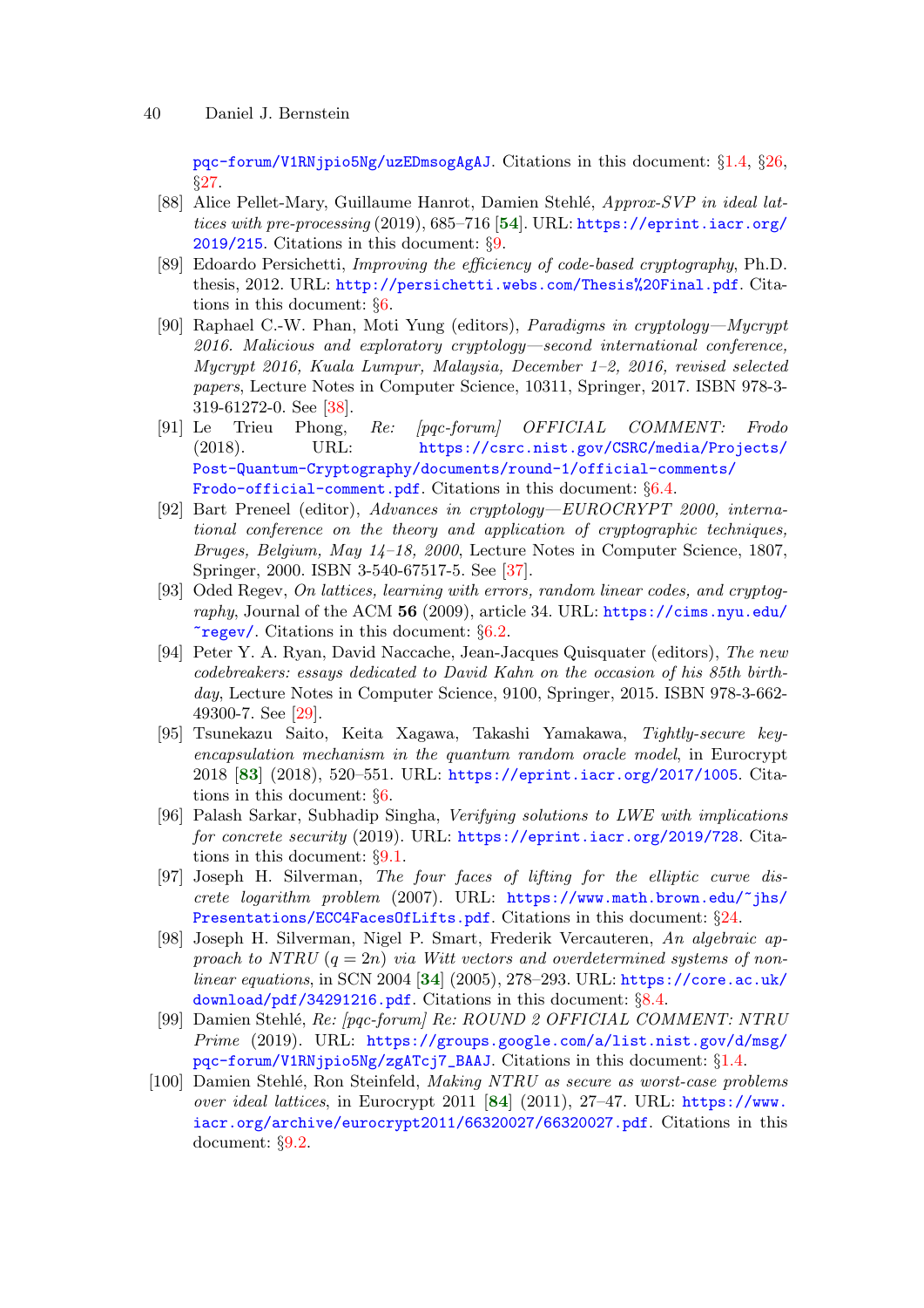pqc-forum/V1RNjpio5Ng/uzEDmsogAgAJ. Citations in this document: §1.4, §26, §27.

[88] Alice Pellet-Mary, Guillaume Hanrot, Damien Stehlé, *Approx-SVP in ideal lattices with pre-processing* (2019), 685–716 [**54**]. URL: https://eprint.iacr.org/2019/215. Citations in this document: §9.

[89] Edoardo Persichetti, *Improving the efficiency of code-based cryptography*, Ph.D. thesis, 2012. URL: http://persichetti.webs.com/Thesis%20Final.pdf. Citations in this document: §6.

[90] Raphael C.-W. Phan, Moti Yung (editors), *Paradigms in cryptology—Mycrypt 2016. Malicious and exploratory cryptology—second international conference, Mycrypt 2016, Kuala Lumpur, Malaysia, December 1–2, 2016, revised selected papers*, Lecture Notes in Computer Science, 10311, Springer, 2017. ISBN 978-3-319-61272-0. See [38].

[91] Le Trieu Phong, *Re: [pqc-forum] OFFICIAL COMMENT: Frodo* (2018). URL: https://csrc.nist.gov/CSRC/media/Projects/Post-Quantum-Cryptography/documents/round-1/official-comments/Frodo-official-comment.pdf. Citations in this document: §6.4.

[92] Bart Preneel (editor), *Advances in cryptology—EUROCRYPT 2000, international conference on the theory and application of cryptographic techniques, Bruges, Belgium, May 14–18, 2000*, Lecture Notes in Computer Science, 1807, Springer, 2000. ISBN 3-540-67517-5. See [37].

[93] Oded Regev, *On lattices, learning with errors, random linear codes, and cryptography*, Journal of the ACM **56** (2009), article 34. URL: https://cims.nyu.edu/~regev/. Citations in this document: §6.2.

[94] Peter Y. A. Ryan, David Naccache, Jean-Jacques Quisquater (editors), *The new codebreakers: essays dedicated to David Kahn on the occasion of his 85th birthday*, Lecture Notes in Computer Science, 9100, Springer, 2015. ISBN 978-3-662-49300-7. See [29].

[95] Tsunekazu Saito, Keita Xagawa, Takashi Yamakawa, *Tightly-secure key-encapsulation mechanism in the quantum random oracle model*, in Eurocrypt 2018 [**83**] (2018), 520–551. URL: https://eprint.iacr.org/2017/1005. Citations in this document: §6.

[96] Palash Sarkar, Subhadip Singha, *Verifying solutions to LWE with implications for concrete security* (2019). URL: https://eprint.iacr.org/2019/728. Citations in this document: §9.1.

[97] Joseph H. Silverman, *The four faces of lifting for the elliptic curve discrete logarithm problem* (2007). URL: https://www.math.brown.edu/~jhs/Presentations/ECC4FacesOfLifts.pdf. Citations in this document: §24.

[98] Joseph H. Silverman, Nigel P. Smart, Frederik Vercauteren, *An algebraic approach to NTRU ($q = 2n$) via Witt vectors and overdetermined systems of nonlinear equations*, in SCN 2004 [**34**] (2005), 278–293. URL: https://core.ac.uk/download/pdf/34291216.pdf. Citations in this document: §8.4.

[99] Damien Stehlé, *Re: [pqc-forum] Re: ROUND 2 OFFICIAL COMMENT: NTRU Prime* (2019). URL: https://groups.google.com/a/list.nist.gov/d/msg/pqc-forum/V1RNjpio5Ng/zgATcj7_BAAJ. Citations in this document: §1.4.

[100] Damien Stehlé, Ron Steinfeld, *Making NTRU as secure as worst-case problems over ideal lattices*, in Eurocrypt 2011 [**84**] (2011), 27–47. URL: https://www.iacr.org/archive/eurocrypt2011/66320027/66320027.pdf. Citations in this document: §9.2.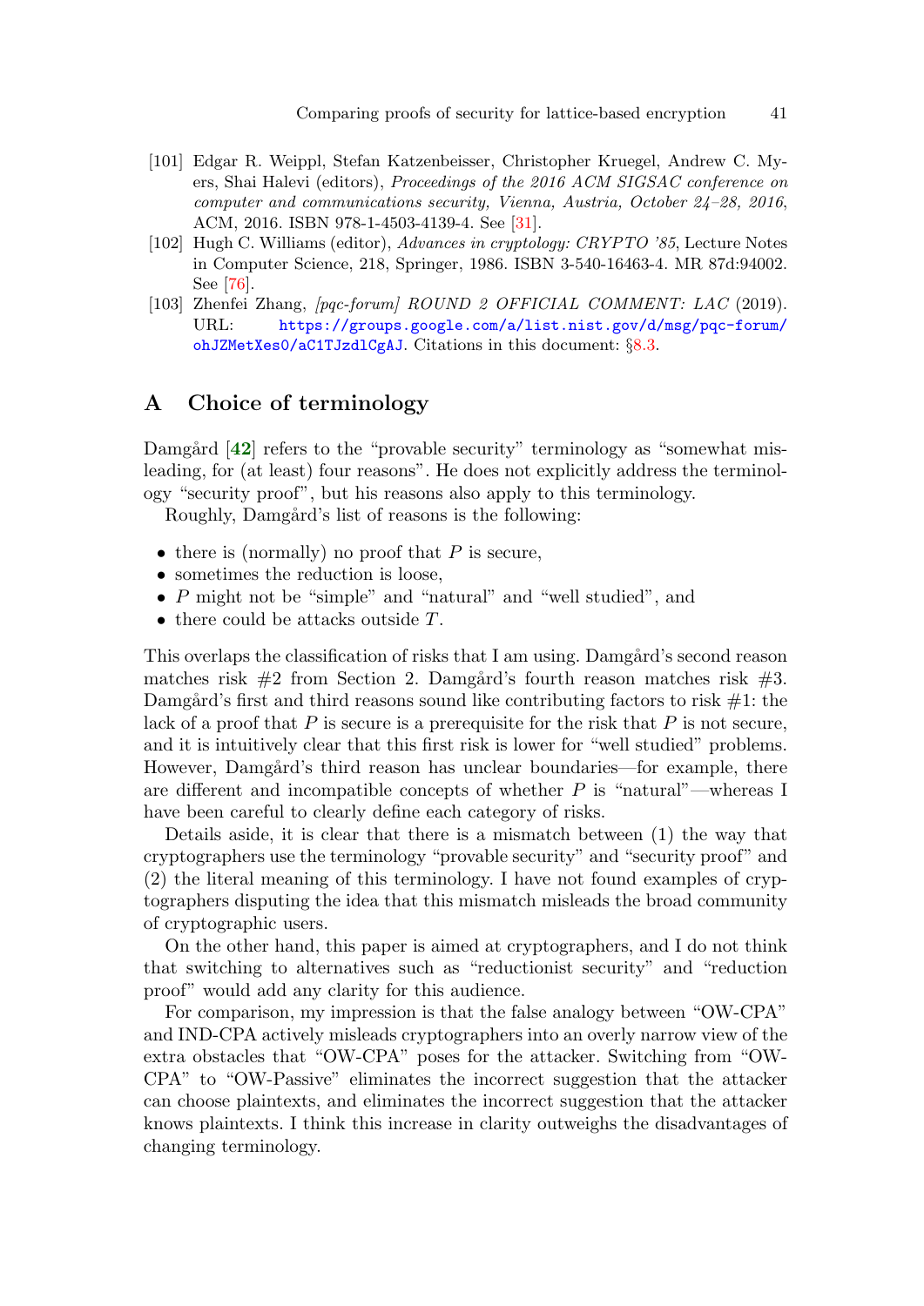[101] Edgar R. Weippl, Stefan Katzenbeisser, Christopher Kruegel, Andrew C. Myers, Shai Halevi (editors), *Proceedings of the 2016 ACM SIGSAC conference on computer and communications security, Vienna, Austria, October 24–28, 2016*, ACM, 2016. ISBN 978-1-4503-4139-4. See [31].

[102] Hugh C. Williams (editor), *Advances in cryptology: CRYPTO '85*, Lecture Notes in Computer Science, 218, Springer, 1986. ISBN 3-540-16463-4. MR 87d:94002. See [76].

[103] Zhenfei Zhang, *[pqc-forum] ROUND 2 OFFICIAL COMMENT: LAC* (2019). URL: https://groups.google.com/a/list.nist.gov/d/msg/pqc-forum/ohJZMetXes0/aC1TJzdlCgAJ. Citations in this document: §8.3.

# A Choice of terminology

Damgård [42] refers to the "provable security" terminology as "somewhat misleading, for (at least) four reasons". He does not explicitly address the terminology "security proof", but his reasons also apply to this terminology.

Roughly, Damgård's list of reasons is the following:

- there is (normally) no proof that $P$ is secure,
- sometimes the reduction is loose,
- $P$ might not be "simple" and "natural" and "well studied", and
- there could be attacks outside $T$.

This overlaps the classification of risks that I am using. Damgård's second reason matches risk #2 from Section 2. Damgård's fourth reason matches risk #3. Damgård's first and third reasons sound like contributing factors to risk #1: the lack of a proof that $P$ is secure is a prerequisite for the risk that $P$ is not secure, and it is intuitively clear that this first risk is lower for "well studied" problems. However, Damgård's third reason has unclear boundaries—for example, there are different and incompatible concepts of whether $P$ is "natural"—whereas I have been careful to clearly define each category of risks.

Details aside, it is clear that there is a mismatch between (1) the way that cryptographers use the terminology "provable security" and "security proof" and (2) the literal meaning of this terminology. I have not found examples of cryptographers disputing the idea that this mismatch misleads the broad community of cryptographic users.

On the other hand, this paper is aimed at cryptographers, and I do not think that switching to alternatives such as "reductionist security" and "reduction proof" would add any clarity for this audience.

For comparison, my impression is that the false analogy between "OW-CPA" and IND-CPA actively misleads cryptographers into an overly narrow view of the extra obstacles that "OW-CPA" poses for the attacker. Switching from "OW-CPA" to "OW-Passive" eliminates the incorrect suggestion that the attacker can choose plaintexts, and eliminates the incorrect suggestion that the attacker knows plaintexts. I think this increase in clarity outweighs the disadvantages of changing terminology.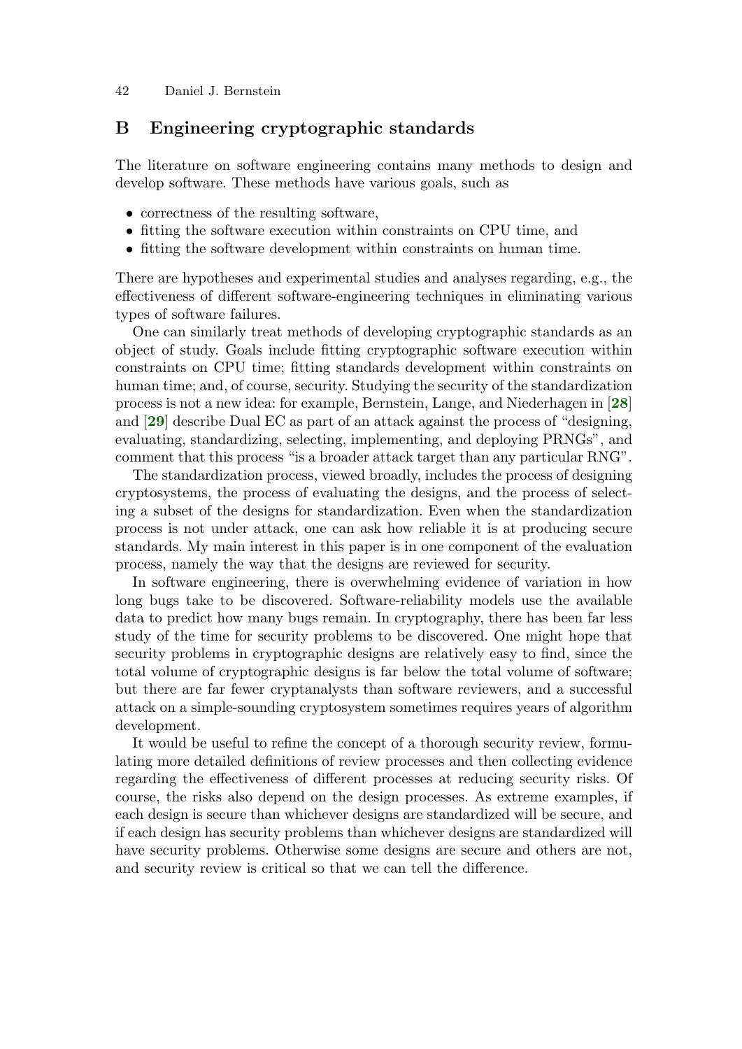## B Engineering cryptographic standards

The literature on software engineering contains many methods to design and develop software. These methods have various goals, such as

- correctness of the resulting software,
- fitting the software execution within constraints on CPU time, and
- fitting the software development within constraints on human time.

There are hypotheses and experimental studies and analyses regarding, e.g., the effectiveness of different software-engineering techniques in eliminating various types of software failures.

One can similarly treat methods of developing cryptographic standards as an object of study. Goals include fitting cryptographic software execution within constraints on CPU time; fitting standards development within constraints on human time; and, of course, security. Studying the security of the standardization process is not a new idea: for example, Bernstein, Lange, and Niederhagen in [**28**] and [**29**] describe Dual EC as part of an attack against the process of "designing, evaluating, standardizing, selecting, implementing, and deploying PRNGs", and comment that this process "is a broader attack target than any particular RNG".

The standardization process, viewed broadly, includes the process of designing cryptosystems, the process of evaluating the designs, and the process of selecting a subset of the designs for standardization. Even when the standardization process is not under attack, one can ask how reliable it is at producing secure standards. My main interest in this paper is in one component of the evaluation process, namely the way that the designs are reviewed for security.

In software engineering, there is overwhelming evidence of variation in how long bugs take to be discovered. Software-reliability models use the available data to predict how many bugs remain. In cryptography, there has been far less study of the time for security problems to be discovered. One might hope that security problems in cryptographic designs are relatively easy to find, since the total volume of cryptographic designs is far below the total volume of software; but there are far fewer cryptanalysts than software reviewers, and a successful attack on a simple-sounding cryptosystem sometimes requires years of algorithm development.

It would be useful to refine the concept of a thorough security review, formulating more detailed definitions of review processes and then collecting evidence regarding the effectiveness of different processes at reducing security risks. Of course, the risks also depend on the design processes. As extreme examples, if each design is secure than whichever designs are standardized will be secure, and if each design has security problems than whichever designs are standardized will have security problems. Otherwise some designs are secure and others are not, and security review is critical so that we can tell the difference.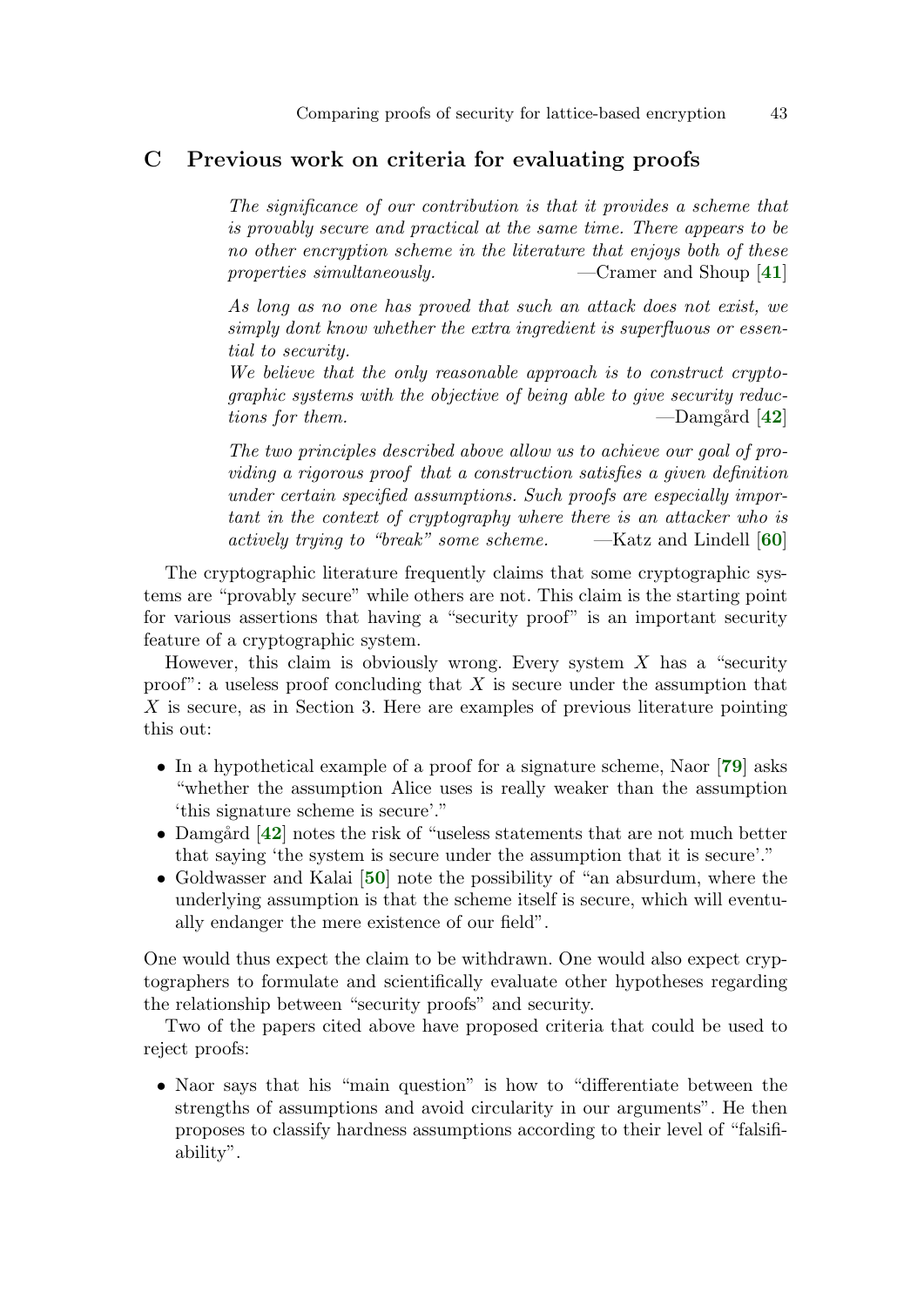## C Previous work on criteria for evaluating proofs

> *The significance of our contribution is that it provides a scheme that is provably secure and practical at the same time. There appears to be no other encryption scheme in the literature that enjoys both of these properties simultaneously.* —Cramer and Shoup [41]

> *As long as no one has proved that such an attack does not exist, we simply dont know whether the extra ingredient is superfluous or essential to security.*
> *We believe that the only reasonable approach is to construct cryptographic systems with the objective of being able to give security reductions for them.* —Damgård [42]

> *The two principles described above allow us to achieve our goal of providing a rigorous proof that a construction satisfies a given definition under certain specified assumptions. Such proofs are especially important in the context of cryptography where there is an attacker who is actively trying to "break" some scheme.* —Katz and Lindell [60]

The cryptographic literature frequently claims that some cryptographic systems are "provably secure" while others are not. This claim is the starting point for various assertions that having a "security proof" is an important security feature of a cryptographic system.

However, this claim is obviously wrong. Every system $X$ has a "security proof": a useless proof concluding that $X$ is secure under the assumption that $X$ is secure, as in Section 3. Here are examples of previous literature pointing this out:

- In a hypothetical example of a proof for a signature scheme, Naor [79] asks "whether the assumption Alice uses is really weaker than the assumption 'this signature scheme is secure'."
- Damgård [42] notes the risk of "useless statements that are not much better that saying 'the system is secure under the assumption that it is secure'."
- Goldwasser and Kalai [50] note the possibility of "an absurdum, where the underlying assumption is that the scheme itself is secure, which will eventually endanger the mere existence of our field".

One would thus expect the claim to be withdrawn. One would also expect cryptographers to formulate and scientifically evaluate other hypotheses regarding the relationship between "security proofs" and security.

Two of the papers cited above have proposed criteria that could be used to reject proofs:

- Naor says that his "main question" is how to "differentiate between the strengths of assumptions and avoid circularity in our arguments". He then proposes to classify hardness assumptions according to their level of "falsifiability".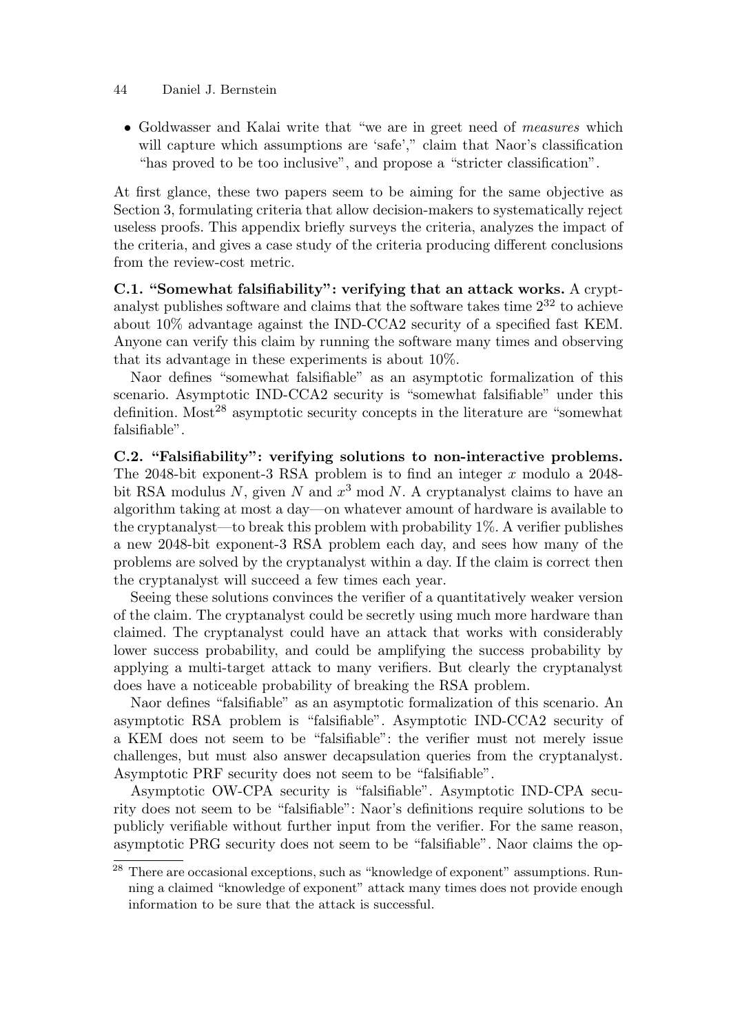- Goldwasser and Kalai write that "we are in greet need of *measures* which will capture which assumptions are 'safe'," claim that Naor's classification "has proved to be too inclusive", and propose a "stricter classification".

At first glance, these two papers seem to be aiming for the same objective as Section 3, formulating criteria that allow decision-makers to systematically reject useless proofs. This appendix briefly surveys the criteria, analyzes the impact of the criteria, and gives a case study of the criteria producing different conclusions from the review-cost metric.

**C.1. "Somewhat falsifiability": verifying that an attack works.** A cryptanalyst publishes software and claims that the software takes time $2^{32}$ to achieve about 10% advantage against the IND-CCA2 security of a specified fast KEM. Anyone can verify this claim by running the software many times and observing that its advantage in these experiments is about 10%.

Naor defines "somewhat falsifiable" as an asymptotic formalization of this scenario. Asymptotic IND-CCA2 security is "somewhat falsifiable" under this definition. Most[28] asymptotic security concepts in the literature are "somewhat falsifiable".

**C.2. "Falsifiability": verifying solutions to non-interactive problems.** The 2048-bit exponent-3 RSA problem is to find an integer $x$ modulo a 2048-bit RSA modulus $N$, given $N$ and $x^3 \bmod N$. A cryptanalyst claims to have an algorithm taking at most a day—on whatever amount of hardware is available to the cryptanalyst—to break this problem with probability 1%. A verifier publishes a new 2048-bit exponent-3 RSA problem each day, and sees how many of the problems are solved by the cryptanalyst within a day. If the claim is correct then the cryptanalyst will succeed a few times each year.

Seeing these solutions convinces the verifier of a quantitatively weaker version of the claim. The cryptanalyst could be secretly using much more hardware than claimed. The cryptanalyst could have an attack that works with considerably lower success probability, and could be amplifying the success probability by applying a multi-target attack to many verifiers. But clearly the cryptanalyst does have a noticeable probability of breaking the RSA problem.

Naor defines "falsifiable" as an asymptotic formalization of this scenario. An asymptotic RSA problem is "falsifiable". Asymptotic IND-CCA2 security of a KEM does not seem to be "falsifiable": the verifier must not merely issue challenges, but must also answer decapsulation queries from the cryptanalyst. Asymptotic PRF security does not seem to be "falsifiable".

Asymptotic OW-CPA security is "falsifiable". Asymptotic IND-CPA security does not seem to be "falsifiable": Naor's definitions require solutions to be publicly verifiable without further input from the verifier. For the same reason, asymptotic PRG security does not seem to be "falsifiable". Naor claims the op-

---

[28] There are occasional exceptions, such as "knowledge of exponent" assumptions. Running a claimed "knowledge of exponent" attack many times does not provide enough information to be sure that the attack is successful.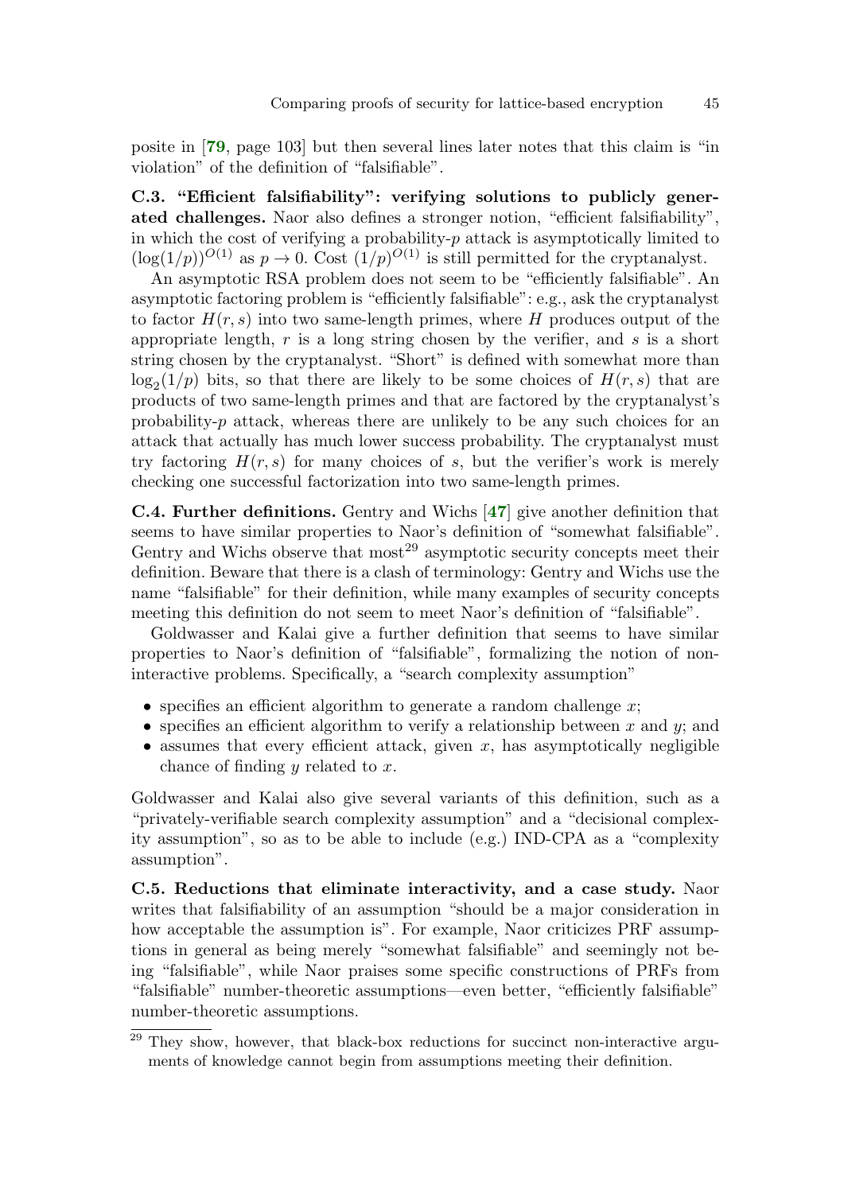posite in [**79**, page 103] but then several lines later notes that this claim is "in violation" of the definition of "falsifiable".

**C.3. "Efficient falsifiability": verifying solutions to publicly generated challenges.** Naor also defines a stronger notion, "efficient falsifiability", in which the cost of verifying a probability-$p$ attack is asymptotically limited to $(\log(1/p))^{O(1)}$ as $p \to 0$. Cost $(1/p)^{O(1)}$ is still permitted for the cryptanalyst.

An asymptotic RSA problem does not seem to be "efficiently falsifiable". An asymptotic factoring problem is "efficiently falsifiable": e.g., ask the cryptanalyst to factor $H(r, s)$ into two same-length primes, where $H$ produces output of the appropriate length, $r$ is a long string chosen by the verifier, and $s$ is a short string chosen by the cryptanalyst. "Short" is defined with somewhat more than $\log_2(1/p)$ bits, so that there are likely to be some choices of $H(r, s)$ that are products of two same-length primes and that are factored by the cryptanalyst's probability-$p$ attack, whereas there are unlikely to be any such choices for an attack that actually has much lower success probability. The cryptanalyst must try factoring $H(r, s)$ for many choices of $s$, but the verifier's work is merely checking one successful factorization into two same-length primes.

**C.4. Further definitions.** Gentry and Wichs [**47**] give another definition that seems to have similar properties to Naor's definition of "somewhat falsifiable". Gentry and Wichs observe that most[29] asymptotic security concepts meet their definition. Beware that there is a clash of terminology: Gentry and Wichs use the name "falsifiable" for their definition, while many examples of security concepts meeting this definition do not seem to meet Naor's definition of "falsifiable".

Goldwasser and Kalai give a further definition that seems to have similar properties to Naor's definition of "falsifiable", formalizing the notion of non-interactive problems. Specifically, a "search complexity assumption"

- specifies an efficient algorithm to generate a random challenge $x$;
- specifies an efficient algorithm to verify a relationship between $x$ and $y$; and
- assumes that every efficient attack, given $x$, has asymptotically negligible chance of finding $y$ related to $x$.

Goldwasser and Kalai also give several variants of this definition, such as a "privately-verifiable search complexity assumption" and a "decisional complexity assumption", so as to be able to include (e.g.) IND-CPA as a "complexity assumption".

**C.5. Reductions that eliminate interactivity, and a case study.** Naor writes that falsifiability of an assumption "should be a major consideration in how acceptable the assumption is". For example, Naor criticizes PRF assumptions in general as being merely "somewhat falsifiable" and seemingly not being "falsifiable", while Naor praises some specific constructions of PRFs from "falsifiable" number-theoretic assumptions—even better, "efficiently falsifiable" number-theoretic assumptions.

[29] They show, however, that black-box reductions for succinct non-interactive arguments of knowledge cannot begin from assumptions meeting their definition.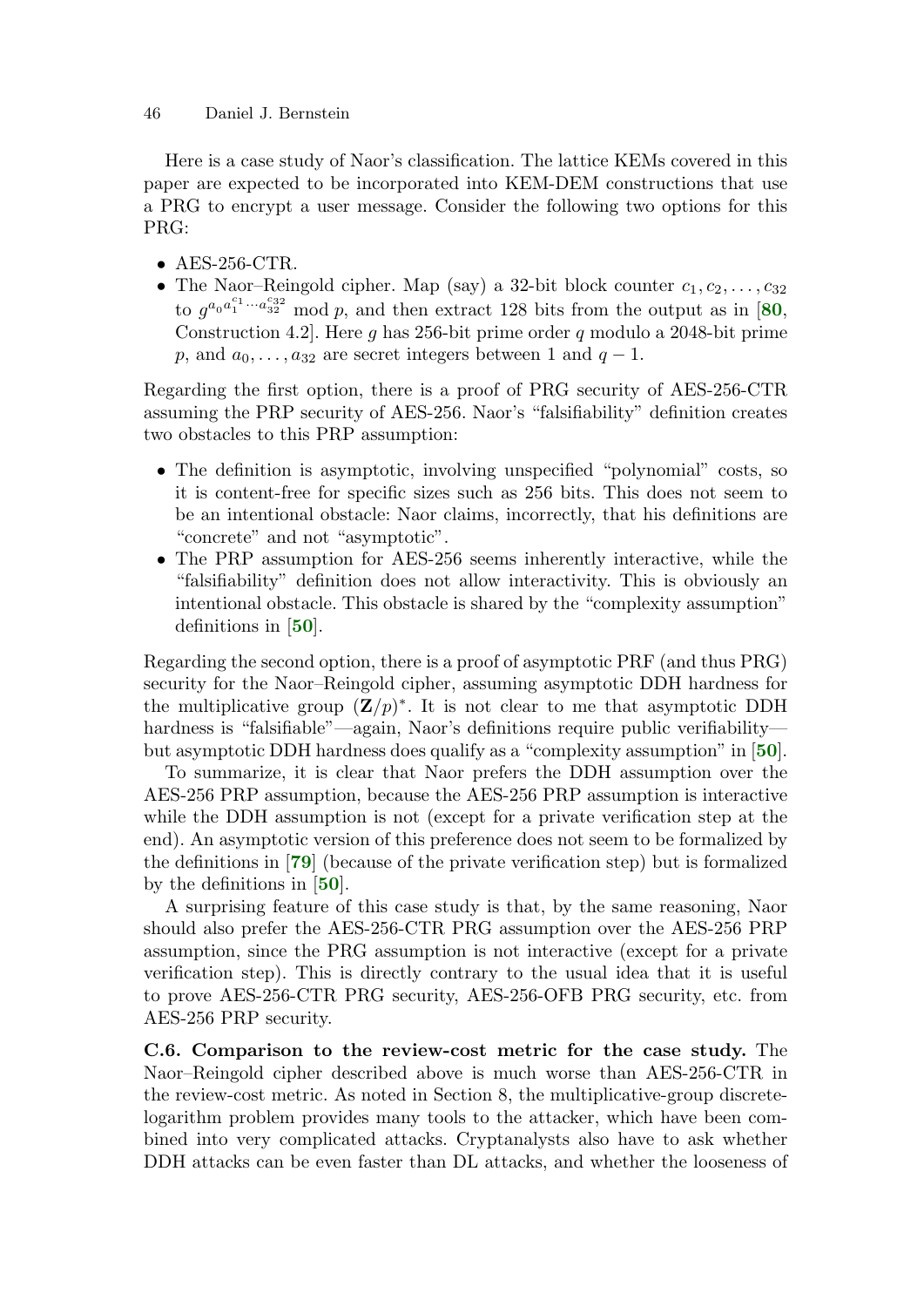Here is a case study of Naor's classification. The lattice KEMs covered in this paper are expected to be incorporated into KEM-DEM constructions that use a PRG to encrypt a user message. Consider the following two options for this PRG:

- AES-256-CTR.
- The Naor–Reingold cipher. Map (say) a 32-bit block counter $c_1, c_2, \ldots, c_{32}$ to $g^{a_0 a_1^{c_1} \cdots a_{32}^{c_{32}}} \bmod p$, and then extract 128 bits from the output as in [**80**, Construction 4.2]. Here $g$ has 256-bit prime order $q$ modulo a 2048-bit prime $p$, and $a_0, \ldots, a_{32}$ are secret integers between 1 and $q - 1$.

Regarding the first option, there is a proof of PRG security of AES-256-CTR assuming the PRP security of AES-256. Naor's "falsifiability" definition creates two obstacles to this PRP assumption:

- The definition is asymptotic, involving unspecified "polynomial" costs, so it is content-free for specific sizes such as 256 bits. This does not seem to be an intentional obstacle: Naor claims, incorrectly, that his definitions are "concrete" and not "asymptotic".
- The PRP assumption for AES-256 seems inherently interactive, while the "falsifiability" definition does not allow interactivity. This is obviously an intentional obstacle. This obstacle is shared by the "complexity assumption" definitions in [**50**].

Regarding the second option, there is a proof of asymptotic PRF (and thus PRG) security for the Naor–Reingold cipher, assuming asymptotic DDH hardness for the multiplicative group $(\mathbf{Z}/p)^*$. It is not clear to me that asymptotic DDH hardness is "falsifiable"—again, Naor's definitions require public verifiability—but asymptotic DDH hardness does qualify as a "complexity assumption" in [**50**].

To summarize, it is clear that Naor prefers the DDH assumption over the AES-256 PRP assumption, because the AES-256 PRP assumption is interactive while the DDH assumption is not (except for a private verification step at the end). An asymptotic version of this preference does not seem to be formalized by the definitions in [**79**] (because of the private verification step) but is formalized by the definitions in [**50**].

A surprising feature of this case study is that, by the same reasoning, Naor should also prefer the AES-256-CTR PRG assumption over the AES-256 PRP assumption, since the PRG assumption is not interactive (except for a private verification step). This is directly contrary to the usual idea that it is useful to prove AES-256-CTR PRG security, AES-256-OFB PRG security, etc. from AES-256 PRP security.

**C.6. Comparison to the review-cost metric for the case study.** The Naor–Reingold cipher described above is much worse than AES-256-CTR in the review-cost metric. As noted in Section 8, the multiplicative-group discrete-logarithm problem provides many tools to the attacker, which have been combined into very complicated attacks. Cryptanalysts also have to ask whether DDH attacks can be even faster than DL attacks, and whether the looseness of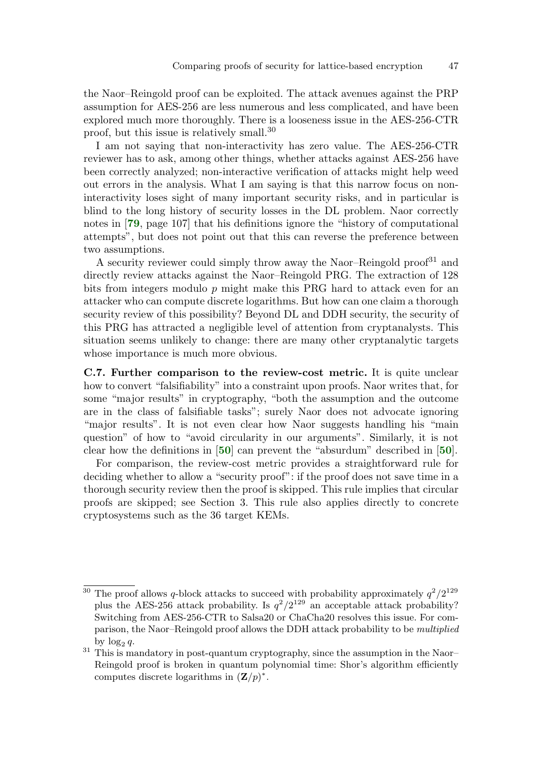the Naor–Reingold proof can be exploited. The attack avenues against the PRP assumption for AES-256 are less numerous and less complicated, and have been explored much more thoroughly. There is a looseness issue in the AES-256-CTR proof, but this issue is relatively small.[30]

I am not saying that non-interactivity has zero value. The AES-256-CTR reviewer has to ask, among other things, whether attacks against AES-256 have been correctly analyzed; non-interactive verification of attacks might help weed out errors in the analysis. What I am saying is that this narrow focus on non-interactivity loses sight of many important security risks, and in particular is blind to the long history of security losses in the DL problem. Naor correctly notes in [**79**, page 107] that his definitions ignore the "history of computational attempts", but does not point out that this can reverse the preference between two assumptions.

A security reviewer could simply throw away the Naor–Reingold proof[31] and directly review attacks against the Naor–Reingold PRG. The extraction of 128 bits from integers modulo $p$ might make this PRG hard to attack even for an attacker who can compute discrete logarithms. But how can one claim a thorough security review of this possibility? Beyond DL and DDH security, the security of this PRG has attracted a negligible level of attention from cryptanalysts. This situation seems unlikely to change: there are many other cryptanalytic targets whose importance is much more obvious.

**C.7. Further comparison to the review-cost metric.** It is quite unclear how to convert "falsifiability" into a constraint upon proofs. Naor writes that, for some "major results" in cryptography, "both the assumption and the outcome are in the class of falsifiable tasks"; surely Naor does not advocate ignoring "major results". It is not even clear how Naor suggests handling his "main question" of how to "avoid circularity in our arguments". Similarly, it is not clear how the definitions in [**50**] can prevent the "absurdum" described in [**50**].

For comparison, the review-cost metric provides a straightforward rule for deciding whether to allow a "security proof": if the proof does not save time in a thorough security review then the proof is skipped. This rule implies that circular proofs are skipped; see Section 3. This rule also applies directly to concrete cryptosystems such as the 36 target KEMs.

---

[30] The proof allows $q$-block attacks to succeed with probability approximately $q^2/2^{129}$ plus the AES-256 attack probability. Is $q^2/2^{129}$ an acceptable attack probability? Switching from AES-256-CTR to Salsa20 or ChaCha20 resolves this issue. For comparison, the Naor–Reingold proof allows the DDH attack probability to be *multiplied* by $\log_2 q$.

[31] This is mandatory in post-quantum cryptography, since the assumption in the Naor–Reingold proof is broken in quantum polynomial time: Shor's algorithm efficiently computes discrete logarithms in $(\mathbf{Z}/p)^*$.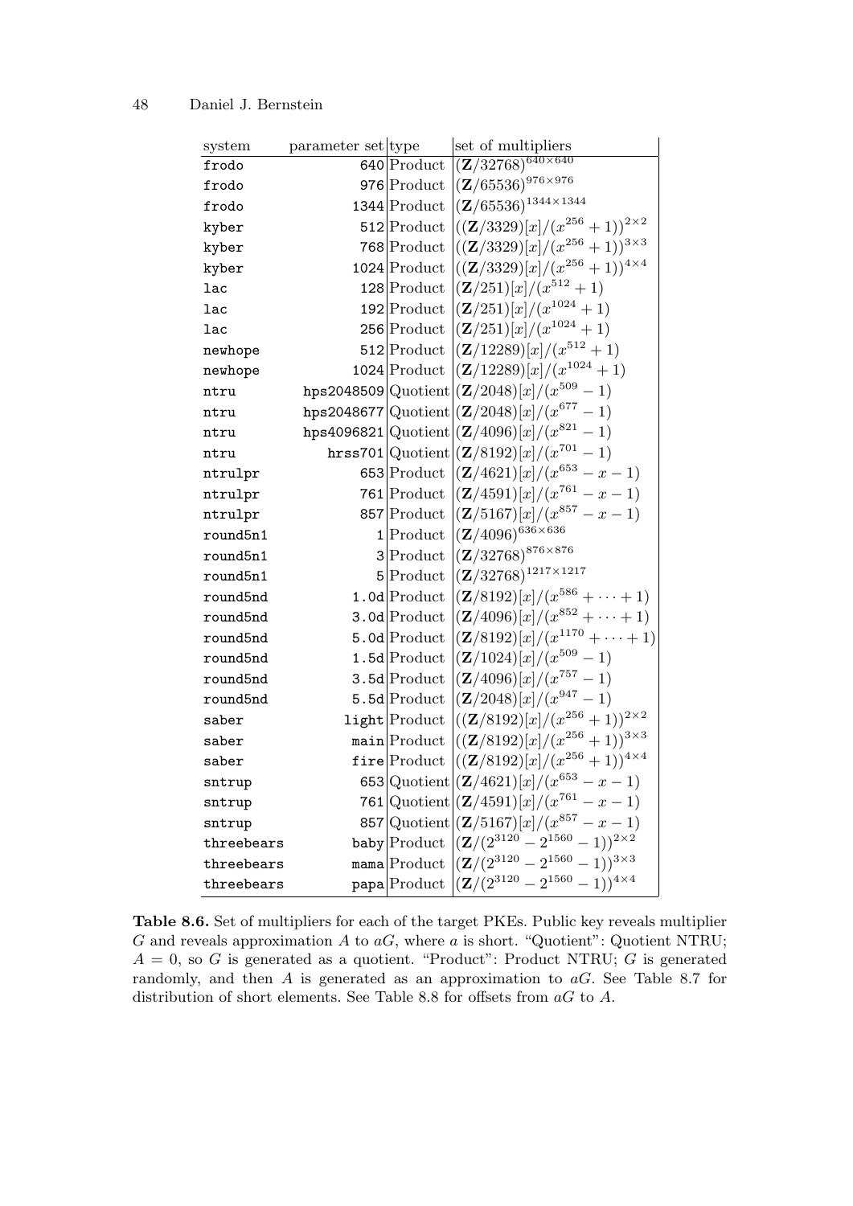| system | parameter set | type | set of multipliers |
|---|---|---|---|
| frodo | 640 | Product | $(\mathbf{Z}/32768)^{640\times 640}$ |
| frodo | 976 | Product | $(\mathbf{Z}/65536)^{976\times 976}$ |
| frodo | 1344 | Product | $(\mathbf{Z}/65536)^{1344\times 1344}$ |
| kyber | 512 | Product | $((\mathbf{Z}/3329)[x]/(x^{256}+1))^{2\times 2}$ |
| kyber | 768 | Product | $((\mathbf{Z}/3329)[x]/(x^{256}+1))^{3\times 3}$ |
| kyber | 1024 | Product | $((\mathbf{Z}/3329)[x]/(x^{256}+1))^{4\times 4}$ |
| lac | 128 | Product | $(\mathbf{Z}/251)[x]/(x^{512}+1)$ |
| lac | 192 | Product | $(\mathbf{Z}/251)[x]/(x^{1024}+1)$ |
| lac | 256 | Product | $(\mathbf{Z}/251)[x]/(x^{1024}+1)$ |
| newhope | 512 | Product | $(\mathbf{Z}/12289)[x]/(x^{512}+1)$ |
| newhope | 1024 | Product | $(\mathbf{Z}/12289)[x]/(x^{1024}+1)$ |
| ntru | hps2048509 | Quotient | $(\mathbf{Z}/2048)[x]/(x^{509}-1)$ |
| ntru | hps2048677 | Quotient | $(\mathbf{Z}/2048)[x]/(x^{677}-1)$ |
| ntru | hps4096821 | Quotient | $(\mathbf{Z}/4096)[x]/(x^{821}-1)$ |
| ntru | hrss701 | Quotient | $(\mathbf{Z}/8192)[x]/(x^{701}-1)$ |
| ntrulpr | 653 | Product | $(\mathbf{Z}/4621)[x]/(x^{653}-x-1)$ |
| ntrulpr | 761 | Product | $(\mathbf{Z}/4591)[x]/(x^{761}-x-1)$ |
| ntrulpr | 857 | Product | $(\mathbf{Z}/5167)[x]/(x^{857}-x-1)$ |
| round5n1 | 1 | Product | $(\mathbf{Z}/4096)^{636\times 636}$ |
| round5n1 | 3 | Product | $(\mathbf{Z}/32768)^{876\times 876}$ |
| round5n1 | 5 | Product | $(\mathbf{Z}/32768)^{1217\times 1217}$ |
| round5nd | 1.0d | Product | $(\mathbf{Z}/8192)[x]/(x^{586}+\cdots+1)$ |
| round5nd | 3.0d | Product | $(\mathbf{Z}/4096)[x]/(x^{852}+\cdots+1)$ |
| round5nd | 5.0d | Product | $(\mathbf{Z}/8192)[x]/(x^{1170}+\cdots+1)$ |
| round5nd | 1.5d | Product | $(\mathbf{Z}/1024)[x]/(x^{509}-1)$ |
| round5nd | 3.5d | Product | $(\mathbf{Z}/4096)[x]/(x^{757}-1)$ |
| round5nd | 5.5d | Product | $(\mathbf{Z}/2048)[x]/(x^{947}-1)$ |
| saber | light | Product | $((\mathbf{Z}/8192)[x]/(x^{256}+1))^{2\times 2}$ |
| saber | main | Product | $((\mathbf{Z}/8192)[x]/(x^{256}+1))^{3\times 3}$ |
| saber | fire | Product | $((\mathbf{Z}/8192)[x]/(x^{256}+1))^{4\times 4}$ |
| sntrup | 653 | Quotient | $(\mathbf{Z}/4621)[x]/(x^{653}-x-1)$ |
| sntrup | 761 | Quotient | $(\mathbf{Z}/4591)[x]/(x^{761}-x-1)$ |
| sntrup | 857 | Quotient | $(\mathbf{Z}/5167)[x]/(x^{857}-x-1)$ |
| threebears | baby | Product | $(\mathbf{Z}/(2^{3120}-2^{1560}-1))^{2\times 2}$ |
| threebears | mama | Product | $(\mathbf{Z}/(2^{3120}-2^{1560}-1))^{3\times 3}$ |
| threebears | papa | Product | $(\mathbf{Z}/(2^{3120}-2^{1560}-1))^{4\times 4}$ |

**Table 8.6.** Set of multipliers for each of the target PKEs. Public key reveals multiplier $G$ and reveals approximation $A$ to $aG$, where $a$ is short. "Quotient": Quotient NTRU; $A = 0$, so $G$ is generated as a quotient. "Product": Product NTRU; $G$ is generated randomly, and then $A$ is generated as an approximation to $aG$. See Table 8.7 for distribution of short elements. See Table 8.8 for offsets from $aG$ to $A$.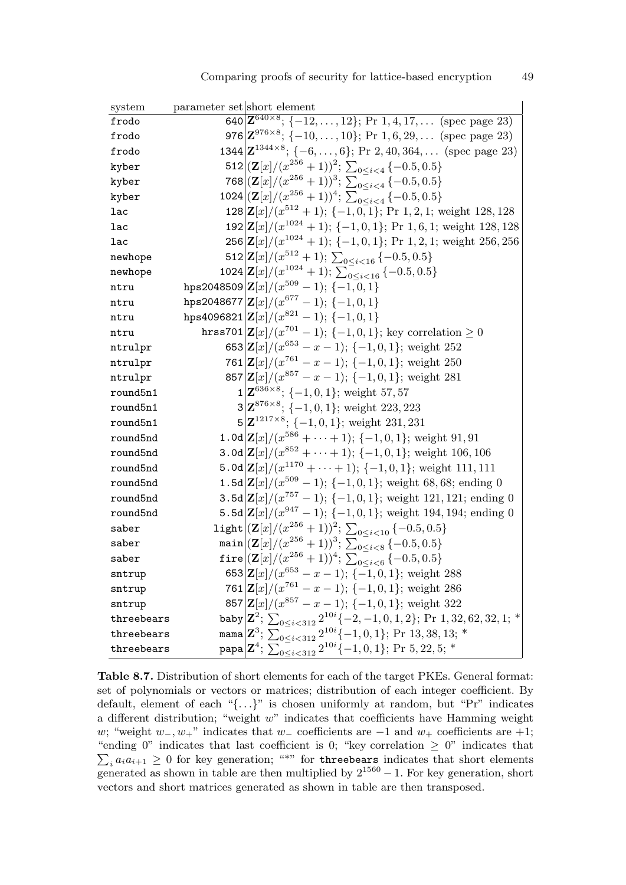| system | parameter set | short element |
|---|---|---|
| frodo | 640 | $\mathbf{Z}^{640\times 8}$; $\{-12,\dots,12\}$; Pr $1,4,17,\dots$ (spec page 23) |
| frodo | 976 | $\mathbf{Z}^{976\times 8}$; $\{-10,\dots,10\}$; Pr $1,6,29,\dots$ (spec page 23) |
| frodo | 1344 | $\mathbf{Z}^{1344\times 8}$; $\{-6,\dots,6\}$; Pr $2,40,364,\dots$ (spec page 23) |
| kyber | 512 | $(\mathbf{Z}[x]/(x^{256}+1))^2$; $\sum_{0\le i<4}\{-0.5,0.5\}$ |
| kyber | 768 | $(\mathbf{Z}[x]/(x^{256}+1))^3$; $\sum_{0\le i<4}\{-0.5,0.5\}$ |
| kyber | 1024 | $(\mathbf{Z}[x]/(x^{256}+1))^4$; $\sum_{0\le i<4}\{-0.5,0.5\}$ |
| lac | 128 | $\mathbf{Z}[x]/(x^{512}+1)$; $\{-1,0,1\}$; Pr $1,2,1$; weight $128,128$ |
| lac | 192 | $\mathbf{Z}[x]/(x^{1024}+1)$; $\{-1,0,1\}$; Pr $1,6,1$; weight $128,128$ |
| lac | 256 | $\mathbf{Z}[x]/(x^{1024}+1)$; $\{-1,0,1\}$; Pr $1,2,1$; weight $256,256$ |
| newhope | 512 | $\mathbf{Z}[x]/(x^{512}+1)$; $\sum_{0\le i<16}\{-0.5,0.5\}$ |
| newhope | 1024 | $\mathbf{Z}[x]/(x^{1024}+1)$; $\sum_{0\le i<16}\{-0.5,0.5\}$ |
| ntru | hps2048509 | $\mathbf{Z}[x]/(x^{509}-1)$; $\{-1,0,1\}$ |
| ntru | hps2048677 | $\mathbf{Z}[x]/(x^{677}-1)$; $\{-1,0,1\}$ |
| ntru | hps4096821 | $\mathbf{Z}[x]/(x^{821}-1)$; $\{-1,0,1\}$ |
| ntru | hrss701 | $\mathbf{Z}[x]/(x^{701}-1)$; $\{-1,0,1\}$; key correlation $\ge 0$ |
| ntrulpr | 653 | $\mathbf{Z}[x]/(x^{653}-x-1)$; $\{-1,0,1\}$; weight 252 |
| ntrulpr | 761 | $\mathbf{Z}[x]/(x^{761}-x-1)$; $\{-1,0,1\}$; weight 250 |
| ntrulpr | 857 | $\mathbf{Z}[x]/(x^{857}-x-1)$; $\{-1,0,1\}$; weight 281 |
| round5n1 | 1 | $\mathbf{Z}^{636\times 8}$; $\{-1,0,1\}$; weight $57,57$ |
| round5n1 | 3 | $\mathbf{Z}^{876\times 8}$; $\{-1,0,1\}$; weight $223,223$ |
| round5n1 | 5 | $\mathbf{Z}^{1217\times 8}$; $\{-1,0,1\}$; weight $231,231$ |
| round5nd | 1.0d | $\mathbf{Z}[x]/(x^{586}+\cdots+1)$; $\{-1,0,1\}$; weight $91,91$ |
| round5nd | 3.0d | $\mathbf{Z}[x]/(x^{852}+\cdots+1)$; $\{-1,0,1\}$; weight $106,106$ |
| round5nd | 5.0d | $\mathbf{Z}[x]/(x^{1170}+\cdots+1)$; $\{-1,0,1\}$; weight $111,111$ |
| round5nd | 1.5d | $\mathbf{Z}[x]/(x^{509}-1)$; $\{-1,0,1\}$; weight $68,68$; ending 0 |
| round5nd | 3.5d | $\mathbf{Z}[x]/(x^{757}-1)$; $\{-1,0,1\}$; weight $121,121$; ending 0 |
| round5nd | 5.5d | $\mathbf{Z}[x]/(x^{947}-1)$; $\{-1,0,1\}$; weight $194,194$; ending 0 |
| saber | light | $(\mathbf{Z}[x]/(x^{256}+1))^2$; $\sum_{0\le i<10}\{-0.5,0.5\}$ |
| saber | main | $(\mathbf{Z}[x]/(x^{256}+1))^3$; $\sum_{0\le i<8}\{-0.5,0.5\}$ |
| saber | fire | $(\mathbf{Z}[x]/(x^{256}+1))^4$; $\sum_{0\le i<6}\{-0.5,0.5\}$ |
| sntrup | 653 | $\mathbf{Z}[x]/(x^{653}-x-1)$; $\{-1,0,1\}$; weight 288 |
| sntrup | 761 | $\mathbf{Z}[x]/(x^{761}-x-1)$; $\{-1,0,1\}$; weight 286 |
| sntrup | 857 | $\mathbf{Z}[x]/(x^{857}-x-1)$; $\{-1,0,1\}$; weight 322 |
| threebears | baby | $\mathbf{Z}^2$; $\sum_{0\le i<312}2^{10i}\{-2,-1,0,1,2\}$; Pr $1,32,62,32,1$; * |
| threebears | mama | $\mathbf{Z}^3$; $\sum_{0\le i<312}2^{10i}\{-1,0,1\}$; Pr $13,38,13$; * |
| threebears | papa | $\mathbf{Z}^4$; $\sum_{0\le i<312}2^{10i}\{-1,0,1\}$; Pr $5,22,5$; * |

**Table 8.7.** Distribution of short elements for each of the target PKEs. General format: set of polynomials or vectors or matrices; distribution of each integer coefficient. By default, element of each "$\{\dots\}$" is chosen uniformly at random, but "Pr" indicates a different distribution; "weight $w$" indicates that coefficients have Hamming weight $w$; "weight $w_-, w_+$" indicates that $w_-$ coefficients are $-1$ and $w_+$ coefficients are $+1$; "ending 0" indicates that last coefficient is 0; "key correlation $\ge 0$" indicates that $\sum_i a_i a_{i+1} \ge 0$ for key generation; "*" for threebears indicates that short elements generated as shown in table are then multiplied by $2^{1560}-1$. For key generation, short vectors and short matrices generated as shown in table are then transposed.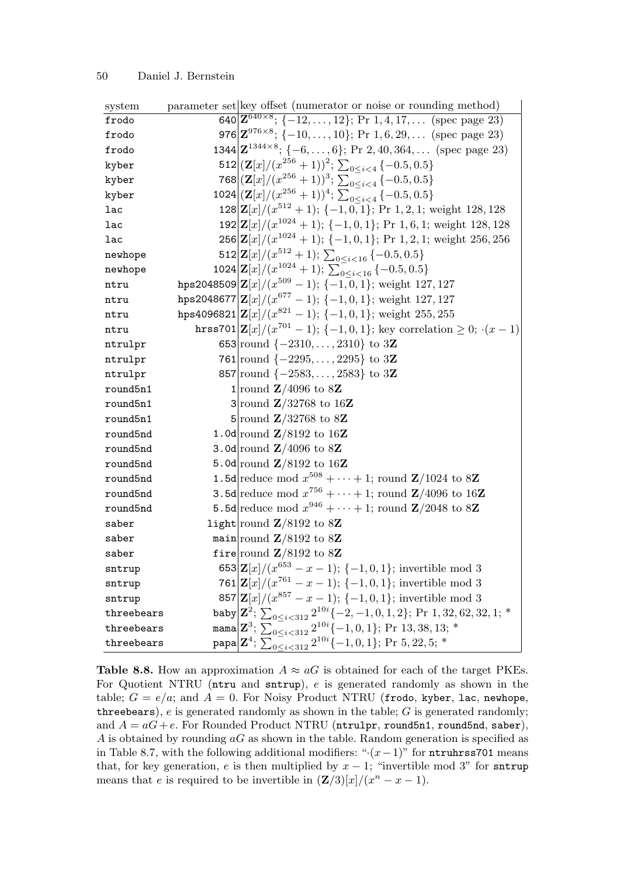| system | parameter set | key offset (numerator or noise or rounding method) |
|---|---|---|
| frodo | 640 | $\mathbf{Z}^{640\times 8}$; $\{-12,\dots,12\}$; Pr $1,4,17,\dots$ (spec page 23) |
| frodo | 976 | $\mathbf{Z}^{976\times 8}$; $\{-10,\dots,10\}$; Pr $1,6,29,\dots$ (spec page 23) |
| frodo | 1344 | $\mathbf{Z}^{1344\times 8}$; $\{-6,\dots,6\}$; Pr $2,40,364,\dots$ (spec page 23) |
| kyber | 512 | $(\mathbf{Z}[x]/(x^{256}+1))^2$; $\sum_{0\le i<4}\{-0.5,0.5\}$ |
| kyber | 768 | $(\mathbf{Z}[x]/(x^{256}+1))^3$; $\sum_{0\le i<4}\{-0.5,0.5\}$ |
| kyber | 1024 | $(\mathbf{Z}[x]/(x^{256}+1))^4$; $\sum_{0\le i<4}\{-0.5,0.5\}$ |
| lac | 128 | $\mathbf{Z}[x]/(x^{512}+1)$; $\{-1,0,1\}$; Pr $1,2,1$; weight $128,128$ |
| lac | 192 | $\mathbf{Z}[x]/(x^{1024}+1)$; $\{-1,0,1\}$; Pr $1,6,1$; weight $128,128$ |
| lac | 256 | $\mathbf{Z}[x]/(x^{1024}+1)$; $\{-1,0,1\}$; Pr $1,2,1$; weight $256,256$ |
| newhope | 512 | $\mathbf{Z}[x]/(x^{512}+1)$; $\sum_{0\le i<16}\{-0.5,0.5\}$ |
| newhope | 1024 | $\mathbf{Z}[x]/(x^{1024}+1)$; $\sum_{0\le i<16}\{-0.5,0.5\}$ |
| ntru | hps2048509 | $\mathbf{Z}[x]/(x^{509}-1)$; $\{-1,0,1\}$; weight $127,127$ |
| ntru | hps2048677 | $\mathbf{Z}[x]/(x^{677}-1)$; $\{-1,0,1\}$; weight $127,127$ |
| ntru | hps4096821 | $\mathbf{Z}[x]/(x^{821}-1)$; $\{-1,0,1\}$; weight $255,255$ |
| ntru | hrss701 | $\mathbf{Z}[x]/(x^{701}-1)$; $\{-1,0,1\}$; key correlation $\ge 0$; $\cdot(x-1)$ |
| ntrulpr | 653 | round $\{-2310,\dots,2310\}$ to $3\mathbf{Z}$ |
| ntrulpr | 761 | round $\{-2295,\dots,2295\}$ to $3\mathbf{Z}$ |
| ntrulpr | 857 | round $\{-2583,\dots,2583\}$ to $3\mathbf{Z}$ |
| round5n1 | 1 | round $\mathbf{Z}/4096$ to $8\mathbf{Z}$ |
| round5n1 | 3 | round $\mathbf{Z}/32768$ to $16\mathbf{Z}$ |
| round5n1 | 5 | round $\mathbf{Z}/32768$ to $8\mathbf{Z}$ |
| round5nd | 1.0d | round $\mathbf{Z}/8192$ to $16\mathbf{Z}$ |
| round5nd | 3.0d | round $\mathbf{Z}/4096$ to $8\mathbf{Z}$ |
| round5nd | 5.0d | round $\mathbf{Z}/8192$ to $16\mathbf{Z}$ |
| round5nd | 1.5d | reduce mod $x^{508}+\cdots+1$; round $\mathbf{Z}/1024$ to $8\mathbf{Z}$ |
| round5nd | 3.5d | reduce mod $x^{756}+\cdots+1$; round $\mathbf{Z}/4096$ to $16\mathbf{Z}$ |
| round5nd | 5.5d | reduce mod $x^{946}+\cdots+1$; round $\mathbf{Z}/2048$ to $8\mathbf{Z}$ |
| saber | light | round $\mathbf{Z}/8192$ to $8\mathbf{Z}$ |
| saber | main | round $\mathbf{Z}/8192$ to $8\mathbf{Z}$ |
| saber | fire | round $\mathbf{Z}/8192$ to $8\mathbf{Z}$ |
| sntrup | 653 | $\mathbf{Z}[x]/(x^{653}-x-1)$; $\{-1,0,1\}$; invertible mod 3 |
| sntrup | 761 | $\mathbf{Z}[x]/(x^{761}-x-1)$; $\{-1,0,1\}$; invertible mod 3 |
| sntrup | 857 | $\mathbf{Z}[x]/(x^{857}-x-1)$; $\{-1,0,1\}$; invertible mod 3 |
| threebears | baby | $\mathbf{Z}^2$; $\sum_{0\le i<312}2^{10i}\{-2,-1,0,1,2\}$; Pr $1,32,62,32,1$; * |
| threebears | mama | $\mathbf{Z}^3$; $\sum_{0\le i<312}2^{10i}\{-1,0,1\}$; Pr $13,38,13$; * |
| threebears | papa | $\mathbf{Z}^4$; $\sum_{0\le i<312}2^{10i}\{-1,0,1\}$; Pr $5,22,5$; * |

**Table 8.8.** How an approximation $A \approx aG$ is obtained for each of the target PKEs. For Quotient NTRU (ntru and sntrup), $e$ is generated randomly as shown in the table; $G = e/a$; and $A = 0$. For Noisy Product NTRU (frodo, kyber, lac, newhope, threebears), $e$ is generated randomly as shown in the table; $G$ is generated randomly; and $A = aG + e$. For Rounded Product NTRU (ntrulpr, round5n1, round5nd, saber), $A$ is obtained by rounding $aG$ as shown in the table. Random generation is specified as in Table 8.7, with the following additional modifiers: "$\cdot(x-1)$" for ntruhrss701 means that, for key generation, $e$ is then multiplied by $x-1$; "invertible mod 3" for sntrup means that $e$ is required to be invertible in $(\mathbf{Z}/3)[x]/(x^n - x - 1)$.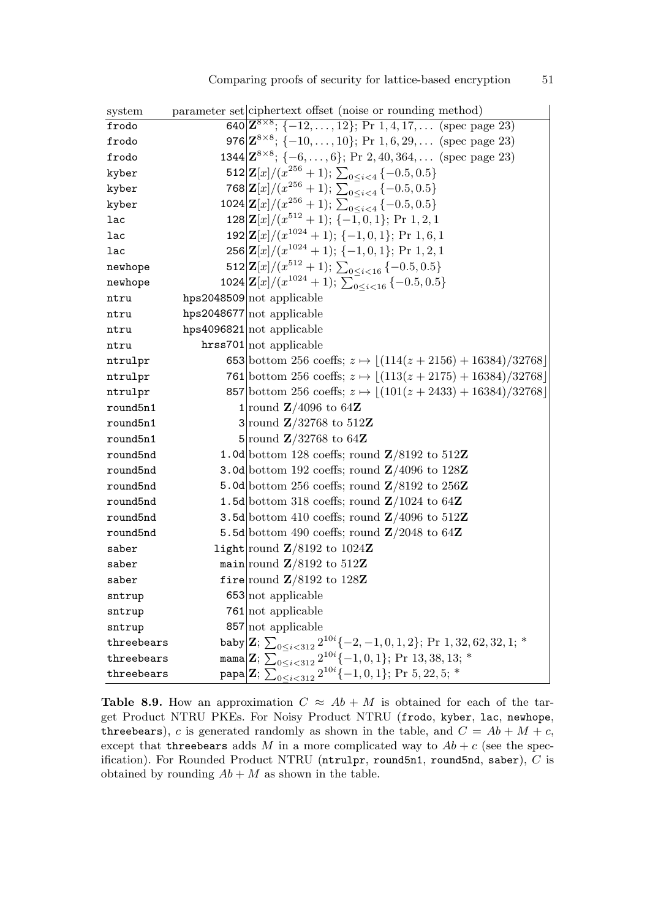| system | parameter set | ciphertext offset (noise or rounding method) |
|---|---|---|
| `frodo` | `640` | $\mathbf{Z}^{8\times 8}$; $\{-12,\ldots,12\}$; Pr $1,4,17,\ldots$ (spec page 23) |
| `frodo` | `976` | $\mathbf{Z}^{8\times 8}$; $\{-10,\ldots,10\}$; Pr $1,6,29,\ldots$ (spec page 23) |
| `frodo` | `1344` | $\mathbf{Z}^{8\times 8}$; $\{-6,\ldots,6\}$; Pr $2,40,364,\ldots$ (spec page 23) |
| `kyber` | `512` | $\mathbf{Z}[x]/(x^{256}+1)$; $\sum_{0\le i<4}\{-0.5,0.5\}$ |
| `kyber` | `768` | $\mathbf{Z}[x]/(x^{256}+1)$; $\sum_{0\le i<4}\{-0.5,0.5\}$ |
| `kyber` | `1024` | $\mathbf{Z}[x]/(x^{256}+1)$; $\sum_{0\le i<4}\{-0.5,0.5\}$ |
| `lac` | `128` | $\mathbf{Z}[x]/(x^{512}+1)$; $\{-1,0,1\}$; Pr $1,2,1$ |
| `lac` | `192` | $\mathbf{Z}[x]/(x^{1024}+1)$; $\{-1,0,1\}$; Pr $1,6,1$ |
| `lac` | `256` | $\mathbf{Z}[x]/(x^{1024}+1)$; $\{-1,0,1\}$; Pr $1,2,1$ |
| `newhope` | `512` | $\mathbf{Z}[x]/(x^{512}+1)$; $\sum_{0\le i<16}\{-0.5,0.5\}$ |
| `newhope` | `1024` | $\mathbf{Z}[x]/(x^{1024}+1)$; $\sum_{0\le i<16}\{-0.5,0.5\}$ |
| `ntru` | `hps2048509` | not applicable |
| `ntru` | `hps2048677` | not applicable |
| `ntru` | `hps4096821` | not applicable |
| `ntru` | `hrss701` | not applicable |
| `ntrulpr` | `653` | bottom 256 coeffs; $z\mapsto\lfloor(114(z+2156)+16384)/32768\rfloor$ |
| `ntrulpr` | `761` | bottom 256 coeffs; $z\mapsto\lfloor(113(z+2175)+16384)/32768\rfloor$ |
| `ntrulpr` | `857` | bottom 256 coeffs; $z\mapsto\lfloor(101(z+2433)+16384)/32768\rfloor$ |
| `round5n1` | `1` | round $\mathbf{Z}/4096$ to $64\mathbf{Z}$ |
| `round5n1` | `3` | round $\mathbf{Z}/32768$ to $512\mathbf{Z}$ |
| `round5n1` | `5` | round $\mathbf{Z}/32768$ to $64\mathbf{Z}$ |
| `round5nd` | `1.0d` | bottom 128 coeffs; round $\mathbf{Z}/8192$ to $512\mathbf{Z}$ |
| `round5nd` | `3.0d` | bottom 192 coeffs; round $\mathbf{Z}/4096$ to $128\mathbf{Z}$ |
| `round5nd` | `5.0d` | bottom 256 coeffs; round $\mathbf{Z}/8192$ to $256\mathbf{Z}$ |
| `round5nd` | `1.5d` | bottom 318 coeffs; round $\mathbf{Z}/1024$ to $64\mathbf{Z}$ |
| `round5nd` | `3.5d` | bottom 410 coeffs; round $\mathbf{Z}/4096$ to $512\mathbf{Z}$ |
| `round5nd` | `5.5d` | bottom 490 coeffs; round $\mathbf{Z}/2048$ to $64\mathbf{Z}$ |
| `saber` | `light` | round $\mathbf{Z}/8192$ to $1024\mathbf{Z}$ |
| `saber` | `main` | round $\mathbf{Z}/8192$ to $512\mathbf{Z}$ |
| `saber` | `fire` | round $\mathbf{Z}/8192$ to $128\mathbf{Z}$ |
| `sntrup` | `653` | not applicable |
| `sntrup` | `761` | not applicable |
| `sntrup` | `857` | not applicable |
| `threebears` | `baby` | $\mathbf{Z}$; $\sum_{0\le i<312}2^{10i}\{-2,-1,0,1,2\}$; Pr $1,32,62,32,1$; * |
| `threebears` | `mama` | $\mathbf{Z}$; $\sum_{0\le i<312}2^{10i}\{-1,0,1\}$; Pr $13,38,13$; * |
| `threebears` | `papa` | $\mathbf{Z}$; $\sum_{0\le i<312}2^{10i}\{-1,0,1\}$; Pr $5,22,5$; * |

**Table 8.9.** How an approximation $C \approx Ab + M$ is obtained for each of the target Product NTRU PKEs. For Noisy Product NTRU (`frodo`, `kyber`, `lac`, `newhope`, `threebears`), $c$ is generated randomly as shown in the table, and $C = Ab + M + c$, except that `threebears` adds $M$ in a more complicated way to $Ab + c$ (see the specification). For Rounded Product NTRU (`ntrulpr`, `round5n1`, `round5nd`, `saber`), $C$ is obtained by rounding $Ab + M$ as shown in the table.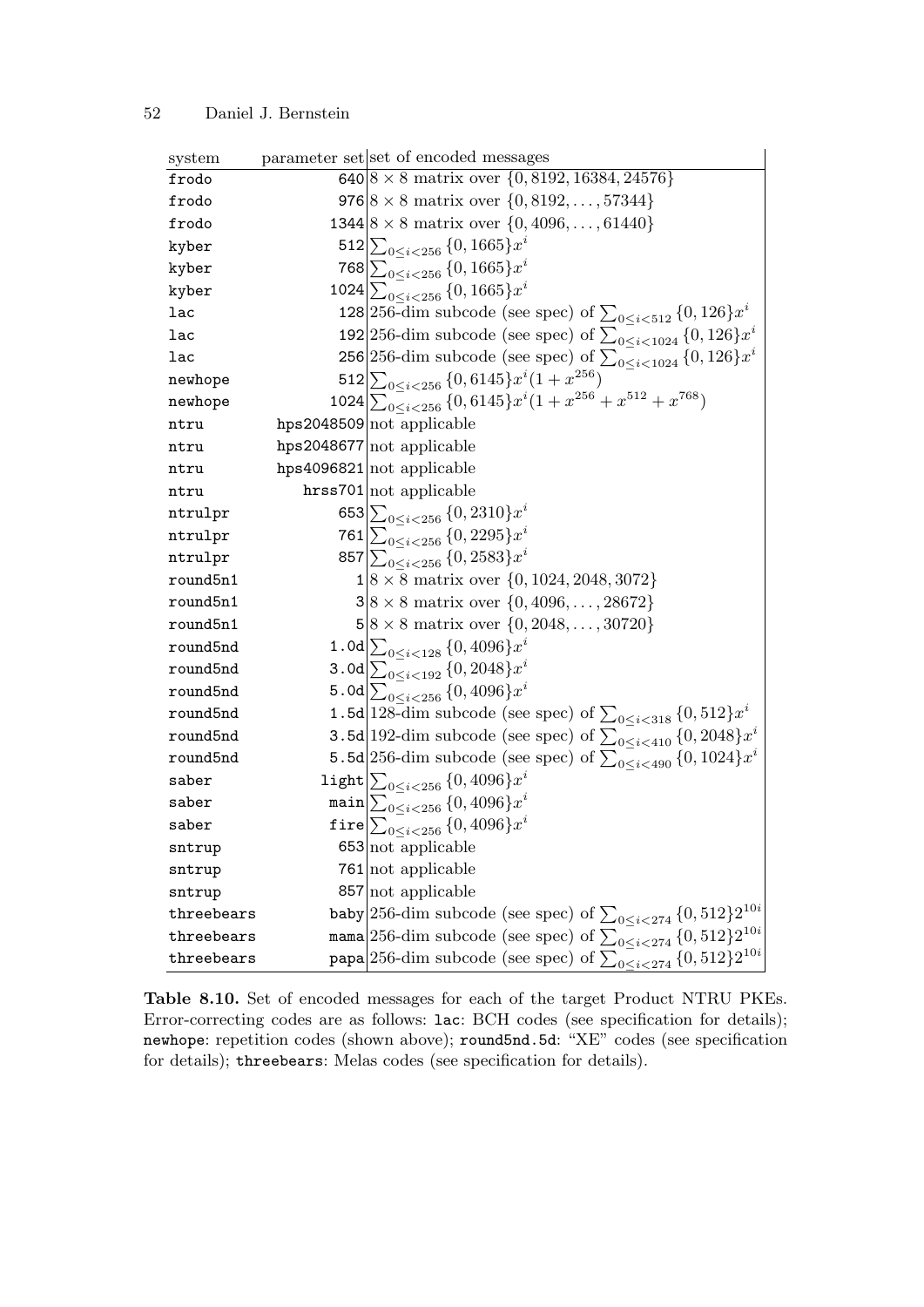| system | parameter set | set of encoded messages |
|---|---|---|
| frodo | 640 | $8 \times 8$ matrix over $\{0, 8192, 16384, 24576\}$ |
| frodo | 976 | $8 \times 8$ matrix over $\{0, 8192, \dots, 57344\}$ |
| frodo | 1344 | $8 \times 8$ matrix over $\{0, 4096, \dots, 61440\}$ |
| kyber | 512 | $\sum_{0 \le i < 256} \{0, 1665\} x^i$ |
| kyber | 768 | $\sum_{0 \le i < 256} \{0, 1665\} x^i$ |
| kyber | 1024 | $\sum_{0 \le i < 256} \{0, 1665\} x^i$ |
| lac | 128 | 256-dim subcode (see spec) of $\sum_{0 \le i < 512} \{0, 126\} x^i$ |
| lac | 192 | 256-dim subcode (see spec) of $\sum_{0 \le i < 1024} \{0, 126\} x^i$ |
| lac | 256 | 256-dim subcode (see spec) of $\sum_{0 \le i < 1024} \{0, 126\} x^i$ |
| newhope | 512 | $\sum_{0 \le i < 256} \{0, 6145\} x^i (1 + x^{256})$ |
| newhope | 1024 | $\sum_{0 \le i < 256} \{0, 6145\} x^i (1 + x^{256} + x^{512} + x^{768})$ |
| ntru | hps2048509 | not applicable |
| ntru | hps2048677 | not applicable |
| ntru | hps4096821 | not applicable |
| ntru | hrss701 | not applicable |
| ntrulpr | 653 | $\sum_{0 \le i < 256} \{0, 2310\} x^i$ |
| ntrulpr | 761 | $\sum_{0 \le i < 256} \{0, 2295\} x^i$ |
| ntrulpr | 857 | $\sum_{0 \le i < 256} \{0, 2583\} x^i$ |
| round5n1 | 1 | $8 \times 8$ matrix over $\{0, 1024, 2048, 3072\}$ |
| round5n1 | 3 | $8 \times 8$ matrix over $\{0, 4096, \dots, 28672\}$ |
| round5n1 | 5 | $8 \times 8$ matrix over $\{0, 2048, \dots, 30720\}$ |
| round5nd | 1.0d | $\sum_{0 \le i < 128} \{0, 4096\} x^i$ |
| round5nd | 3.0d | $\sum_{0 \le i < 192} \{0, 2048\} x^i$ |
| round5nd | 5.0d | $\sum_{0 \le i < 256} \{0, 4096\} x^i$ |
| round5nd | 1.5d | 128-dim subcode (see spec) of $\sum_{0 \le i < 318} \{0, 512\} x^i$ |
| round5nd | 3.5d | 192-dim subcode (see spec) of $\sum_{0 \le i < 410} \{0, 2048\} x^i$ |
| round5nd | 5.5d | 256-dim subcode (see spec) of $\sum_{0 \le i < 490} \{0, 1024\} x^i$ |
| saber | light | $\sum_{0 \le i < 256} \{0, 4096\} x^i$ |
| saber | main | $\sum_{0 \le i < 256} \{0, 4096\} x^i$ |
| saber | fire | $\sum_{0 \le i < 256} \{0, 4096\} x^i$ |
| sntrup | 653 | not applicable |
| sntrup | 761 | not applicable |
| sntrup | 857 | not applicable |
| threebears | baby | 256-dim subcode (see spec) of $\sum_{0 \le i < 274} \{0, 512\} 2^{10i}$ |
| threebears | mama | 256-dim subcode (see spec) of $\sum_{0 \le i < 274} \{0, 512\} 2^{10i}$ |
| threebears | papa | 256-dim subcode (see spec) of $\sum_{0 \le i < 274} \{0, 512\} 2^{10i}$ |

**Table 8.10.** Set of encoded messages for each of the target Product NTRU PKEs. Error-correcting codes are as follows: lac: BCH codes (see specification for details); newhope: repetition codes (shown above); round5nd.5d: "XE" codes (see specification for details); threebears: Melas codes (see specification for details).